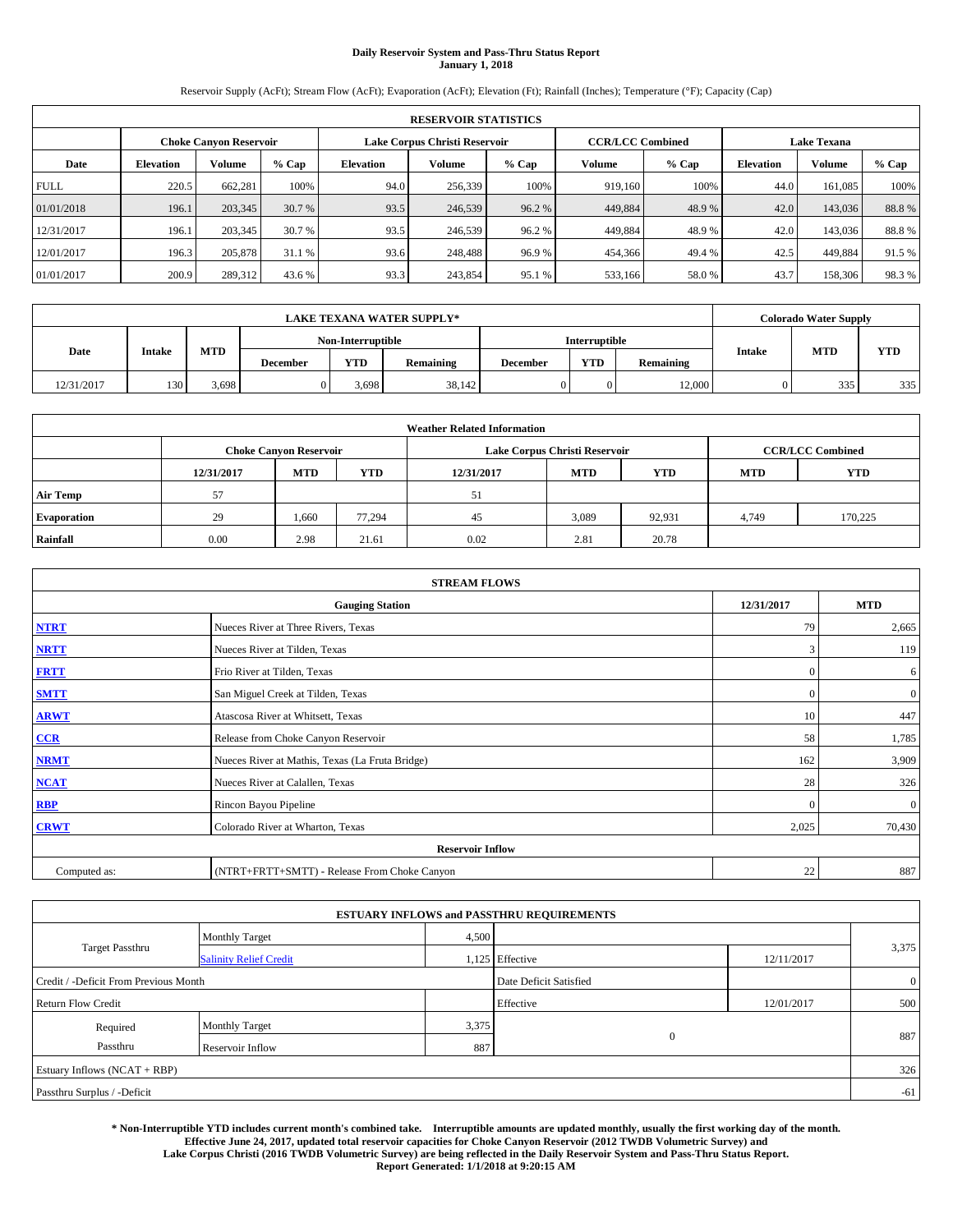**Daily Reservoir System and Pass-Thru Status Report**
**January 1, 2018**

Reservoir Supply (AcFt); Stream Flow (AcFt); Evaporation (AcFt); Elevation (Ft); Rainfall (Inches); Temperature (°F); Capacity (Cap)

| RESERVOIR STATISTICS | | | | | | | | | | | |
|---|---|---|---|---|---|---|---|---|---|---|---|
| | Choke Canyon Reservoir | | | Lake Corpus Christi Reservoir | | | CCR/LCC Combined | | Lake Texana | | |
| Date | Elevation | Volume | % Cap | Elevation | Volume | % Cap | Volume | % Cap | Elevation | Volume | % Cap |
| FULL | 220.5 | 662,281 | 100% | 94.0 | 256,339 | 100% | 919,160 | 100% | 44.0 | 161,085 | 100% |
| 01/01/2018 | 196.1 | 203,345 | 30.7 % | 93.5 | 246,539 | 96.2 % | 449,884 | 48.9 % | 42.0 | 143,036 | 88.8 % |
| 12/31/2017 | 196.1 | 203,345 | 30.7 % | 93.5 | 246,539 | 96.2 % | 449,884 | 48.9 % | 42.0 | 143,036 | 88.8 % |
| 12/01/2017 | 196.3 | 205,878 | 31.1 % | 93.6 | 248,488 | 96.9 % | 454,366 | 49.4 % | 42.5 | 449,884 | 91.5 % |
| 01/01/2017 | 200.9 | 289,312 | 43.6 % | 93.3 | 243,854 | 95.1 % | 533,166 | 58.0 % | 43.7 | 158,306 | 98.3 % |

| LAKE TEXANA WATER SUPPLY* | | | | | | | | | Colorado Water Supply | | |
|---|---|---|---|---|---|---|---|---|---|---|---|
| Date | Intake | MTD | Non-Interruptible | | | Interruptible | | | Intake | MTD | YTD |
| | | | December | YTD | Remaining | December | YTD | Remaining | | | |
| 12/31/2017 | 130 | 3,698 | 0 | 3,698 | 38,142 | 0 | 0 | 12,000 | 0 | 335 | 335 |

| Weather Related Information | | | | | | | | |
|---|---|---|---|---|---|---|---|---|
| | Choke Canyon Reservoir | | | Lake Corpus Christi Reservoir | | | CCR/LCC Combined | |
| | 12/31/2017 | MTD | YTD | 12/31/2017 | MTD | YTD | MTD | YTD |
| Air Temp | 57 | | | 51 | | | | |
| Evaporation | 29 | 1,660 | 77,294 | 45 | 3,089 | 92,931 | 4,749 | 170,225 |
| Rainfall | 0.00 | 2.98 | 21.61 | 0.02 | 2.81 | 20.78 | | |

| STREAM FLOWS | | | |
|---|---|---|---|
| Gauging Station | | 12/31/2017 | MTD |
| NTRT | Nueces River at Three Rivers, Texas | 79 | 2,665 |
| NRTT | Nueces River at Tilden, Texas | 3 | 119 |
| FRTT | Frio River at Tilden, Texas | 0 | 6 |
| SMTT | San Miguel Creek at Tilden, Texas | 0 | 0 |
| ARWT | Atascosa River at Whitsett, Texas | 10 | 447 |
| CCR | Release from Choke Canyon Reservoir | 58 | 1,785 |
| NRMT | Nueces River at Mathis, Texas (La Fruta Bridge) | 162 | 3,909 |
| NCAT | Nueces River at Calallen, Texas | 28 | 326 |
| RBP | Rincon Bayou Pipeline | 0 | 0 |
| CRWT | Colorado River at Wharton, Texas | 2,025 | 70,430 |
| Reservoir Inflow | | | |
| Computed as: | (NTRT+FRTT+SMTT) - Release From Choke Canyon | 22 | 887 |

| ESTUARY INFLOWS and PASSTHRU REQUIREMENTS | | | | | |
|---|---|---|---|---|---|
| Target Passthru | Monthly Target | 4,500 | | | 3,375 |
| | Salinity Relief Credit | 1,125 | Effective | 12/11/2017 | |
| Credit / -Deficit From Previous Month | | | Date Deficit Satisfied | | 0 |
| Return Flow Credit | | | Effective | 12/01/2017 | 500 |
| Required Passthru | Monthly Target | 3,375 | 0 | | 887 |
| | Reservoir Inflow | 887 | | | |
| Estuary Inflows (NCAT + RBP) | | | | | 326 |
| Passthru Surplus / -Deficit | | | | | -61 |

**\* Non-Interruptible YTD includes current month's combined take. Interruptible amounts are updated monthly, usually the first working day of the month. Effective June 24, 2017, updated total reservoir capacities for Choke Canyon Reservoir (2012 TWDB Volumetric Survey) and Lake Corpus Christi (2016 TWDB Volumetric Survey) are being reflected in the Daily Reservoir System and Pass-Thru Status Report. Report Generated: 1/1/2018 at 9:20:15 AM**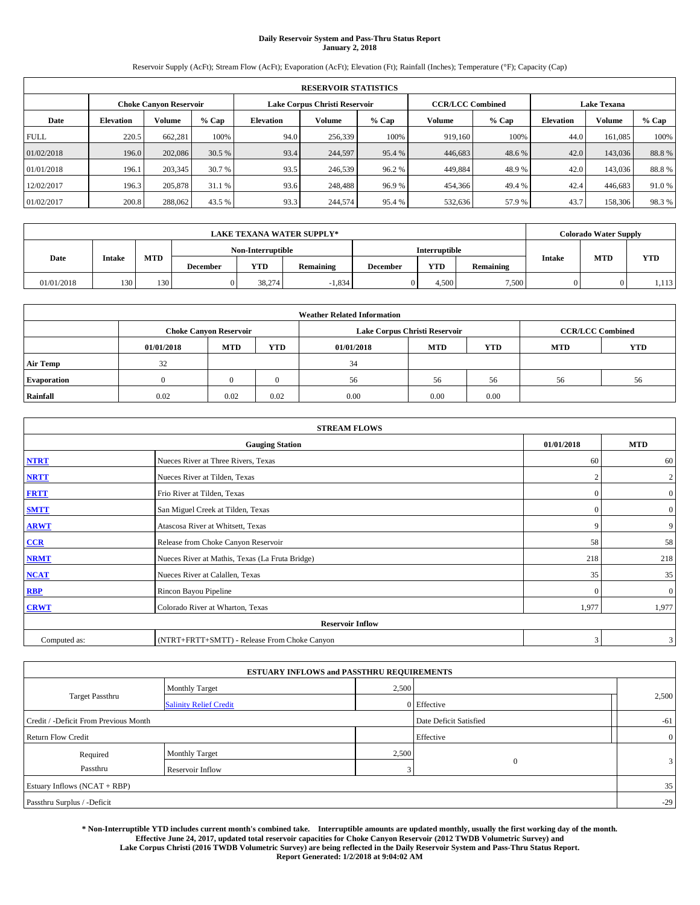# Daily Reservoir System and Pass-Thru Status Report
## January 2, 2018

Reservoir Supply (AcFt); Stream Flow (AcFt); Evaporation (AcFt); Elevation (Ft); Rainfall (Inches); Temperature (°F); Capacity (Cap)

| RESERVOIR STATISTICS | | | | | | | | | | | |
|---|---|---|---|---|---|---|---|---|---|---|---|
| | Choke Canyon Reservoir | | | Lake Corpus Christi Reservoir | | | CCR/LCC Combined | | Lake Texana | | |
| Date | Elevation | Volume | % Cap | Elevation | Volume | % Cap | Volume | % Cap | Elevation | Volume | % Cap |
| FULL | 220.5 | 662,281 | 100% | 94.0 | 256,339 | 100% | 919,160 | 100% | 44.0 | 161,085 | 100% |
| 01/02/2018 | 196.0 | 202,086 | 30.5 % | 93.4 | 244,597 | 95.4 % | 446,683 | 48.6 % | 42.0 | 143,036 | 88.8 % |
| 01/01/2018 | 196.1 | 203,345 | 30.7 % | 93.5 | 246,539 | 96.2 % | 449,884 | 48.9 % | 42.0 | 143,036 | 88.8 % |
| 12/02/2017 | 196.3 | 205,878 | 31.1 % | 93.6 | 248,488 | 96.9 % | 454,366 | 49.4 % | 42.4 | 446,683 | 91.0 % |
| 01/02/2017 | 200.8 | 288,062 | 43.5 % | 93.3 | 244,574 | 95.4 % | 532,636 | 57.9 % | 43.7 | 158,306 | 98.3 % |

| LAKE TEXANA WATER SUPPLY* | | | | | | | | | Colorado Water Supply | | |
|---|---|---|---|---|---|---|---|---|---|---|---|
| Date | Intake | MTD | Non-Interruptible | | | Interruptible | | | Intake | MTD | YTD |
| | | | December | YTD | Remaining | December | YTD | Remaining | | | |
| 01/01/2018 | 130 | 130 | 0 | 38,274 | -1,834 | 0 | 4,500 | 7,500 | 0 | 0 | 1,113 |

| Weather Related Information | | | | | | | | |
|---|---|---|---|---|---|---|---|---|
| | Choke Canyon Reservoir | | | Lake Corpus Christi Reservoir | | | CCR/LCC Combined | |
| | 01/01/2018 | MTD | YTD | 01/01/2018 | MTD | YTD | MTD | YTD |
| Air Temp | 32 | | | 34 | | | | |
| Evaporation | 0 | 0 | 0 | 56 | 56 | 56 | 56 | 56 |
| Rainfall | 0.02 | 0.02 | 0.02 | 0.00 | 0.00 | 0.00 | | |

| STREAM FLOWS | | | |
|---|---|---|---|
| Gauging Station | | 01/01/2018 | MTD |
| NTRT | Nueces River at Three Rivers, Texas | 60 | 60 |
| NRTT | Nueces River at Tilden, Texas | 2 | 2 |
| FRTT | Frio River at Tilden, Texas | 0 | 0 |
| SMTT | San Miguel Creek at Tilden, Texas | 0 | 0 |
| ARWT | Atascosa River at Whitsett, Texas | 9 | 9 |
| CCR | Release from Choke Canyon Reservoir | 58 | 58 |
| NRMT | Nueces River at Mathis, Texas (La Fruta Bridge) | 218 | 218 |
| NCAT | Nueces River at Calallen, Texas | 35 | 35 |
| RBP | Rincon Bayou Pipeline | 0 | 0 |
| CRWT | Colorado River at Wharton, Texas | 1,977 | 1,977 |
| Reservoir Inflow | | | |
| Computed as: | (NTRT+FRTT+SMTT) - Release From Choke Canyon | 3 | 3 |

| ESTUARY INFLOWS and PASSTHRU REQUIREMENTS | | | | |
|---|---|---|---|---|
| Target Passthru | Monthly Target | 2,500 | | 2,500 |
| | Salinity Relief Credit | 0 | Effective | |
| Credit / -Deficit From Previous Month | | | Date Deficit Satisfied | -61 |
| Return Flow Credit | | | Effective | 0 |
| Required Passthru | Monthly Target | 2,500 | 0 | 3 |
| | Reservoir Inflow | 3 | | |
| Estuary Inflows (NCAT + RBP) | | | | 35 |
| Passthru Surplus / -Deficit | | | | -29 |

**\* Non-Interruptible YTD includes current month's combined take. Interruptible amounts are updated monthly, usually the first working day of the month. Effective June 24, 2017, updated total reservoir capacities for Choke Canyon Reservoir (2012 TWDB Volumetric Survey) and Lake Corpus Christi (2016 TWDB Volumetric Survey) are being reflected in the Daily Reservoir System and Pass-Thru Status Report. Report Generated: 1/2/2018 at 9:04:02 AM**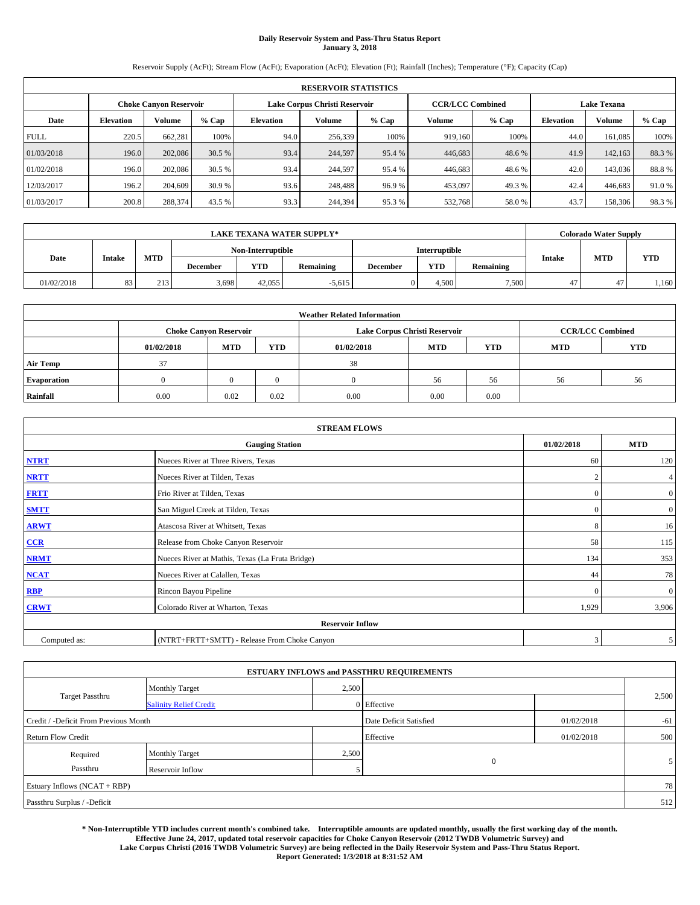# Daily Reservoir System and Pass-Thru Status Report
## January 3, 2018

Reservoir Supply (AcFt); Stream Flow (AcFt); Evaporation (AcFt); Elevation (Ft); Rainfall (Inches); Temperature (°F); Capacity (Cap)

| RESERVOIR STATISTICS | | | | | | | | | | | |
|---|---|---|---|---|---|---|---|---|---|---|---|
| | Choke Canyon Reservoir | | | Lake Corpus Christi Reservoir | | | CCR/LCC Combined | | Lake Texana | | |
| Date | Elevation | Volume | % Cap | Elevation | Volume | % Cap | Volume | % Cap | Elevation | Volume | % Cap |
| FULL | 220.5 | 662,281 | 100% | 94.0 | 256,339 | 100% | 919,160 | 100% | 44.0 | 161,085 | 100% |
| 01/03/2018 | 196.0 | 202,086 | 30.5 % | 93.4 | 244,597 | 95.4 % | 446,683 | 48.6 % | 41.9 | 142,163 | 88.3 % |
| 01/02/2018 | 196.0 | 202,086 | 30.5 % | 93.4 | 244,597 | 95.4 % | 446,683 | 48.6 % | 42.0 | 143,036 | 88.8 % |
| 12/03/2017 | 196.2 | 204,609 | 30.9 % | 93.6 | 248,488 | 96.9 % | 453,097 | 49.3 % | 42.4 | 446,683 | 91.0 % |
| 01/03/2017 | 200.8 | 288,374 | 43.5 % | 93.3 | 244,394 | 95.3 % | 532,768 | 58.0 % | 43.7 | 158,306 | 98.3 % |

| LAKE TEXANA WATER SUPPLY* | | | | | | | | | Colorado Water Supply | | |
|---|---|---|---|---|---|---|---|---|---|---|---|
| Date | Intake | MTD | Non-Interruptible | | | Interruptible | | | Intake | MTD | YTD |
| | | | December | YTD | Remaining | December | YTD | Remaining | | | |
| 01/02/2018 | 83 | 213 | 3,698 | 42,055 | -5,615 | 0 | 4,500 | 7,500 | 47 | 47 | 1,160 |

| Weather Related Information | | | | | | | | |
|---|---|---|---|---|---|---|---|---|
| | Choke Canyon Reservoir | | | Lake Corpus Christi Reservoir | | | CCR/LCC Combined | |
| | 01/02/2018 | MTD | YTD | 01/02/2018 | MTD | YTD | MTD | YTD |
| Air Temp | 37 | | | 38 | | | | |
| Evaporation | 0 | 0 | 0 | 0 | 56 | 56 | 56 | 56 |
| Rainfall | 0.00 | 0.02 | 0.02 | 0.00 | 0.00 | 0.00 | | |

| STREAM FLOWS | | | |
|---|---|---|---|
| | Gauging Station | 01/02/2018 | MTD |
| NTRT | Nueces River at Three Rivers, Texas | 60 | 120 |
| NRTT | Nueces River at Tilden, Texas | 2 | 4 |
| FRTT | Frio River at Tilden, Texas | 0 | 0 |
| SMTT | San Miguel Creek at Tilden, Texas | 0 | 0 |
| ARWT | Atascosa River at Whitsett, Texas | 8 | 16 |
| CCR | Release from Choke Canyon Reservoir | 58 | 115 |
| NRMT | Nueces River at Mathis, Texas (La Fruta Bridge) | 134 | 353 |
| NCAT | Nueces River at Calallen, Texas | 44 | 78 |
| RBP | Rincon Bayou Pipeline | 0 | 0 |
| CRWT | Colorado River at Wharton, Texas | 1,929 | 3,906 |
| | Reservoir Inflow | | |
| Computed as: | (NTRT+FRTT+SMTT) - Release From Choke Canyon | 3 | 5 |

| ESTUARY INFLOWS and PASSTHRU REQUIREMENTS | | | | | |
|---|---|---|---|---|---|
| Target Passthru | Monthly Target | 2,500 | | | 2,500 |
| | Salinity Relief Credit | 0 | Effective | | |
| Credit / -Deficit From Previous Month | | | Date Deficit Satisfied | 01/02/2018 | -61 |
| Return Flow Credit | | | Effective | 01/02/2018 | 500 |
| Required Passthru | Monthly Target | 2,500 | 0 | | 5 |
| | Reservoir Inflow | 5 | | | |
| Estuary Inflows (NCAT + RBP) | | | | | 78 |
| Passthru Surplus / -Deficit | | | | | 512 |

**\* Non-Interruptible YTD includes current month's combined take. Interruptible amounts are updated monthly, usually the first working day of the month. Effective June 24, 2017, updated total reservoir capacities for Choke Canyon Reservoir (2012 TWDB Volumetric Survey) and Lake Corpus Christi (2016 TWDB Volumetric Survey) are being reflected in the Daily Reservoir System and Pass-Thru Status Report. Report Generated: 1/3/2018 at 8:31:52 AM**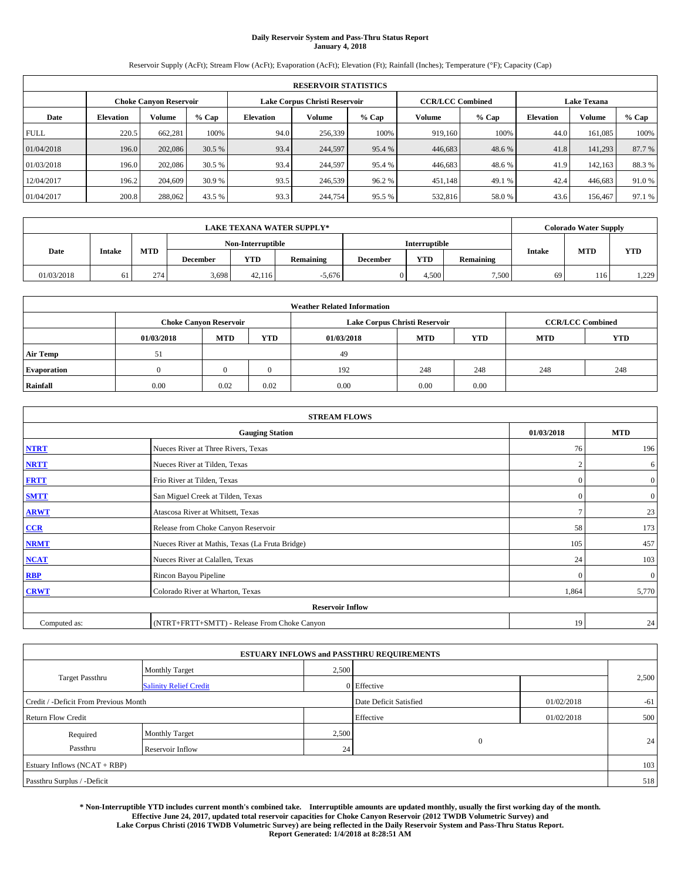**Daily Reservoir System and Pass-Thru Status Report**
**January 4, 2018**

Reservoir Supply (AcFt); Stream Flow (AcFt); Evaporation (AcFt); Elevation (Ft); Rainfall (Inches); Temperature (°F); Capacity (Cap)

| RESERVOIR STATISTICS | | | | | | | | | | | |
|---|---|---|---|---|---|---|---|---|---|---|---|
| | Choke Canyon Reservoir | | | Lake Corpus Christi Reservoir | | | CCR/LCC Combined | | Lake Texana | | |
| Date | Elevation | Volume | % Cap | Elevation | Volume | % Cap | Volume | % Cap | Elevation | Volume | % Cap |
| FULL | 220.5 | 662,281 | 100% | 94.0 | 256,339 | 100% | 919,160 | 100% | 44.0 | 161,085 | 100% |
| 01/04/2018 | 196.0 | 202,086 | 30.5 % | 93.4 | 244,597 | 95.4 % | 446,683 | 48.6 % | 41.8 | 141,293 | 87.7 % |
| 01/03/2018 | 196.0 | 202,086 | 30.5 % | 93.4 | 244,597 | 95.4 % | 446,683 | 48.6 % | 41.9 | 142,163 | 88.3 % |
| 12/04/2017 | 196.2 | 204,609 | 30.9 % | 93.5 | 246,539 | 96.2 % | 451,148 | 49.1 % | 42.4 | 446,683 | 91.0 % |
| 01/04/2017 | 200.8 | 288,062 | 43.5 % | 93.3 | 244,754 | 95.5 % | 532,816 | 58.0 % | 43.6 | 156,467 | 97.1 % |

| LAKE TEXANA WATER SUPPLY* | | | | | | | | | Colorado Water Supply | | |
|---|---|---|---|---|---|---|---|---|---|---|---|
| Date | Intake | MTD | Non-Interruptible | | | Interruptible | | | Intake | MTD | YTD |
| | | | December | YTD | Remaining | December | YTD | Remaining | | | |
| 01/03/2018 | 61 | 274 | 3,698 | 42,116 | -5,676 | 0 | 4,500 | 7,500 | 69 | 116 | 1,229 |

| Weather Related Information | | | | | | | | |
|---|---|---|---|---|---|---|---|---|
| | Choke Canyon Reservoir | | | Lake Corpus Christi Reservoir | | | CCR/LCC Combined | |
| | 01/03/2018 | MTD | YTD | 01/03/2018 | MTD | YTD | MTD | YTD |
| Air Temp | 51 | | | 49 | | | | |
| Evaporation | 0 | 0 | 0 | 192 | 248 | 248 | 248 | 248 |
| Rainfall | 0.00 | 0.02 | 0.02 | 0.00 | 0.00 | 0.00 | | |

| STREAM FLOWS | | | |
|---|---|---|---|
| Gauging Station | | 01/03/2018 | MTD |
| NTRT | Nueces River at Three Rivers, Texas | 76 | 196 |
| NRTT | Nueces River at Tilden, Texas | 2 | 6 |
| FRTT | Frio River at Tilden, Texas | 0 | 0 |
| SMTT | San Miguel Creek at Tilden, Texas | 0 | 0 |
| ARWT | Atascosa River at Whitsett, Texas | 7 | 23 |
| CCR | Release from Choke Canyon Reservoir | 58 | 173 |
| NRMT | Nueces River at Mathis, Texas (La Fruta Bridge) | 105 | 457 |
| NCAT | Nueces River at Calallen, Texas | 24 | 103 |
| RBP | Rincon Bayou Pipeline | 0 | 0 |
| CRWT | Colorado River at Wharton, Texas | 1,864 | 5,770 |
| Reservoir Inflow | | | |
| Computed as: | (NTRT+FRTT+SMTT) - Release From Choke Canyon | 19 | 24 |

| ESTUARY INFLOWS and PASSTHRU REQUIREMENTS | | | | | |
|---|---|---|---|---|---|
| Target Passthru | Monthly Target | 2,500 | | | 2,500 |
| | Salinity Relief Credit | 0 | Effective | | |
| Credit / -Deficit From Previous Month | | | Date Deficit Satisfied | 01/02/2018 | -61 |
| Return Flow Credit | | | Effective | 01/02/2018 | 500 |
| Required Passthru | Monthly Target | 2,500 | 0 | | 24 |
| | Reservoir Inflow | 24 | | | |
| Estuary Inflows (NCAT + RBP) | | | | | 103 |
| Passthru Surplus / -Deficit | | | | | 518 |

**\* Non-Interruptible YTD includes current month's combined take. Interruptible amounts are updated monthly, usually the first working day of the month.**
**Effective June 24, 2017, updated total reservoir capacities for Choke Canyon Reservoir (2012 TWDB Volumetric Survey) and Lake Corpus Christi (2016 TWDB Volumetric Survey) are being reflected in the Daily Reservoir System and Pass-Thru Status Report.**
**Report Generated: 1/4/2018 at 8:28:51 AM**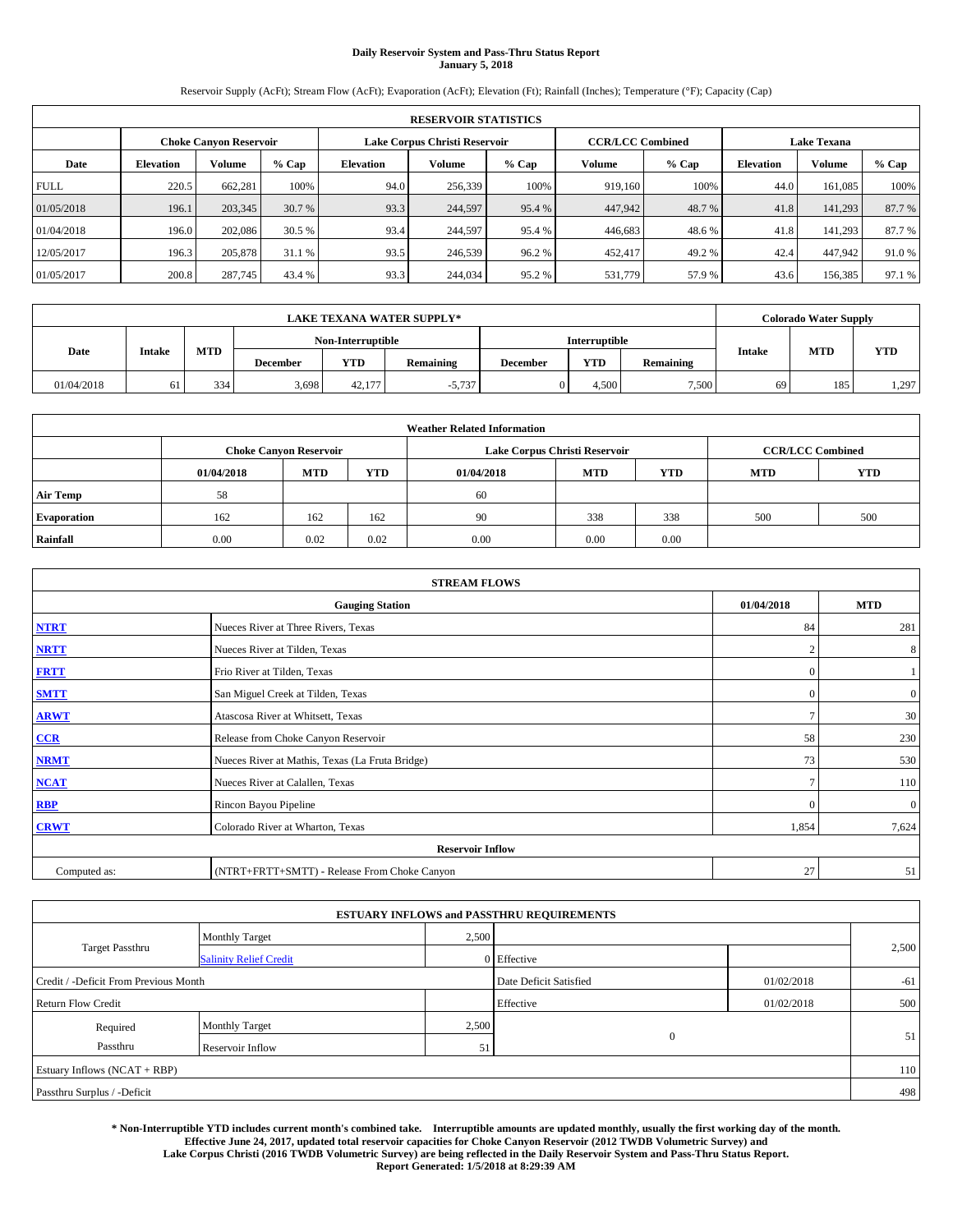**Daily Reservoir System and Pass-Thru Status Report**
**January 5, 2018**

Reservoir Supply (AcFt); Stream Flow (AcFt); Evaporation (AcFt); Elevation (Ft); Rainfall (Inches); Temperature (°F); Capacity (Cap)

| RESERVOIR STATISTICS | | | | | | | | | | | |
|---|---|---|---|---|---|---|---|---|---|---|---|
| | Choke Canyon Reservoir | | | Lake Corpus Christi Reservoir | | | CCR/LCC Combined | | Lake Texana | | |
| Date | Elevation | Volume | % Cap | Elevation | Volume | % Cap | Volume | % Cap | Elevation | Volume | % Cap |
| FULL | 220.5 | 662,281 | 100% | 94.0 | 256,339 | 100% | 919,160 | 100% | 44.0 | 161,085 | 100% |
| 01/05/2018 | 196.1 | 203,345 | 30.7 % | 93.3 | 244,597 | 95.4 % | 447,942 | 48.7 % | 41.8 | 141,293 | 87.7 % |
| 01/04/2018 | 196.0 | 202,086 | 30.5 % | 93.4 | 244,597 | 95.4 % | 446,683 | 48.6 % | 41.8 | 141,293 | 87.7 % |
| 12/05/2017 | 196.3 | 205,878 | 31.1 % | 93.5 | 246,539 | 96.2 % | 452,417 | 49.2 % | 42.4 | 447,942 | 91.0 % |
| 01/05/2017 | 200.8 | 287,745 | 43.4 % | 93.3 | 244,034 | 95.2 % | 531,779 | 57.9 % | 43.6 | 156,385 | 97.1 % |

| LAKE TEXANA WATER SUPPLY* | | | | | | | | | Colorado Water Supply | | |
|---|---|---|---|---|---|---|---|---|---|---|---|
| Date | Intake | MTD | Non-Interruptible | | | Interruptible | | | Intake | MTD | YTD |
| | | | December | YTD | Remaining | December | YTD | Remaining | | | |
| 01/04/2018 | 61 | 334 | 3,698 | 42,177 | -5,737 | 0 | 4,500 | 7,500 | 69 | 185 | 1,297 |

| Weather Related Information | | | | | | | | |
|---|---|---|---|---|---|---|---|---|
| | Choke Canyon Reservoir | | | Lake Corpus Christi Reservoir | | | CCR/LCC Combined | |
| | 01/04/2018 | MTD | YTD | 01/04/2018 | MTD | YTD | MTD | YTD |
| Air Temp | 58 | | | 60 | | | | |
| Evaporation | 162 | 162 | 162 | 90 | 338 | 338 | 500 | 500 |
| Rainfall | 0.00 | 0.02 | 0.02 | 0.00 | 0.00 | 0.00 | | |

| STREAM FLOWS | | | |
|---|---|---|---|
| Gauging Station | | 01/04/2018 | MTD |
| NTRT | Nueces River at Three Rivers, Texas | 84 | 281 |
| NRTT | Nueces River at Tilden, Texas | 2 | 8 |
| FRTT | Frio River at Tilden, Texas | 0 | 1 |
| SMTT | San Miguel Creek at Tilden, Texas | 0 | 0 |
| ARWT | Atascosa River at Whitsett, Texas | 7 | 30 |
| CCR | Release from Choke Canyon Reservoir | 58 | 230 |
| NRMT | Nueces River at Mathis, Texas (La Fruta Bridge) | 73 | 530 |
| NCAT | Nueces River at Calallen, Texas | 7 | 110 |
| RBP | Rincon Bayou Pipeline | 0 | 0 |
| CRWT | Colorado River at Wharton, Texas | 1,854 | 7,624 |
| Reservoir Inflow | | | |
| Computed as: | (NTRT+FRTT+SMTT) - Release From Choke Canyon | 27 | 51 |

| ESTUARY INFLOWS and PASSTHRU REQUIREMENTS | | | | | |
|---|---|---|---|---|---|
| Target Passthru | Monthly Target | 2,500 | | | 2,500 |
| | Salinity Relief Credit | 0 | Effective | | |
| Credit / -Deficit From Previous Month | | | Date Deficit Satisfied | 01/02/2018 | -61 |
| Return Flow Credit | | | Effective | 01/02/2018 | 500 |
| Required Passthru | Monthly Target | 2,500 | 0 | | 51 |
| | Reservoir Inflow | 51 | | | |
| Estuary Inflows (NCAT + RBP) | | | | | 110 |
| Passthru Surplus / -Deficit | | | | | 498 |

**\* Non-Interruptible YTD includes current month's combined take. Interruptible amounts are updated monthly, usually the first working day of the month. Effective June 24, 2017, updated total reservoir capacities for Choke Canyon Reservoir (2012 TWDB Volumetric Survey) and Lake Corpus Christi (2016 TWDB Volumetric Survey) are being reflected in the Daily Reservoir System and Pass-Thru Status Report.**
**Report Generated: 1/5/2018 at 8:29:39 AM**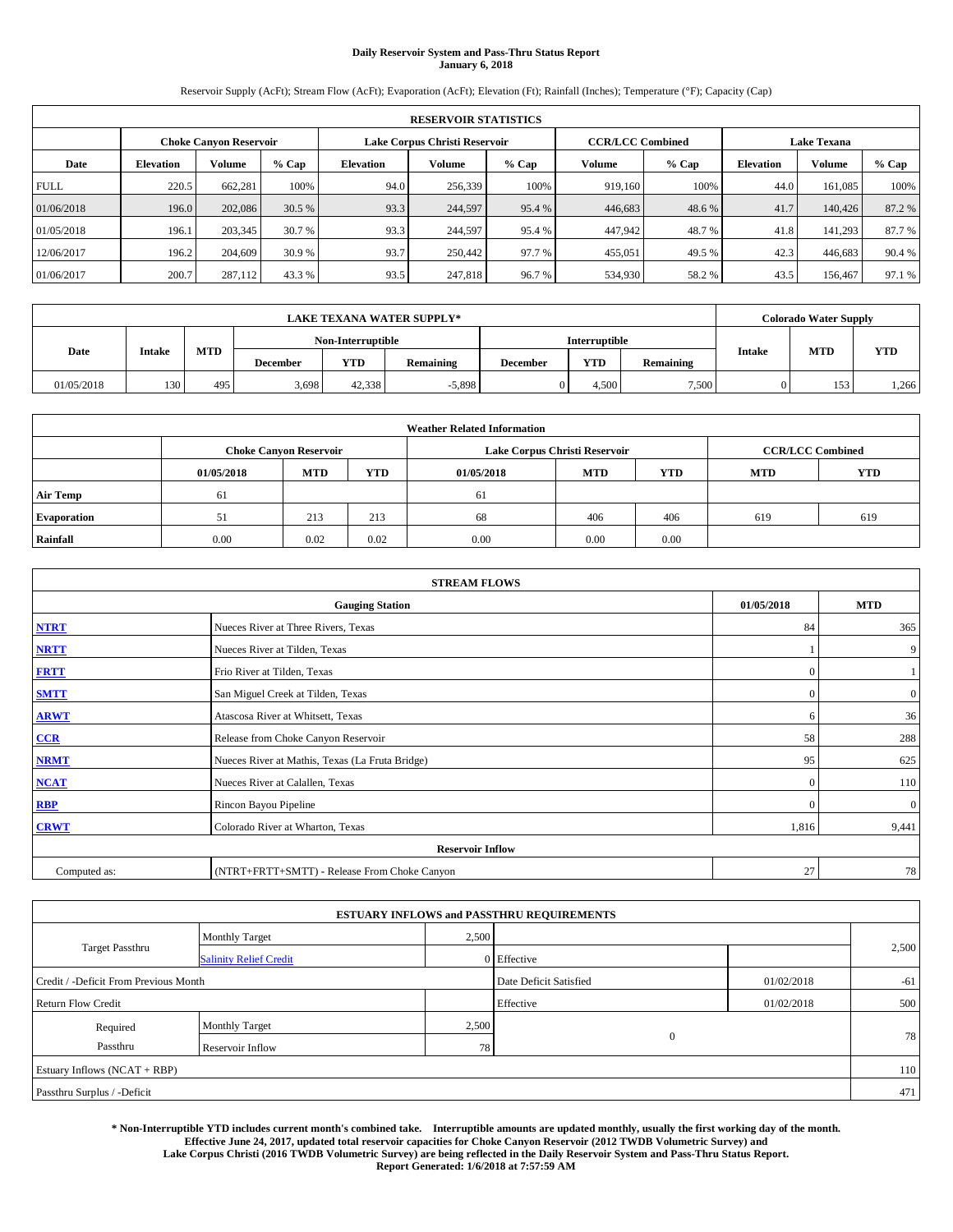**Daily Reservoir System and Pass-Thru Status Report**
**January 6, 2018**

Reservoir Supply (AcFt); Stream Flow (AcFt); Evaporation (AcFt); Elevation (Ft); Rainfall (Inches); Temperature (°F); Capacity (Cap)

| RESERVOIR STATISTICS | | | | | | | | | | | |
|---|---|---|---|---|---|---|---|---|---|---|---|
| | Choke Canyon Reservoir | | | Lake Corpus Christi Reservoir | | | CCR/LCC Combined | | Lake Texana | | |
| Date | Elevation | Volume | % Cap | Elevation | Volume | % Cap | Volume | % Cap | Elevation | Volume | % Cap |
| FULL | 220.5 | 662,281 | 100% | 94.0 | 256,339 | 100% | 919,160 | 100% | 44.0 | 161,085 | 100% |
| 01/06/2018 | 196.0 | 202,086 | 30.5 % | 93.3 | 244,597 | 95.4 % | 446,683 | 48.6 % | 41.7 | 140,426 | 87.2 % |
| 01/05/2018 | 196.1 | 203,345 | 30.7 % | 93.3 | 244,597 | 95.4 % | 447,942 | 48.7 % | 41.8 | 141,293 | 87.7 % |
| 12/06/2017 | 196.2 | 204,609 | 30.9 % | 93.7 | 250,442 | 97.7 % | 455,051 | 49.5 % | 42.3 | 446,683 | 90.4 % |
| 01/06/2017 | 200.7 | 287,112 | 43.3 % | 93.5 | 247,818 | 96.7 % | 534,930 | 58.2 % | 43.5 | 156,467 | 97.1 % |

| LAKE TEXANA WATER SUPPLY* | | | | | | | | | Colorado Water Supply | | |
|---|---|---|---|---|---|---|---|---|---|---|---|
| Date | Intake | MTD | Non-Interruptible | | | Interruptible | | | Intake | MTD | YTD |
| | | | December | YTD | Remaining | December | YTD | Remaining | | | |
| 01/05/2018 | 130 | 495 | 3,698 | 42,338 | -5,898 | 0 | 4,500 | 7,500 | 0 | 153 | 1,266 |

| Weather Related Information | | | | | | | | |
|---|---|---|---|---|---|---|---|---|
| | Choke Canyon Reservoir | | | Lake Corpus Christi Reservoir | | | CCR/LCC Combined | |
| | 01/05/2018 | MTD | YTD | 01/05/2018 | MTD | YTD | MTD | YTD |
| Air Temp | 61 | | | 61 | | | | |
| Evaporation | 51 | 213 | 213 | 68 | 406 | 406 | 619 | 619 |
| Rainfall | 0.00 | 0.02 | 0.02 | 0.00 | 0.00 | 0.00 | | |

| STREAM FLOWS | | | |
|---|---|---|---|
| | Gauging Station | 01/05/2018 | MTD |
| NTRT | Nueces River at Three Rivers, Texas | 84 | 365 |
| NRTT | Nueces River at Tilden, Texas | 1 | 9 |
| FRTT | Frio River at Tilden, Texas | 0 | 1 |
| SMTT | San Miguel Creek at Tilden, Texas | 0 | 0 |
| ARWT | Atascosa River at Whitsett, Texas | 6 | 36 |
| CCR | Release from Choke Canyon Reservoir | 58 | 288 |
| NRMT | Nueces River at Mathis, Texas (La Fruta Bridge) | 95 | 625 |
| NCAT | Nueces River at Calallen, Texas | 0 | 110 |
| RBP | Rincon Bayou Pipeline | 0 | 0 |
| CRWT | Colorado River at Wharton, Texas | 1,816 | 9,441 |
| Reservoir Inflow | | | |
| Computed as: | (NTRT+FRTT+SMTT) - Release From Choke Canyon | 27 | 78 |

| ESTUARY INFLOWS and PASSTHRU REQUIREMENTS | | | | | |
|---|---|---|---|---|---|
| Target Passthru | Monthly Target | 2,500 | | | 2,500 |
| | Salinity Relief Credit | 0 | Effective | | |
| Credit / -Deficit From Previous Month | | | Date Deficit Satisfied | 01/02/2018 | -61 |
| Return Flow Credit | | | Effective | 01/02/2018 | 500 |
| Required Passthru | Monthly Target | 2,500 | 0 | | 78 |
| | Reservoir Inflow | 78 | | | |
| Estuary Inflows (NCAT + RBP) | | | | | 110 |
| Passthru Surplus / -Deficit | | | | | 471 |

**\* Non-Interruptible YTD includes current month's combined take. Interruptible amounts are updated monthly, usually the first working day of the month. Effective June 24, 2017, updated total reservoir capacities for Choke Canyon Reservoir (2012 TWDB Volumetric Survey) and Lake Corpus Christi (2016 TWDB Volumetric Survey) are being reflected in the Daily Reservoir System and Pass-Thru Status Report. Report Generated: 1/6/2018 at 7:57:59 AM**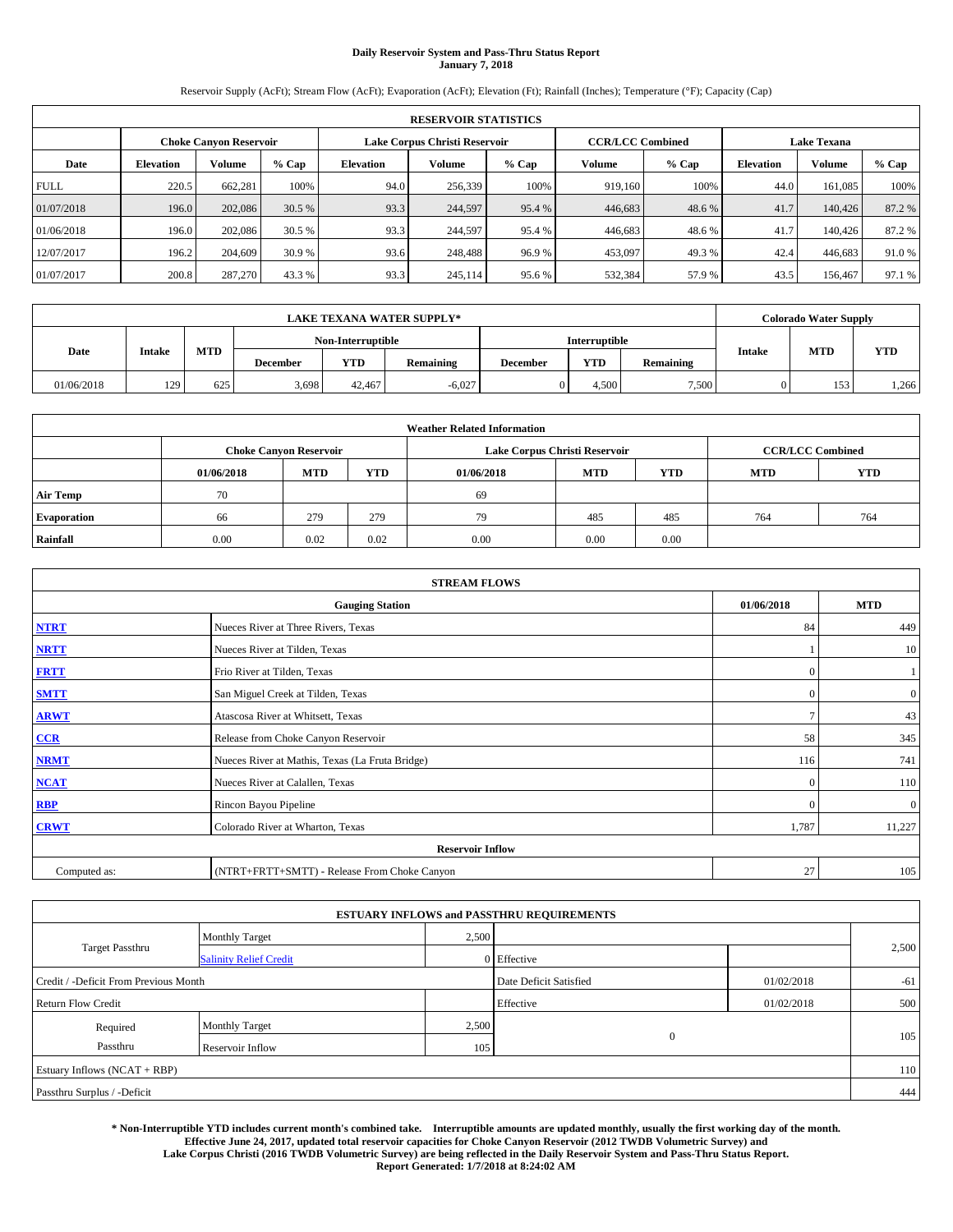**Daily Reservoir System and Pass-Thru Status Report**
**January 7, 2018**

Reservoir Supply (AcFt); Stream Flow (AcFt); Evaporation (AcFt); Elevation (Ft); Rainfall (Inches); Temperature (°F); Capacity (Cap)

| RESERVOIR STATISTICS | | | | | | | | | | | |
|---|---|---|---|---|---|---|---|---|---|---|---|
| | Choke Canyon Reservoir | | | Lake Corpus Christi Reservoir | | | CCR/LCC Combined | | Lake Texana | | |
| Date | Elevation | Volume | % Cap | Elevation | Volume | % Cap | Volume | % Cap | Elevation | Volume | % Cap |
| FULL | 220.5 | 662,281 | 100% | 94.0 | 256,339 | 100% | 919,160 | 100% | 44.0 | 161,085 | 100% |
| 01/07/2018 | 196.0 | 202,086 | 30.5 % | 93.3 | 244,597 | 95.4 % | 446,683 | 48.6 % | 41.7 | 140,426 | 87.2 % |
| 01/06/2018 | 196.0 | 202,086 | 30.5 % | 93.3 | 244,597 | 95.4 % | 446,683 | 48.6 % | 41.7 | 140,426 | 87.2 % |
| 12/07/2017 | 196.2 | 204,609 | 30.9 % | 93.6 | 248,488 | 96.9 % | 453,097 | 49.3 % | 42.4 | 446,683 | 91.0 % |
| 01/07/2017 | 200.8 | 287,270 | 43.3 % | 93.3 | 245,114 | 95.6 % | 532,384 | 57.9 % | 43.5 | 156,467 | 97.1 % |

| LAKE TEXANA WATER SUPPLY* | | | | | | | | | Colorado Water Supply | | |
|---|---|---|---|---|---|---|---|---|---|---|---|
| Date | Intake | MTD | Non-Interruptible | | | Interruptible | | | Intake | MTD | YTD |
| | | | December | YTD | Remaining | December | YTD | Remaining | | | |
| 01/06/2018 | 129 | 625 | 3,698 | 42,467 | -6,027 | 0 | 4,500 | 7,500 | 0 | 153 | 1,266 |

| Weather Related Information | | | | | | | | |
|---|---|---|---|---|---|---|---|---|
| | Choke Canyon Reservoir | | | Lake Corpus Christi Reservoir | | | CCR/LCC Combined | |
| | 01/06/2018 | MTD | YTD | 01/06/2018 | MTD | YTD | MTD | YTD |
| Air Temp | 70 | | | 69 | | | | |
| Evaporation | 66 | 279 | 279 | 79 | 485 | 485 | 764 | 764 |
| Rainfall | 0.00 | 0.02 | 0.02 | 0.00 | 0.00 | 0.00 | | |

| STREAM FLOWS | | | |
|---|---|---|---|
| | Gauging Station | 01/06/2018 | MTD |
| NTRT | Nueces River at Three Rivers, Texas | 84 | 449 |
| NRTT | Nueces River at Tilden, Texas | 1 | 10 |
| FRTT | Frio River at Tilden, Texas | 0 | 1 |
| SMTT | San Miguel Creek at Tilden, Texas | 0 | 0 |
| ARWT | Atascosa River at Whitsett, Texas | 7 | 43 |
| CCR | Release from Choke Canyon Reservoir | 58 | 345 |
| NRMT | Nueces River at Mathis, Texas (La Fruta Bridge) | 116 | 741 |
| NCAT | Nueces River at Calallen, Texas | 0 | 110 |
| RBP | Rincon Bayou Pipeline | 0 | 0 |
| CRWT | Colorado River at Wharton, Texas | 1,787 | 11,227 |
| Reservoir Inflow | | | |
| Computed as: | (NTRT+FRTT+SMTT) - Release From Choke Canyon | 27 | 105 |

| ESTUARY INFLOWS and PASSTHRU REQUIREMENTS | | | | | |
|---|---|---|---|---|---|
| Target Passthru | Monthly Target | 2,500 | | | 2,500 |
| | Salinity Relief Credit | 0 | Effective | | |
| Credit / -Deficit From Previous Month | | | Date Deficit Satisfied | 01/02/2018 | -61 |
| Return Flow Credit | | | Effective | 01/02/2018 | 500 |
| Required Passthru | Monthly Target | 2,500 | 0 | | 105 |
| | Reservoir Inflow | 105 | | | |
| Estuary Inflows (NCAT + RBP) | | | | | 110 |
| Passthru Surplus / -Deficit | | | | | 444 |

**\* Non-Interruptible YTD includes current month's combined take. Interruptible amounts are updated monthly, usually the first working day of the month. Effective June 24, 2017, updated total reservoir capacities for Choke Canyon Reservoir (2012 TWDB Volumetric Survey) and Lake Corpus Christi (2016 TWDB Volumetric Survey) are being reflected in the Daily Reservoir System and Pass-Thru Status Report. Report Generated: 1/7/2018 at 8:24:02 AM**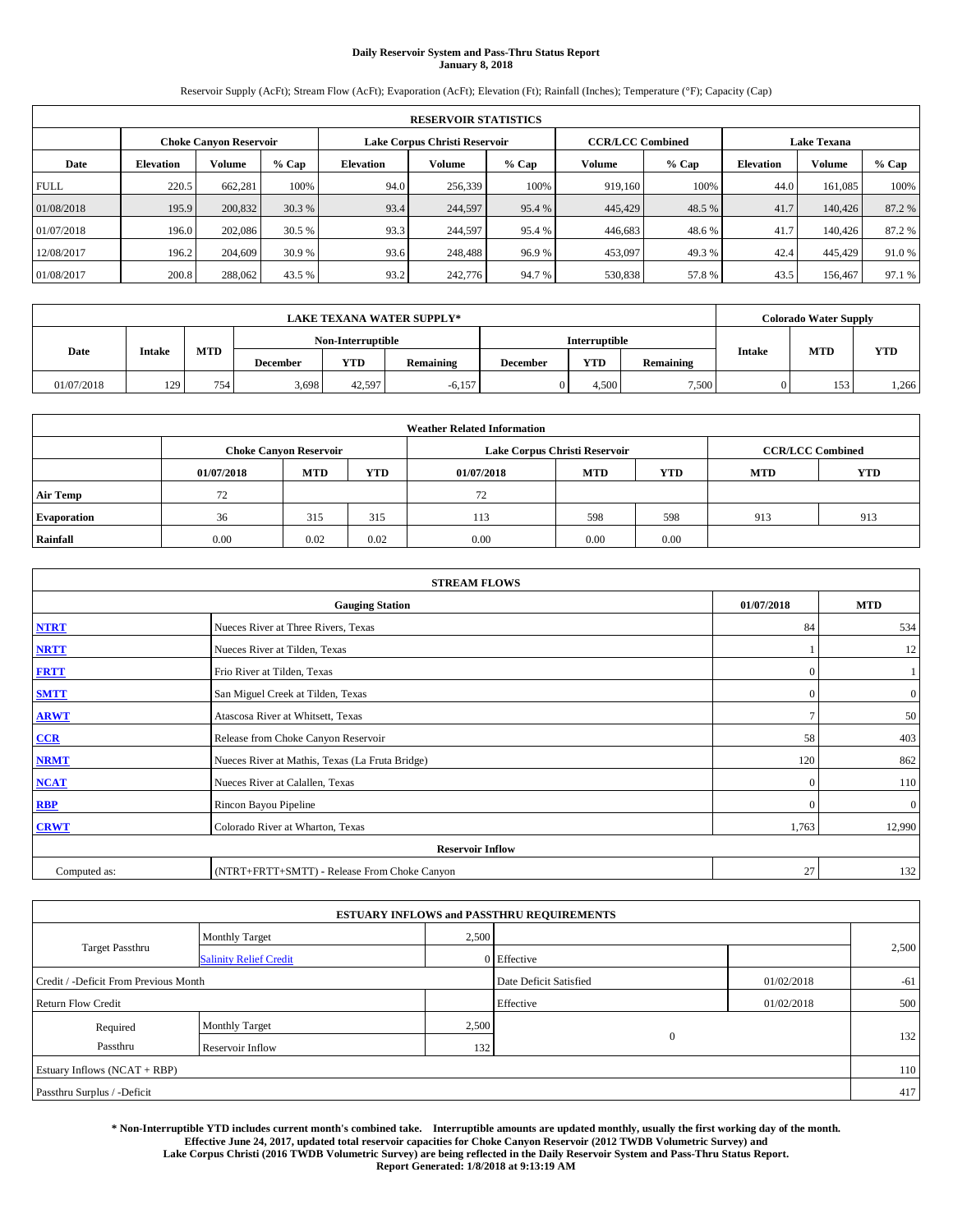# Daily Reservoir System and Pass-Thru Status Report
## January 8, 2018

Reservoir Supply (AcFt); Stream Flow (AcFt); Evaporation (AcFt); Elevation (Ft); Rainfall (Inches); Temperature (°F); Capacity (Cap)

| RESERVOIR STATISTICS | | | | | | | | | | | |
|---|---|---|---|---|---|---|---|---|---|---|---|
| | Choke Canyon Reservoir | | | Lake Corpus Christi Reservoir | | | CCR/LCC Combined | | Lake Texana | | |
| Date | Elevation | Volume | % Cap | Elevation | Volume | % Cap | Volume | % Cap | Elevation | Volume | % Cap |
| FULL | 220.5 | 662,281 | 100% | 94.0 | 256,339 | 100% | 919,160 | 100% | 44.0 | 161,085 | 100% |
| 01/08/2018 | 195.9 | 200,832 | 30.3 % | 93.4 | 244,597 | 95.4 % | 445,429 | 48.5 % | 41.7 | 140,426 | 87.2 % |
| 01/07/2018 | 196.0 | 202,086 | 30.5 % | 93.3 | 244,597 | 95.4 % | 446,683 | 48.6 % | 41.7 | 140,426 | 87.2 % |
| 12/08/2017 | 196.2 | 204,609 | 30.9 % | 93.6 | 248,488 | 96.9 % | 453,097 | 49.3 % | 42.4 | 445,429 | 91.0 % |
| 01/08/2017 | 200.8 | 288,062 | 43.5 % | 93.2 | 242,776 | 94.7 % | 530,838 | 57.8 % | 43.5 | 156,467 | 97.1 % |

| LAKE TEXANA WATER SUPPLY* | | | | | | | | | Colorado Water Supply | | |
|---|---|---|---|---|---|---|---|---|---|---|---|
| Date | Intake | MTD | Non-Interruptible | | | Interruptible | | | Intake | MTD | YTD |
| | | | December | YTD | Remaining | December | YTD | Remaining | | | |
| 01/07/2018 | 129 | 754 | 3,698 | 42,597 | -6,157 | 0 | 4,500 | 7,500 | 0 | 153 | 1,266 |

| Weather Related Information | | | | | | | | |
|---|---|---|---|---|---|---|---|---|
| | Choke Canyon Reservoir | | | Lake Corpus Christi Reservoir | | | CCR/LCC Combined | |
| | 01/07/2018 | MTD | YTD | 01/07/2018 | MTD | YTD | MTD | YTD |
| Air Temp | 72 | | | 72 | | | | |
| Evaporation | 36 | 315 | 315 | 113 | 598 | 598 | 913 | 913 |
| Rainfall | 0.00 | 0.02 | 0.02 | 0.00 | 0.00 | 0.00 | | |

| STREAM FLOWS | | | |
|---|---|---|---|
| Gauging Station | | 01/07/2018 | MTD |
| NTRT | Nueces River at Three Rivers, Texas | 84 | 534 |
| NRTT | Nueces River at Tilden, Texas | 1 | 12 |
| FRTT | Frio River at Tilden, Texas | 0 | 1 |
| SMTT | San Miguel Creek at Tilden, Texas | 0 | 0 |
| ARWT | Atascosa River at Whitsett, Texas | 7 | 50 |
| CCR | Release from Choke Canyon Reservoir | 58 | 403 |
| NRMT | Nueces River at Mathis, Texas (La Fruta Bridge) | 120 | 862 |
| NCAT | Nueces River at Calallen, Texas | 0 | 110 |
| RBP | Rincon Bayou Pipeline | 0 | 0 |
| CRWT | Colorado River at Wharton, Texas | 1,763 | 12,990 |
| Reservoir Inflow | | | |
| Computed as: | (NTRT+FRTT+SMTT) - Release From Choke Canyon | 27 | 132 |

| ESTUARY INFLOWS and PASSTHRU REQUIREMENTS | | | | | |
|---|---|---|---|---|---|
| Target Passthru | Monthly Target | 2,500 | | | 2,500 |
| | Salinity Relief Credit | 0 | Effective | | |
| Credit / -Deficit From Previous Month | | | Date Deficit Satisfied | 01/02/2018 | -61 |
| Return Flow Credit | | | Effective | 01/02/2018 | 500 |
| Required Passthru | Monthly Target | 2,500 | 0 | | 132 |
| | Reservoir Inflow | 132 | | | |
| Estuary Inflows (NCAT + RBP) | | | | | 110 |
| Passthru Surplus / -Deficit | | | | | 417 |

**\* Non-Interruptible YTD includes current month's combined take. Interruptible amounts are updated monthly, usually the first working day of the month. Effective June 24, 2017, updated total reservoir capacities for Choke Canyon Reservoir (2012 TWDB Volumetric Survey) and Lake Corpus Christi (2016 TWDB Volumetric Survey) are being reflected in the Daily Reservoir System and Pass-Thru Status Report. Report Generated: 1/8/2018 at 9:13:19 AM**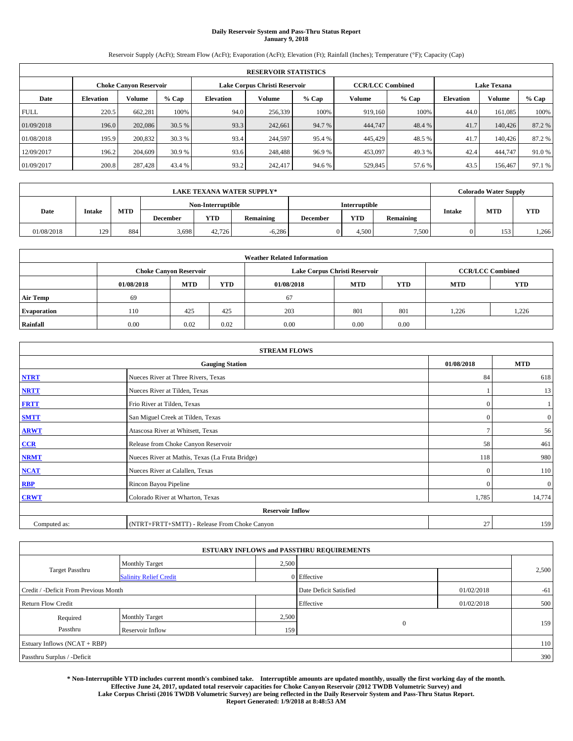**Daily Reservoir System and Pass-Thru Status Report**
**January 9, 2018**

Reservoir Supply (AcFt); Stream Flow (AcFt); Evaporation (AcFt); Elevation (Ft); Rainfall (Inches); Temperature (°F); Capacity (Cap)

| RESERVOIR STATISTICS | | | | | | | | | | | |
|---|---|---|---|---|---|---|---|---|---|---|---|
| | Choke Canyon Reservoir | | | Lake Corpus Christi Reservoir | | | CCR/LCC Combined | | Lake Texana | | |
| Date | Elevation | Volume | % Cap | Elevation | Volume | % Cap | Volume | % Cap | Elevation | Volume | % Cap |
| FULL | 220.5 | 662,281 | 100% | 94.0 | 256,339 | 100% | 919,160 | 100% | 44.0 | 161,085 | 100% |
| 01/09/2018 | 196.0 | 202,086 | 30.5 % | 93.3 | 242,661 | 94.7 % | 444,747 | 48.4 % | 41.7 | 140,426 | 87.2 % |
| 01/08/2018 | 195.9 | 200,832 | 30.3 % | 93.4 | 244,597 | 95.4 % | 445,429 | 48.5 % | 41.7 | 140,426 | 87.2 % |
| 12/09/2017 | 196.2 | 204,609 | 30.9 % | 93.6 | 248,488 | 96.9 % | 453,097 | 49.3 % | 42.4 | 444,747 | 91.0 % |
| 01/09/2017 | 200.8 | 287,428 | 43.4 % | 93.2 | 242,417 | 94.6 % | 529,845 | 57.6 % | 43.5 | 156,467 | 97.1 % |

| LAKE TEXANA WATER SUPPLY* | | | | | | | | | Colorado Water Supply | | |
|---|---|---|---|---|---|---|---|---|---|---|---|
| Date | Intake | MTD | Non-Interruptible | | | Interruptible | | | Intake | MTD | YTD |
| | | | December | YTD | Remaining | December | YTD | Remaining | | | |
| 01/08/2018 | 129 | 884 | 3,698 | 42,726 | -6,286 | 0 | 4,500 | 7,500 | 0 | 153 | 1,266 |

| Weather Related Information | | | | | | | | |
|---|---|---|---|---|---|---|---|---|
| | Choke Canyon Reservoir | | | Lake Corpus Christi Reservoir | | | CCR/LCC Combined | |
| | 01/08/2018 | MTD | YTD | 01/08/2018 | MTD | YTD | MTD | YTD |
| Air Temp | 69 | | | 67 | | | | |
| Evaporation | 110 | 425 | 425 | 203 | 801 | 801 | 1,226 | 1,226 |
| Rainfall | 0.00 | 0.02 | 0.02 | 0.00 | 0.00 | 0.00 | | |

| STREAM FLOWS | | | |
|---|---|---|---|
| | Gauging Station | 01/08/2018 | MTD |
| NTRT | Nueces River at Three Rivers, Texas | 84 | 618 |
| NRTT | Nueces River at Tilden, Texas | 1 | 13 |
| FRTT | Frio River at Tilden, Texas | 0 | 1 |
| SMTT | San Miguel Creek at Tilden, Texas | 0 | 0 |
| ARWT | Atascosa River at Whitsett, Texas | 7 | 56 |
| CCR | Release from Choke Canyon Reservoir | 58 | 461 |
| NRMT | Nueces River at Mathis, Texas (La Fruta Bridge) | 118 | 980 |
| NCAT | Nueces River at Calallen, Texas | 0 | 110 |
| RBP | Rincon Bayou Pipeline | 0 | 0 |
| CRWT | Colorado River at Wharton, Texas | 1,785 | 14,774 |
| | Reservoir Inflow | | |
| Computed as: | (NTRT+FRTT+SMTT) - Release From Choke Canyon | 27 | 159 |

| ESTUARY INFLOWS and PASSTHRU REQUIREMENTS | | | | | |
|---|---|---|---|---|---|
| Target Passthru | Monthly Target | 2,500 | | | 2,500 |
| | Salinity Relief Credit | 0 | Effective | | |
| Credit / -Deficit From Previous Month | | | Date Deficit Satisfied | 01/02/2018 | -61 |
| Return Flow Credit | | | Effective | 01/02/2018 | 500 |
| Required Passthru | Monthly Target | 2,500 | 0 | | 159 |
| | Reservoir Inflow | 159 | | | |
| Estuary Inflows (NCAT + RBP) | | | | | 110 |
| Passthru Surplus / -Deficit | | | | | 390 |

**\* Non-Interruptible YTD includes current month's combined take. Interruptible amounts are updated monthly, usually the first working day of the month. Effective June 24, 2017, updated total reservoir capacities for Choke Canyon Reservoir (2012 TWDB Volumetric Survey) and Lake Corpus Christi (2016 TWDB Volumetric Survey) are being reflected in the Daily Reservoir System and Pass-Thru Status Report. Report Generated: 1/9/2018 at 8:48:53 AM**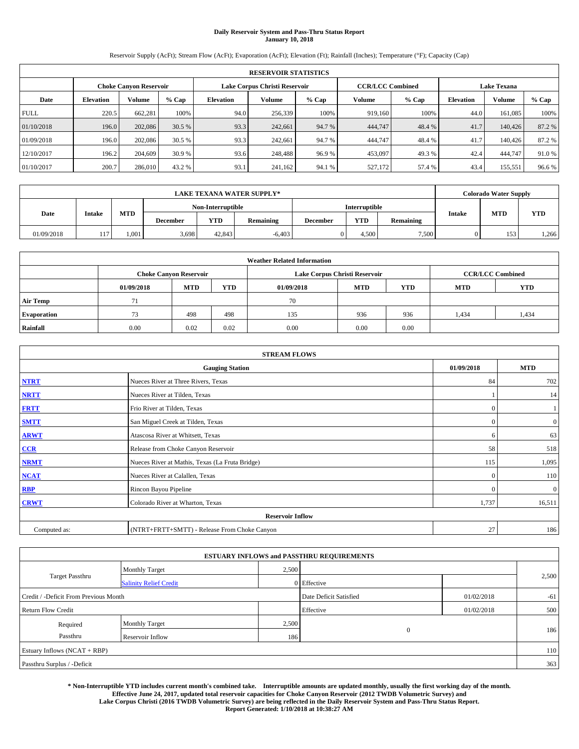**Daily Reservoir System and Pass-Thru Status Report**
**January 10, 2018**

Reservoir Supply (AcFt); Stream Flow (AcFt); Evaporation (AcFt); Elevation (Ft); Rainfall (Inches); Temperature (°F); Capacity (Cap)

| RESERVOIR STATISTICS | | | | | | | | | | | |
|---|---|---|---|---|---|---|---|---|---|---|---|
| | Choke Canyon Reservoir | | | Lake Corpus Christi Reservoir | | | CCR/LCC Combined | | Lake Texana | | |
| Date | Elevation | Volume | % Cap | Elevation | Volume | % Cap | Volume | % Cap | Elevation | Volume | % Cap |
| FULL | 220.5 | 662,281 | 100% | 94.0 | 256,339 | 100% | 919,160 | 100% | 44.0 | 161,085 | 100% |
| 01/10/2018 | 196.0 | 202,086 | 30.5 % | 93.3 | 242,661 | 94.7 % | 444,747 | 48.4 % | 41.7 | 140,426 | 87.2 % |
| 01/09/2018 | 196.0 | 202,086 | 30.5 % | 93.3 | 242,661 | 94.7 % | 444,747 | 48.4 % | 41.7 | 140,426 | 87.2 % |
| 12/10/2017 | 196.2 | 204,609 | 30.9 % | 93.6 | 248,488 | 96.9 % | 453,097 | 49.3 % | 42.4 | 444,747 | 91.0 % |
| 01/10/2017 | 200.7 | 286,010 | 43.2 % | 93.1 | 241,162 | 94.1 % | 527,172 | 57.4 % | 43.4 | 155,551 | 96.6 % |

| LAKE TEXANA WATER SUPPLY* | | | | | | | | | Colorado Water Supply | | |
|---|---|---|---|---|---|---|---|---|---|---|---|
| Date | Intake | MTD | Non-Interruptible | | | Interruptible | | | Intake | MTD | YTD |
| | | | December | YTD | Remaining | December | YTD | Remaining | | | |
| 01/09/2018 | 117 | 1,001 | 3,698 | 42,843 | -6,403 | 0 | 4,500 | 7,500 | 0 | 153 | 1,266 |

| Weather Related Information | | | | | | | | |
|---|---|---|---|---|---|---|---|---|
| | Choke Canyon Reservoir | | | Lake Corpus Christi Reservoir | | | CCR/LCC Combined | |
| | 01/09/2018 | MTD | YTD | 01/09/2018 | MTD | YTD | MTD | YTD |
| Air Temp | 71 | | | 70 | | | | |
| Evaporation | 73 | 498 | 498 | 135 | 936 | 936 | 1,434 | 1,434 |
| Rainfall | 0.00 | 0.02 | 0.02 | 0.00 | 0.00 | 0.00 | | |

| STREAM FLOWS | | | |
|---|---|---|---|
| | Gauging Station | 01/09/2018 | MTD |
| NTRT | Nueces River at Three Rivers, Texas | 84 | 702 |
| NRTT | Nueces River at Tilden, Texas | 1 | 14 |
| FRTT | Frio River at Tilden, Texas | 0 | 1 |
| SMTT | San Miguel Creek at Tilden, Texas | 0 | 0 |
| ARWT | Atascosa River at Whitsett, Texas | 6 | 63 |
| CCR | Release from Choke Canyon Reservoir | 58 | 518 |
| NRMT | Nueces River at Mathis, Texas (La Fruta Bridge) | 115 | 1,095 |
| NCAT | Nueces River at Calallen, Texas | 0 | 110 |
| RBP | Rincon Bayou Pipeline | 0 | 0 |
| CRWT | Colorado River at Wharton, Texas | 1,737 | 16,511 |
| | Reservoir Inflow | | |
| Computed as: | (NTRT+FRTT+SMTT) - Release From Choke Canyon | 27 | 186 |

| ESTUARY INFLOWS and PASSTHRU REQUIREMENTS | | | | | |
|---|---|---|---|---|---|
| Target Passthru | Monthly Target | 2,500 | | | 2,500 |
| | Salinity Relief Credit | 0 | Effective | | |
| Credit / -Deficit From Previous Month | | | Date Deficit Satisfied | 01/02/2018 | -61 |
| Return Flow Credit | | | Effective | 01/02/2018 | 500 |
| Required Passthru | Monthly Target | 2,500 | 0 | | 186 |
| | Reservoir Inflow | 186 | | | |
| Estuary Inflows (NCAT + RBP) | | | | | 110 |
| Passthru Surplus / -Deficit | | | | | 363 |

**\* Non-Interruptible YTD includes current month's combined take. Interruptible amounts are updated monthly, usually the first working day of the month. Effective June 24, 2017, updated total reservoir capacities for Choke Canyon Reservoir (2012 TWDB Volumetric Survey) and Lake Corpus Christi (2016 TWDB Volumetric Survey) are being reflected in the Daily Reservoir System and Pass-Thru Status Report. Report Generated: 1/10/2018 at 10:38:27 AM**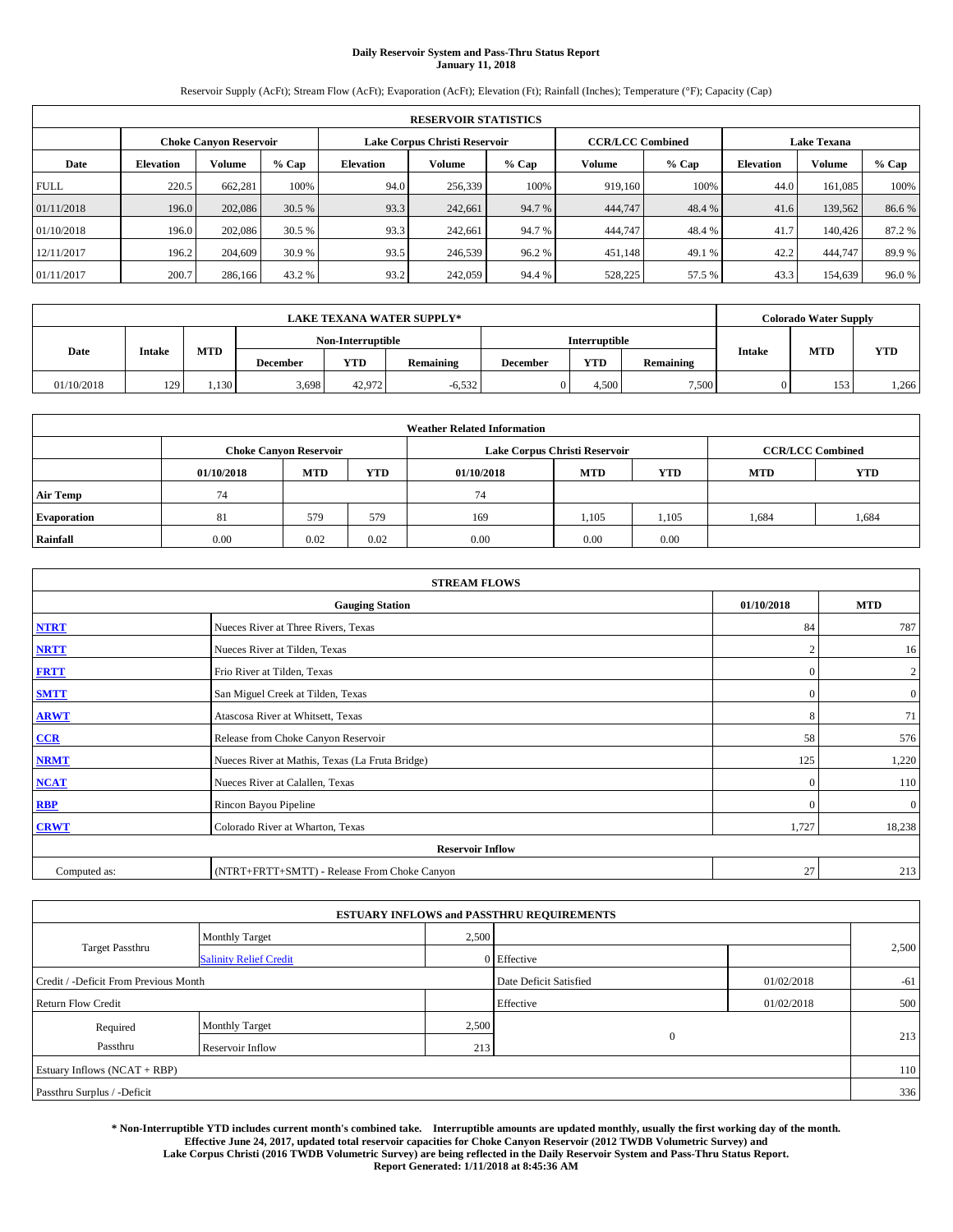**Daily Reservoir System and Pass-Thru Status Report**
**January 11, 2018**

Reservoir Supply (AcFt); Stream Flow (AcFt); Evaporation (AcFt); Elevation (Ft); Rainfall (Inches); Temperature (°F); Capacity (Cap)

| RESERVOIR STATISTICS | | | | | | | | | | | |
|---|---|---|---|---|---|---|---|---|---|---|---|
| | Choke Canyon Reservoir | | | Lake Corpus Christi Reservoir | | | CCR/LCC Combined | | Lake Texana | | |
| Date | Elevation | Volume | % Cap | Elevation | Volume | % Cap | Volume | % Cap | Elevation | Volume | % Cap |
| FULL | 220.5 | 662,281 | 100% | 94.0 | 256,339 | 100% | 919,160 | 100% | 44.0 | 161,085 | 100% |
| 01/11/2018 | 196.0 | 202,086 | 30.5 % | 93.3 | 242,661 | 94.7 % | 444,747 | 48.4 % | 41.6 | 139,562 | 86.6 % |
| 01/10/2018 | 196.0 | 202,086 | 30.5 % | 93.3 | 242,661 | 94.7 % | 444,747 | 48.4 % | 41.7 | 140,426 | 87.2 % |
| 12/11/2017 | 196.2 | 204,609 | 30.9 % | 93.5 | 246,539 | 96.2 % | 451,148 | 49.1 % | 42.2 | 444,747 | 89.9 % |
| 01/11/2017 | 200.7 | 286,166 | 43.2 % | 93.2 | 242,059 | 94.4 % | 528,225 | 57.5 % | 43.3 | 154,639 | 96.0 % |

| LAKE TEXANA WATER SUPPLY* | | | | | | | | | Colorado Water Supply | | |
|---|---|---|---|---|---|---|---|---|---|---|---|
| Date | Intake | MTD | Non-Interruptible | | | Interruptible | | | Intake | MTD | YTD |
| | | | December | YTD | Remaining | December | YTD | Remaining | | | |
| 01/10/2018 | 129 | 1,130 | 3,698 | 42,972 | -6,532 | 0 | 4,500 | 7,500 | 0 | 153 | 1,266 |

| Weather Related Information | | | | | | | | |
|---|---|---|---|---|---|---|---|---|
| | Choke Canyon Reservoir | | | Lake Corpus Christi Reservoir | | | CCR/LCC Combined | |
| | 01/10/2018 | MTD | YTD | 01/10/2018 | MTD | YTD | MTD | YTD |
| Air Temp | 74 | | | 74 | | | | |
| Evaporation | 81 | 579 | 579 | 169 | 1,105 | 1,105 | 1,684 | 1,684 |
| Rainfall | 0.00 | 0.02 | 0.02 | 0.00 | 0.00 | 0.00 | | |

| STREAM FLOWS | | | |
|---|---|---|---|
| Gauging Station | | 01/10/2018 | MTD |
| NTRT | Nueces River at Three Rivers, Texas | 84 | 787 |
| NRTT | Nueces River at Tilden, Texas | 2 | 16 |
| FRTT | Frio River at Tilden, Texas | 0 | 2 |
| SMTT | San Miguel Creek at Tilden, Texas | 0 | 0 |
| ARWT | Atascosa River at Whitsett, Texas | 8 | 71 |
| CCR | Release from Choke Canyon Reservoir | 58 | 576 |
| NRMT | Nueces River at Mathis, Texas (La Fruta Bridge) | 125 | 1,220 |
| NCAT | Nueces River at Calallen, Texas | 0 | 110 |
| RBP | Rincon Bayou Pipeline | 0 | 0 |
| CRWT | Colorado River at Wharton, Texas | 1,727 | 18,238 |
| Reservoir Inflow | | | |
| Computed as: | (NTRT+FRTT+SMTT) - Release From Choke Canyon | 27 | 213 |

| ESTUARY INFLOWS and PASSTHRU REQUIREMENTS | | | | | |
|---|---|---|---|---|---|
| Target Passthru | Monthly Target | 2,500 | | | 2,500 |
| | Salinity Relief Credit | 0 | Effective | | |
| Credit / -Deficit From Previous Month | | | Date Deficit Satisfied | 01/02/2018 | -61 |
| Return Flow Credit | | | Effective | 01/02/2018 | 500 |
| Required Passthru | Monthly Target | 2,500 | 0 | | 213 |
| | Reservoir Inflow | 213 | | | |
| Estuary Inflows (NCAT + RBP) | | | | | 110 |
| Passthru Surplus / -Deficit | | | | | 336 |

**\* Non-Interruptible YTD includes current month's combined take. Interruptible amounts are updated monthly, usually the first working day of the month. Effective June 24, 2017, updated total reservoir capacities for Choke Canyon Reservoir (2012 TWDB Volumetric Survey) and Lake Corpus Christi (2016 TWDB Volumetric Survey) are being reflected in the Daily Reservoir System and Pass-Thru Status Report. Report Generated: 1/11/2018 at 8:45:36 AM**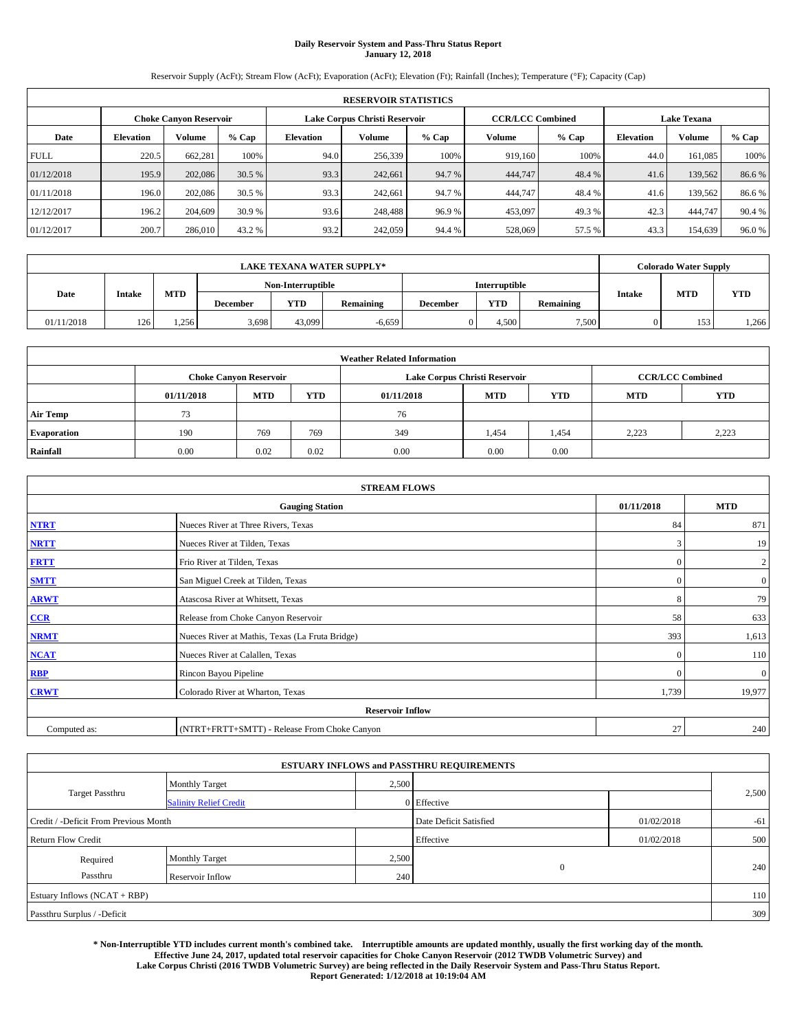# Daily Reservoir System and Pass-Thru Status Report
## January 12, 2018

Reservoir Supply (AcFt); Stream Flow (AcFt); Evaporation (AcFt); Elevation (Ft); Rainfall (Inches); Temperature (°F); Capacity (Cap)

| RESERVOIR STATISTICS | | | | | | | | | | | |
|---|---|---|---|---|---|---|---|---|---|---|---|
| | Choke Canyon Reservoir | | | Lake Corpus Christi Reservoir | | | CCR/LCC Combined | | Lake Texana | | |
| Date | Elevation | Volume | % Cap | Elevation | Volume | % Cap | Volume | % Cap | Elevation | Volume | % Cap |
| FULL | 220.5 | 662,281 | 100% | 94.0 | 256,339 | 100% | 919,160 | 100% | 44.0 | 161,085 | 100% |
| 01/12/2018 | 195.9 | 202,086 | 30.5 % | 93.3 | 242,661 | 94.7 % | 444,747 | 48.4 % | 41.6 | 139,562 | 86.6 % |
| 01/11/2018 | 196.0 | 202,086 | 30.5 % | 93.3 | 242,661 | 94.7 % | 444,747 | 48.4 % | 41.6 | 139,562 | 86.6 % |
| 12/12/2017 | 196.2 | 204,609 | 30.9 % | 93.6 | 248,488 | 96.9 % | 453,097 | 49.3 % | 42.3 | 444,747 | 90.4 % |
| 01/12/2017 | 200.7 | 286,010 | 43.2 % | 93.2 | 242,059 | 94.4 % | 528,069 | 57.5 % | 43.3 | 154,639 | 96.0 % |

| LAKE TEXANA WATER SUPPLY* | | | | | | | | | Colorado Water Supply | | |
|---|---|---|---|---|---|---|---|---|---|---|---|
| Date | Intake | MTD | Non-Interruptible | | | Interruptible | | | Intake | MTD | YTD |
| | | | December | YTD | Remaining | December | YTD | Remaining | | | |
| 01/11/2018 | 126 | 1,256 | 3,698 | 43,099 | -6,659 | 0 | 4,500 | 7,500 | 0 | 153 | 1,266 |

| Weather Related Information | | | | | | | | |
|---|---|---|---|---|---|---|---|---|
| | Choke Canyon Reservoir | | | Lake Corpus Christi Reservoir | | | CCR/LCC Combined | |
| | 01/11/2018 | MTD | YTD | 01/11/2018 | MTD | YTD | MTD | YTD |
| Air Temp | 73 | | | 76 | | | | |
| Evaporation | 190 | 769 | 769 | 349 | 1,454 | 1,454 | 2,223 | 2,223 |
| Rainfall | 0.00 | 0.02 | 0.02 | 0.00 | 0.00 | 0.00 | | |

| STREAM FLOWS | | | |
|---|---|---|---|
| | Gauging Station | 01/11/2018 | MTD |
| NTRT | Nueces River at Three Rivers, Texas | 84 | 871 |
| NRTT | Nueces River at Tilden, Texas | 3 | 19 |
| FRTT | Frio River at Tilden, Texas | 0 | 2 |
| SMTT | San Miguel Creek at Tilden, Texas | 0 | 0 |
| ARWT | Atascosa River at Whitsett, Texas | 8 | 79 |
| CCR | Release from Choke Canyon Reservoir | 58 | 633 |
| NRMT | Nueces River at Mathis, Texas (La Fruta Bridge) | 393 | 1,613 |
| NCAT | Nueces River at Calallen, Texas | 0 | 110 |
| RBP | Rincon Bayou Pipeline | 0 | 0 |
| CRWT | Colorado River at Wharton, Texas | 1,739 | 19,977 |
| | Reservoir Inflow | | |
| Computed as: | (NTRT+FRTT+SMTT) - Release From Choke Canyon | 27 | 240 |

| ESTUARY INFLOWS and PASSTHRU REQUIREMENTS | | | | | |
|---|---|---|---|---|---|
| Target Passthru | Monthly Target | 2,500 | | | 2,500 |
| | Salinity Relief Credit | 0 | Effective | | |
| Credit / -Deficit From Previous Month | | | Date Deficit Satisfied | 01/02/2018 | -61 |
| Return Flow Credit | | | Effective | 01/02/2018 | 500 |
| Required Passthru | Monthly Target | 2,500 | 0 | | 240 |
| | Reservoir Inflow | 240 | | | |
| Estuary Inflows (NCAT + RBP) | | | | | 110 |
| Passthru Surplus / -Deficit | | | | | 309 |

**\* Non-Interruptible YTD includes current month's combined take. Interruptible amounts are updated monthly, usually the first working day of the month. Effective June 24, 2017, updated total reservoir capacities for Choke Canyon Reservoir (2012 TWDB Volumetric Survey) and Lake Corpus Christi (2016 TWDB Volumetric Survey) are being reflected in the Daily Reservoir System and Pass-Thru Status Report. Report Generated: 1/12/2018 at 10:19:04 AM**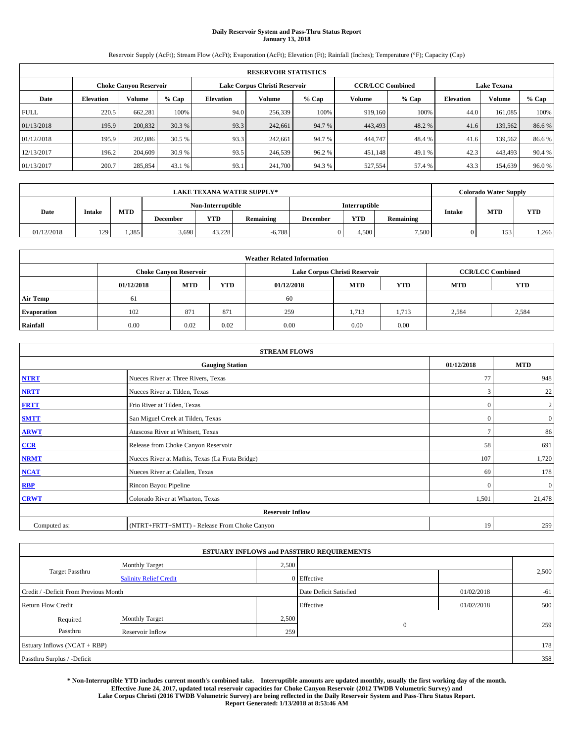# Daily Reservoir System and Pass-Thru Status Report
## January 13, 2018

Reservoir Supply (AcFt); Stream Flow (AcFt); Evaporation (AcFt); Elevation (Ft); Rainfall (Inches); Temperature (°F); Capacity (Cap)

| RESERVOIR STATISTICS | | | | | | | | | | | |
|---|---|---|---|---|---|---|---|---|---|---|---|
| | Choke Canyon Reservoir | | | Lake Corpus Christi Reservoir | | | CCR/LCC Combined | | Lake Texana | | |
| Date | Elevation | Volume | % Cap | Elevation | Volume | % Cap | Volume | % Cap | Elevation | Volume | % Cap |
| FULL | 220.5 | 662,281 | 100% | 94.0 | 256,339 | 100% | 919,160 | 100% | 44.0 | 161,085 | 100% |
| 01/13/2018 | 195.9 | 200,832 | 30.3 % | 93.3 | 242,661 | 94.7 % | 443,493 | 48.2 % | 41.6 | 139,562 | 86.6 % |
| 01/12/2018 | 195.9 | 202,086 | 30.5 % | 93.3 | 242,661 | 94.7 % | 444,747 | 48.4 % | 41.6 | 139,562 | 86.6 % |
| 12/13/2017 | 196.2 | 204,609 | 30.9 % | 93.5 | 246,539 | 96.2 % | 451,148 | 49.1 % | 42.3 | 443,493 | 90.4 % |
| 01/13/2017 | 200.7 | 285,854 | 43.1 % | 93.1 | 241,700 | 94.3 % | 527,554 | 57.4 % | 43.3 | 154,639 | 96.0 % |

| LAKE TEXANA WATER SUPPLY* | | | | | | | | | Colorado Water Supply | | |
|---|---|---|---|---|---|---|---|---|---|---|---|
| Date | Intake | MTD | Non-Interruptible | | | Interruptible | | | Intake | MTD | YTD |
| | | | December | YTD | Remaining | December | YTD | Remaining | | | |
| 01/12/2018 | 129 | 1,385 | 3,698 | 43,228 | -6,788 | 0 | 4,500 | 7,500 | 0 | 153 | 1,266 |

| Weather Related Information | | | | | | | | |
|---|---|---|---|---|---|---|---|---|
| | Choke Canyon Reservoir | | | Lake Corpus Christi Reservoir | | | CCR/LCC Combined | |
| | 01/12/2018 | MTD | YTD | 01/12/2018 | MTD | YTD | MTD | YTD |
| Air Temp | 61 | | | 60 | | | | |
| Evaporation | 102 | 871 | 871 | 259 | 1,713 | 1,713 | 2,584 | 2,584 |
| Rainfall | 0.00 | 0.02 | 0.02 | 0.00 | 0.00 | 0.00 | | |

| STREAM FLOWS | | | |
|---|---|---|---|
| | Gauging Station | 01/12/2018 | MTD |
| NTRT | Nueces River at Three Rivers, Texas | 77 | 948 |
| NRTT | Nueces River at Tilden, Texas | 3 | 22 |
| FRTT | Frio River at Tilden, Texas | 0 | 2 |
| SMTT | San Miguel Creek at Tilden, Texas | 0 | 0 |
| ARWT | Atascosa River at Whitsett, Texas | 7 | 86 |
| CCR | Release from Choke Canyon Reservoir | 58 | 691 |
| NRMT | Nueces River at Mathis, Texas (La Fruta Bridge) | 107 | 1,720 |
| NCAT | Nueces River at Calallen, Texas | 69 | 178 |
| RBP | Rincon Bayou Pipeline | 0 | 0 |
| CRWT | Colorado River at Wharton, Texas | 1,501 | 21,478 |
| Reservoir Inflow | | | |
| Computed as: | (NTRT+FRTT+SMTT) - Release From Choke Canyon | 19 | 259 |

| ESTUARY INFLOWS and PASSTHRU REQUIREMENTS | | | | | |
|---|---|---|---|---|---|
| Target Passthru | Monthly Target | 2,500 | | | 2,500 |
| | Salinity Relief Credit | 0 | Effective | | |
| Credit / -Deficit From Previous Month | | | Date Deficit Satisfied | 01/02/2018 | -61 |
| Return Flow Credit | | | Effective | 01/02/2018 | 500 |
| Required Passthru | Monthly Target | 2,500 | 0 | | 259 |
| | Reservoir Inflow | 259 | | | |
| Estuary Inflows (NCAT + RBP) | | | | | 178 |
| Passthru Surplus / -Deficit | | | | | 358 |

**\* Non-Interruptible YTD includes current month's combined take. Interruptible amounts are updated monthly, usually the first working day of the month. Effective June 24, 2017, updated total reservoir capacities for Choke Canyon Reservoir (2012 TWDB Volumetric Survey) and Lake Corpus Christi (2016 TWDB Volumetric Survey) are being reflected in the Daily Reservoir System and Pass-Thru Status Report. Report Generated: 1/13/2018 at 8:53:46 AM**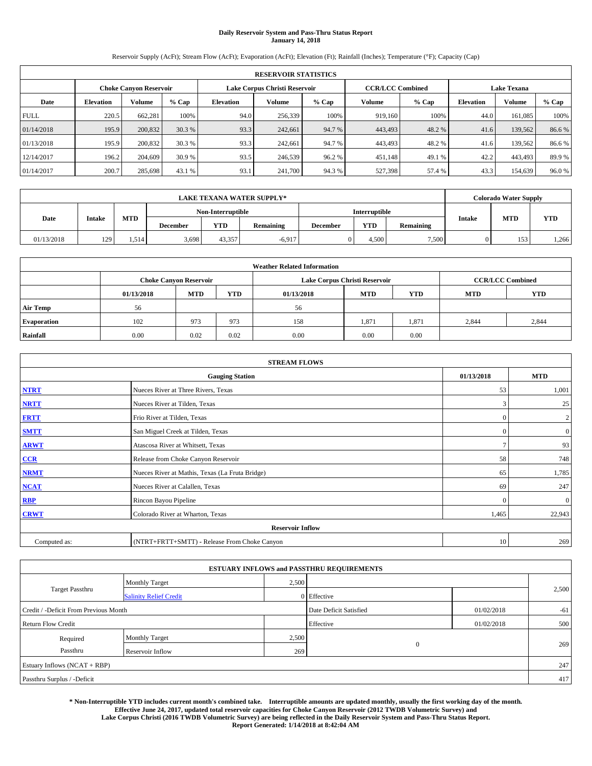**Daily Reservoir System and Pass-Thru Status Report**
**January 14, 2018**

Reservoir Supply (AcFt); Stream Flow (AcFt); Evaporation (AcFt); Elevation (Ft); Rainfall (Inches); Temperature (°F); Capacity (Cap)

| RESERVOIR STATISTICS | | | | | | | | | | | |
|---|---|---|---|---|---|---|---|---|---|---|---|
| | Choke Canyon Reservoir | | | Lake Corpus Christi Reservoir | | | CCR/LCC Combined | | Lake Texana | | |
| Date | Elevation | Volume | % Cap | Elevation | Volume | % Cap | Volume | % Cap | Elevation | Volume | % Cap |
| FULL | 220.5 | 662,281 | 100% | 94.0 | 256,339 | 100% | 919,160 | 100% | 44.0 | 161,085 | 100% |
| 01/14/2018 | 195.9 | 200,832 | 30.3 % | 93.3 | 242,661 | 94.7 % | 443,493 | 48.2 % | 41.6 | 139,562 | 86.6 % |
| 01/13/2018 | 195.9 | 200,832 | 30.3 % | 93.3 | 242,661 | 94.7 % | 443,493 | 48.2 % | 41.6 | 139,562 | 86.6 % |
| 12/14/2017 | 196.2 | 204,609 | 30.9 % | 93.5 | 246,539 | 96.2 % | 451,148 | 49.1 % | 42.2 | 443,493 | 89.9 % |
| 01/14/2017 | 200.7 | 285,698 | 43.1 % | 93.1 | 241,700 | 94.3 % | 527,398 | 57.4 % | 43.3 | 154,639 | 96.0 % |

| LAKE TEXANA WATER SUPPLY* | | | | | | | | | Colorado Water Supply | | |
|---|---|---|---|---|---|---|---|---|---|---|---|
| Date | Intake | MTD | Non-Interruptible | | | Interruptible | | | Intake | MTD | YTD |
| | | | December | YTD | Remaining | December | YTD | Remaining | | | |
| 01/13/2018 | 129 | 1,514 | 3,698 | 43,357 | -6,917 | 0 | 4,500 | 7,500 | 0 | 153 | 1,266 |

| Weather Related Information | | | | | | | | |
|---|---|---|---|---|---|---|---|---|
| | Choke Canyon Reservoir | | | Lake Corpus Christi Reservoir | | | CCR/LCC Combined | |
| | 01/13/2018 | MTD | YTD | 01/13/2018 | MTD | YTD | MTD | YTD |
| Air Temp | 56 | | | 56 | | | | |
| Evaporation | 102 | 973 | 973 | 158 | 1,871 | 1,871 | 2,844 | 2,844 |
| Rainfall | 0.00 | 0.02 | 0.02 | 0.00 | 0.00 | 0.00 | | |

| STREAM FLOWS | | | |
|---|---|---|---|
| | Gauging Station | 01/13/2018 | MTD |
| NTRT | Nueces River at Three Rivers, Texas | 53 | 1,001 |
| NRTT | Nueces River at Tilden, Texas | 3 | 25 |
| FRTT | Frio River at Tilden, Texas | 0 | 2 |
| SMTT | San Miguel Creek at Tilden, Texas | 0 | 0 |
| ARWT | Atascosa River at Whitsett, Texas | 7 | 93 |
| CCR | Release from Choke Canyon Reservoir | 58 | 748 |
| NRMT | Nueces River at Mathis, Texas (La Fruta Bridge) | 65 | 1,785 |
| NCAT | Nueces River at Calallen, Texas | 69 | 247 |
| RBP | Rincon Bayou Pipeline | 0 | 0 |
| CRWT | Colorado River at Wharton, Texas | 1,465 | 22,943 |
| | Reservoir Inflow | | |
| Computed as: | (NTRT+FRTT+SMTT) - Release From Choke Canyon | 10 | 269 |

| ESTUARY INFLOWS and PASSTHRU REQUIREMENTS | | | | | |
|---|---|---|---|---|---|
| Target Passthru | Monthly Target | 2,500 | | | 2,500 |
| | Salinity Relief Credit | 0 | Effective | | |
| Credit / -Deficit From Previous Month | | | Date Deficit Satisfied | 01/02/2018 | -61 |
| Return Flow Credit | | | Effective | 01/02/2018 | 500 |
| Required Passthru | Monthly Target | 2,500 | 0 | | 269 |
| | Reservoir Inflow | 269 | | | |
| Estuary Inflows (NCAT + RBP) | | | | | 247 |
| Passthru Surplus / -Deficit | | | | | 417 |

**\* Non-Interruptible YTD includes current month's combined take. Interruptible amounts are updated monthly, usually the first working day of the month. Effective June 24, 2017, updated total reservoir capacities for Choke Canyon Reservoir (2012 TWDB Volumetric Survey) and Lake Corpus Christi (2016 TWDB Volumetric Survey) are being reflected in the Daily Reservoir System and Pass-Thru Status Report. Report Generated: 1/14/2018 at 8:42:04 AM**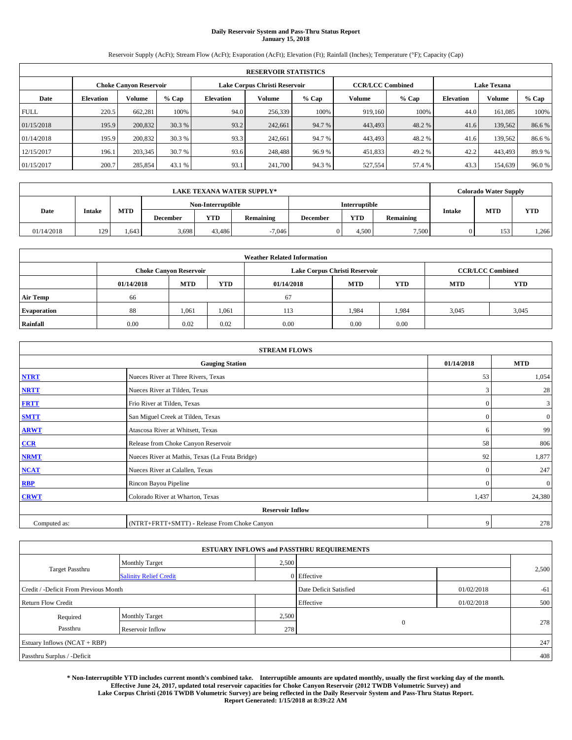# Daily Reservoir System and Pass-Thru Status Report
**January 15, 2018**

Reservoir Supply (AcFt); Stream Flow (AcFt); Evaporation (AcFt); Elevation (Ft); Rainfall (Inches); Temperature (°F); Capacity (Cap)

| RESERVOIR STATISTICS | | | | | | | | | | | |
|---|---|---|---|---|---|---|---|---|---|---|---|
| | Choke Canyon Reservoir | | | Lake Corpus Christi Reservoir | | | CCR/LCC Combined | | Lake Texana | | |
| Date | Elevation | Volume | % Cap | Elevation | Volume | % Cap | Volume | % Cap | Elevation | Volume | % Cap |
| FULL | 220.5 | 662,281 | 100% | 94.0 | 256,339 | 100% | 919,160 | 100% | 44.0 | 161,085 | 100% |
| 01/15/2018 | 195.9 | 200,832 | 30.3 % | 93.2 | 242,661 | 94.7 % | 443,493 | 48.2 % | 41.6 | 139,562 | 86.6 % |
| 01/14/2018 | 195.9 | 200,832 | 30.3 % | 93.3 | 242,661 | 94.7 % | 443,493 | 48.2 % | 41.6 | 139,562 | 86.6 % |
| 12/15/2017 | 196.1 | 203,345 | 30.7 % | 93.6 | 248,488 | 96.9 % | 451,833 | 49.2 % | 42.2 | 443,493 | 89.9 % |
| 01/15/2017 | 200.7 | 285,854 | 43.1 % | 93.1 | 241,700 | 94.3 % | 527,554 | 57.4 % | 43.3 | 154,639 | 96.0 % |

| LAKE TEXANA WATER SUPPLY* | | | | | | | | | Colorado Water Supply | | |
|---|---|---|---|---|---|---|---|---|---|---|---|
| Date | Intake | MTD | Non-Interruptible | | | Interruptible | | | Intake | MTD | YTD |
| | | | December | YTD | Remaining | December | YTD | Remaining | | | |
| 01/14/2018 | 129 | 1,643 | 3,698 | 43,486 | -7,046 | 0 | 4,500 | 7,500 | 0 | 153 | 1,266 |

| Weather Related Information | | | | | | | | |
|---|---|---|---|---|---|---|---|---|
| | Choke Canyon Reservoir | | | Lake Corpus Christi Reservoir | | | CCR/LCC Combined | |
| | 01/14/2018 | MTD | YTD | 01/14/2018 | MTD | YTD | MTD | YTD |
| Air Temp | 66 | | | 67 | | | | |
| Evaporation | 88 | 1,061 | 1,061 | 113 | 1,984 | 1,984 | 3,045 | 3,045 |
| Rainfall | 0.00 | 0.02 | 0.02 | 0.00 | 0.00 | 0.00 | | |

| STREAM FLOWS | | | |
|---|---|---|---|
| Gauging Station | | 01/14/2018 | MTD |
| NTRT | Nueces River at Three Rivers, Texas | 53 | 1,054 |
| NRTT | Nueces River at Tilden, Texas | 3 | 28 |
| FRTT | Frio River at Tilden, Texas | 0 | 3 |
| SMTT | San Miguel Creek at Tilden, Texas | 0 | 0 |
| ARWT | Atascosa River at Whitsett, Texas | 6 | 99 |
| CCR | Release from Choke Canyon Reservoir | 58 | 806 |
| NRMT | Nueces River at Mathis, Texas (La Fruta Bridge) | 92 | 1,877 |
| NCAT | Nueces River at Calallen, Texas | 0 | 247 |
| RBP | Rincon Bayou Pipeline | 0 | 0 |
| CRWT | Colorado River at Wharton, Texas | 1,437 | 24,380 |
| Reservoir Inflow | | | |
| Computed as: | (NTRT+FRTT+SMTT) - Release From Choke Canyon | 9 | 278 |

| ESTUARY INFLOWS and PASSTHRU REQUIREMENTS | | | | | |
|---|---|---|---|---|---|
| Target Passthru | Monthly Target | 2,500 | | | 2,500 |
| | Salinity Relief Credit | 0 | Effective | | |
| Credit / -Deficit From Previous Month | | | Date Deficit Satisfied | 01/02/2018 | -61 |
| Return Flow Credit | | | Effective | 01/02/2018 | 500 |
| Required Passthru | Monthly Target | 2,500 | 0 | | 278 |
| | Reservoir Inflow | 278 | | | |
| Estuary Inflows (NCAT + RBP) | | | | | 247 |
| Passthru Surplus / -Deficit | | | | | 408 |

**\* Non-Interruptible YTD includes current month's combined take. Interruptible amounts are updated monthly, usually the first working day of the month. Effective June 24, 2017, updated total reservoir capacities for Choke Canyon Reservoir (2012 TWDB Volumetric Survey) and Lake Corpus Christi (2016 TWDB Volumetric Survey) are being reflected in the Daily Reservoir System and Pass-Thru Status Report. Report Generated: 1/15/2018 at 8:39:22 AM**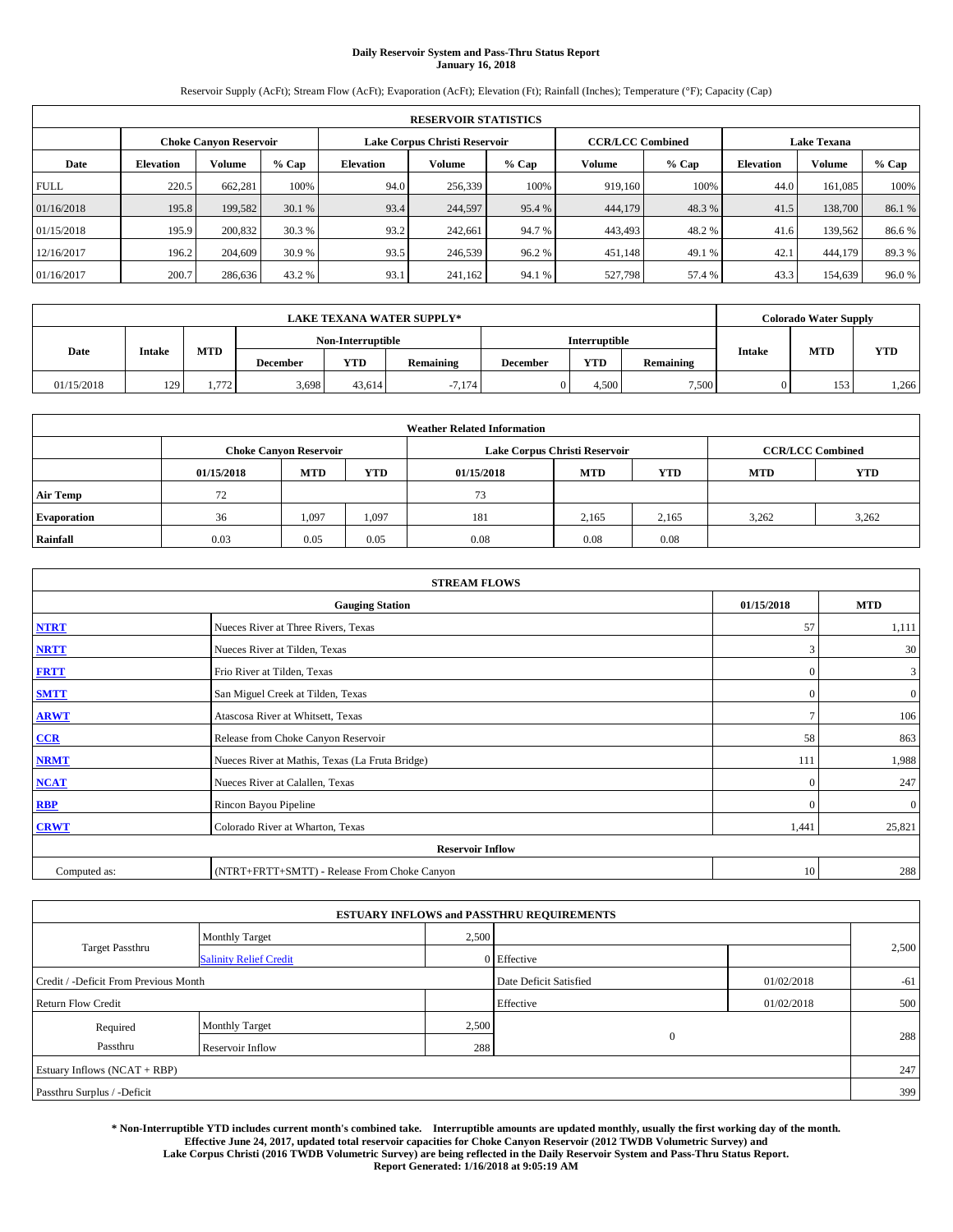# Daily Reservoir System and Pass-Thru Status Report
## January 16, 2018

Reservoir Supply (AcFt); Stream Flow (AcFt); Evaporation (AcFt); Elevation (Ft); Rainfall (Inches); Temperature (°F); Capacity (Cap)

| RESERVOIR STATISTICS | | | | | | | | | | | |
|---|---|---|---|---|---|---|---|---|---|---|---|
| | Choke Canyon Reservoir | | | Lake Corpus Christi Reservoir | | | CCR/LCC Combined | | Lake Texana | | |
| Date | Elevation | Volume | % Cap | Elevation | Volume | % Cap | Volume | % Cap | Elevation | Volume | % Cap |
| FULL | 220.5 | 662,281 | 100% | 94.0 | 256,339 | 100% | 919,160 | 100% | 44.0 | 161,085 | 100% |
| 01/16/2018 | 195.8 | 199,582 | 30.1 % | 93.4 | 244,597 | 95.4 % | 444,179 | 48.3 % | 41.5 | 138,700 | 86.1 % |
| 01/15/2018 | 195.9 | 200,832 | 30.3 % | 93.2 | 242,661 | 94.7 % | 443,493 | 48.2 % | 41.6 | 139,562 | 86.6 % |
| 12/16/2017 | 196.2 | 204,609 | 30.9 % | 93.5 | 246,539 | 96.2 % | 451,148 | 49.1 % | 42.1 | 444,179 | 89.3 % |
| 01/16/2017 | 200.7 | 286,636 | 43.2 % | 93.1 | 241,162 | 94.1 % | 527,798 | 57.4 % | 43.3 | 154,639 | 96.0 % |

| LAKE TEXANA WATER SUPPLY* | | | | | | | | | Colorado Water Supply | | |
|---|---|---|---|---|---|---|---|---|---|---|---|
| Date | Intake | MTD | Non-Interruptible | | | Interruptible | | | Intake | MTD | YTD |
| | | | December | YTD | Remaining | December | YTD | Remaining | | | |
| 01/15/2018 | 129 | 1,772 | 3,698 | 43,614 | -7,174 | 0 | 4,500 | 7,500 | 0 | 153 | 1,266 |

| Weather Related Information | | | | | | | | |
|---|---|---|---|---|---|---|---|---|
| | Choke Canyon Reservoir | | | Lake Corpus Christi Reservoir | | | CCR/LCC Combined | |
| | 01/15/2018 | MTD | YTD | 01/15/2018 | MTD | YTD | MTD | YTD |
| Air Temp | 72 | | | 73 | | | | |
| Evaporation | 36 | 1,097 | 1,097 | 181 | 2,165 | 2,165 | 3,262 | 3,262 |
| Rainfall | 0.03 | 0.05 | 0.05 | 0.08 | 0.08 | 0.08 | | |

| STREAM FLOWS | | | |
|---|---|---|---|
| | Gauging Station | 01/15/2018 | MTD |
| NTRT | Nueces River at Three Rivers, Texas | 57 | 1,111 |
| NRTT | Nueces River at Tilden, Texas | 3 | 30 |
| FRTT | Frio River at Tilden, Texas | 0 | 3 |
| SMTT | San Miguel Creek at Tilden, Texas | 0 | 0 |
| ARWT | Atascosa River at Whitsett, Texas | 7 | 106 |
| CCR | Release from Choke Canyon Reservoir | 58 | 863 |
| NRMT | Nueces River at Mathis, Texas (La Fruta Bridge) | 111 | 1,988 |
| NCAT | Nueces River at Calallen, Texas | 0 | 247 |
| RBP | Rincon Bayou Pipeline | 0 | 0 |
| CRWT | Colorado River at Wharton, Texas | 1,441 | 25,821 |
| | Reservoir Inflow | | |
| Computed as: | (NTRT+FRTT+SMTT) - Release From Choke Canyon | 10 | 288 |

| ESTUARY INFLOWS and PASSTHRU REQUIREMENTS | | | | | |
|---|---|---|---|---|---|
| Target Passthru | Monthly Target | 2,500 | | | 2,500 |
| | Salinity Relief Credit | 0 | Effective | | |
| Credit / -Deficit From Previous Month | | | Date Deficit Satisfied | 01/02/2018 | -61 |
| Return Flow Credit | | | Effective | 01/02/2018 | 500 |
| Required Passthru | Monthly Target | 2,500 | 0 | | 288 |
| | Reservoir Inflow | 288 | | | |
| Estuary Inflows (NCAT + RBP) | | | | | 247 |
| Passthru Surplus / -Deficit | | | | | 399 |

**\* Non-Interruptible YTD includes current month's combined take. Interruptible amounts are updated monthly, usually the first working day of the month. Effective June 24, 2017, updated total reservoir capacities for Choke Canyon Reservoir (2012 TWDB Volumetric Survey) and Lake Corpus Christi (2016 TWDB Volumetric Survey) are being reflected in the Daily Reservoir System and Pass-Thru Status Report. Report Generated: 1/16/2018 at 9:05:19 AM**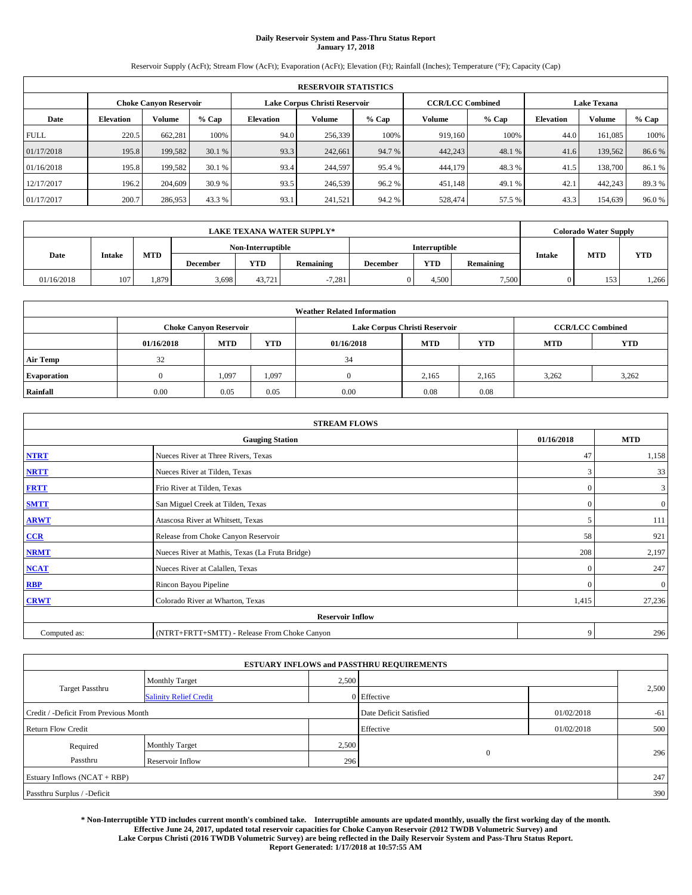**Daily Reservoir System and Pass-Thru Status Report**
**January 17, 2018**

Reservoir Supply (AcFt); Stream Flow (AcFt); Evaporation (AcFt); Elevation (Ft); Rainfall (Inches); Temperature (°F); Capacity (Cap)

| RESERVOIR STATISTICS | | | | | | | | | | | |
|---|---|---|---|---|---|---|---|---|---|---|---|
| | Choke Canyon Reservoir | | | Lake Corpus Christi Reservoir | | | CCR/LCC Combined | | Lake Texana | | |
| Date | Elevation | Volume | % Cap | Elevation | Volume | % Cap | Volume | % Cap | Elevation | Volume | % Cap |
| FULL | 220.5 | 662,281 | 100% | 94.0 | 256,339 | 100% | 919,160 | 100% | 44.0 | 161,085 | 100% |
| 01/17/2018 | 195.8 | 199,582 | 30.1 % | 93.3 | 242,661 | 94.7 % | 442,243 | 48.1 % | 41.6 | 139,562 | 86.6 % |
| 01/16/2018 | 195.8 | 199,582 | 30.1 % | 93.4 | 244,597 | 95.4 % | 444,179 | 48.3 % | 41.5 | 138,700 | 86.1 % |
| 12/17/2017 | 196.2 | 204,609 | 30.9 % | 93.5 | 246,539 | 96.2 % | 451,148 | 49.1 % | 42.1 | 442,243 | 89.3 % |
| 01/17/2017 | 200.7 | 286,953 | 43.3 % | 93.1 | 241,521 | 94.2 % | 528,474 | 57.5 % | 43.3 | 154,639 | 96.0 % |

| LAKE TEXANA WATER SUPPLY* | | | | | | | | | Colorado Water Supply | | |
|---|---|---|---|---|---|---|---|---|---|---|---|
| Date | Intake | MTD | Non-Interruptible | | | Interruptible | | | Intake | MTD | YTD |
| | | | December | YTD | Remaining | December | YTD | Remaining | | | |
| 01/16/2018 | 107 | 1,879 | 3,698 | 43,721 | -7,281 | 0 | 4,500 | 7,500 | 0 | 153 | 1,266 |

| Weather Related Information | | | | | | | | |
|---|---|---|---|---|---|---|---|---|
| | Choke Canyon Reservoir | | | Lake Corpus Christi Reservoir | | | CCR/LCC Combined | |
| | 01/16/2018 | MTD | YTD | 01/16/2018 | MTD | YTD | MTD | YTD |
| Air Temp | 32 | | | 34 | | | | |
| Evaporation | 0 | 1,097 | 1,097 | 0 | 2,165 | 2,165 | 3,262 | 3,262 |
| Rainfall | 0.00 | 0.05 | 0.05 | 0.00 | 0.08 | 0.08 | | |

| STREAM FLOWS | | | |
|---|---|---|---|
| | Gauging Station | 01/16/2018 | MTD |
| NTRT | Nueces River at Three Rivers, Texas | 47 | 1,158 |
| NRTT | Nueces River at Tilden, Texas | 3 | 33 |
| FRTT | Frio River at Tilden, Texas | 0 | 3 |
| SMTT | San Miguel Creek at Tilden, Texas | 0 | 0 |
| ARWT | Atascosa River at Whitsett, Texas | 5 | 111 |
| CCR | Release from Choke Canyon Reservoir | 58 | 921 |
| NRMT | Nueces River at Mathis, Texas (La Fruta Bridge) | 208 | 2,197 |
| NCAT | Nueces River at Calallen, Texas | 0 | 247 |
| RBP | Rincon Bayou Pipeline | 0 | 0 |
| CRWT | Colorado River at Wharton, Texas | 1,415 | 27,236 |
| Reservoir Inflow | | | |
| Computed as: | (NTRT+FRTT+SMTT) - Release From Choke Canyon | 9 | 296 |

| ESTUARY INFLOWS and PASSTHRU REQUIREMENTS | | | | | |
|---|---|---|---|---|---|
| Target Passthru | Monthly Target | 2,500 | | | 2,500 |
| | Salinity Relief Credit | 0 | Effective | | |
| Credit / -Deficit From Previous Month | | | Date Deficit Satisfied | 01/02/2018 | -61 |
| Return Flow Credit | | | Effective | 01/02/2018 | 500 |
| Required Passthru | Monthly Target | 2,500 | 0 | | 296 |
| | Reservoir Inflow | 296 | | | |
| Estuary Inflows (NCAT + RBP) | | | | | 247 |
| Passthru Surplus / -Deficit | | | | | 390 |

**\* Non-Interruptible YTD includes current month's combined take. Interruptible amounts are updated monthly, usually the first working day of the month. Effective June 24, 2017, updated total reservoir capacities for Choke Canyon Reservoir (2012 TWDB Volumetric Survey) and Lake Corpus Christi (2016 TWDB Volumetric Survey) are being reflected in the Daily Reservoir System and Pass-Thru Status Report. Report Generated: 1/17/2018 at 10:57:55 AM**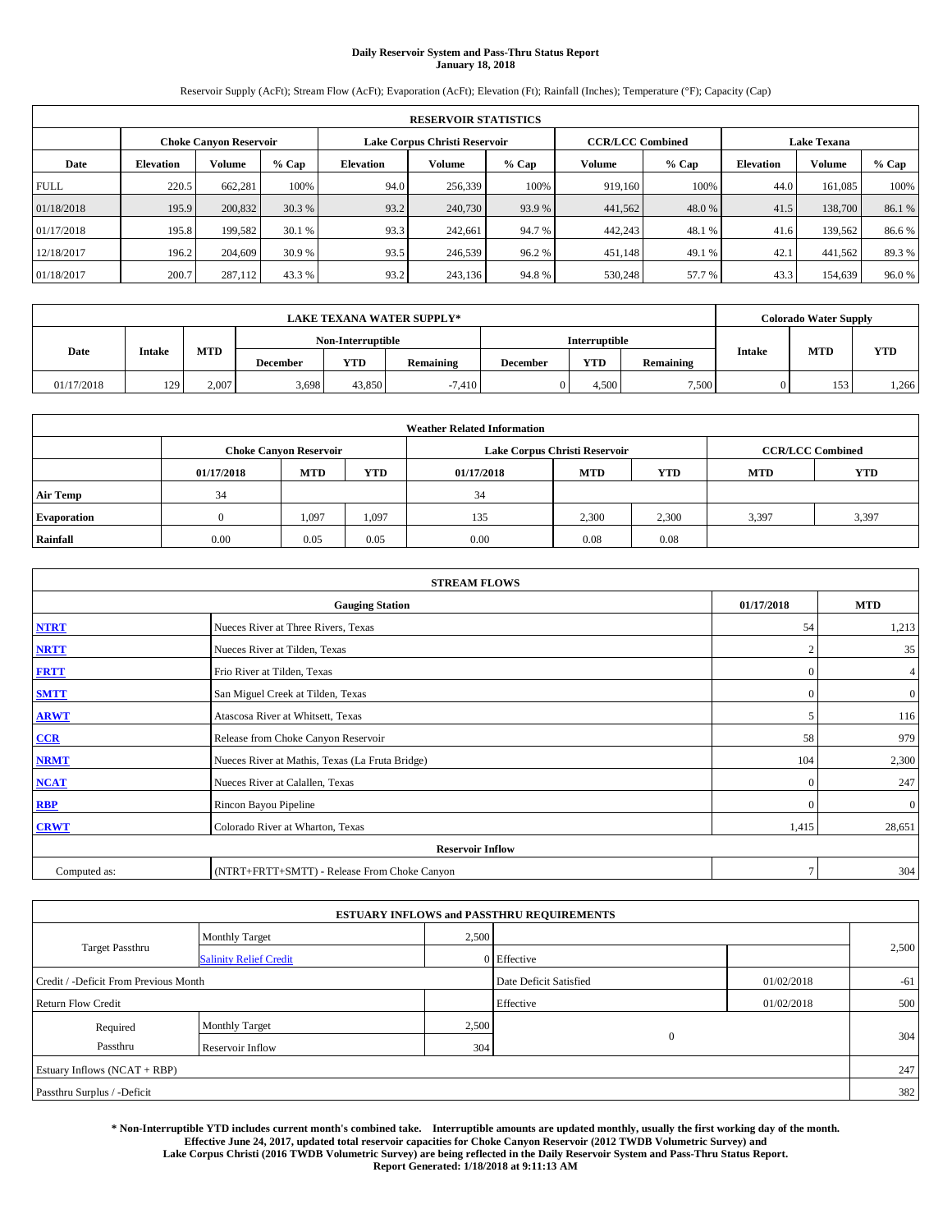# Daily Reservoir System and Pass-Thru Status Report
**January 18, 2018**

Reservoir Supply (AcFt); Stream Flow (AcFt); Evaporation (AcFt); Elevation (Ft); Rainfall (Inches); Temperature (°F); Capacity (Cap)

| RESERVOIR STATISTICS | | | | | | | | | | | |
|---|---|---|---|---|---|---|---|---|---|---|---|
| | Choke Canyon Reservoir | | | Lake Corpus Christi Reservoir | | | CCR/LCC Combined | | Lake Texana | | |
| Date | Elevation | Volume | % Cap | Elevation | Volume | % Cap | Volume | % Cap | Elevation | Volume | % Cap |
| FULL | 220.5 | 662,281 | 100% | 94.0 | 256,339 | 100% | 919,160 | 100% | 44.0 | 161,085 | 100% |
| 01/18/2018 | 195.9 | 200,832 | 30.3 % | 93.2 | 240,730 | 93.9 % | 441,562 | 48.0 % | 41.5 | 138,700 | 86.1 % |
| 01/17/2018 | 195.8 | 199,582 | 30.1 % | 93.3 | 242,661 | 94.7 % | 442,243 | 48.1 % | 41.6 | 139,562 | 86.6 % |
| 12/18/2017 | 196.2 | 204,609 | 30.9 % | 93.5 | 246,539 | 96.2 % | 451,148 | 49.1 % | 42.1 | 441,562 | 89.3 % |
| 01/18/2017 | 200.7 | 287,112 | 43.3 % | 93.2 | 243,136 | 94.8 % | 530,248 | 57.7 % | 43.3 | 154,639 | 96.0 % |

| LAKE TEXANA WATER SUPPLY* | | | | | | | | | Colorado Water Supply | | |
|---|---|---|---|---|---|---|---|---|---|---|---|
| Date | Intake | MTD | Non-Interruptible | | | Interruptible | | | Intake | MTD | YTD |
| | | | December | YTD | Remaining | December | YTD | Remaining | | | |
| 01/17/2018 | 129 | 2,007 | 3,698 | 43,850 | -7,410 | 0 | 4,500 | 7,500 | 0 | 153 | 1,266 |

| Weather Related Information | | | | | | | | |
|---|---|---|---|---|---|---|---|---|
| | Choke Canyon Reservoir | | | Lake Corpus Christi Reservoir | | | CCR/LCC Combined | |
| | 01/17/2018 | MTD | YTD | 01/17/2018 | MTD | YTD | MTD | YTD |
| Air Temp | 34 | | | 34 | | | | |
| Evaporation | 0 | 1,097 | 1,097 | 135 | 2,300 | 2,300 | 3,397 | 3,397 |
| Rainfall | 0.00 | 0.05 | 0.05 | 0.00 | 0.08 | 0.08 | | |

| STREAM FLOWS | | | |
|---|---|---|---|
| | Gauging Station | 01/17/2018 | MTD |
| NTRT | Nueces River at Three Rivers, Texas | 54 | 1,213 |
| NRTT | Nueces River at Tilden, Texas | 2 | 35 |
| FRTT | Frio River at Tilden, Texas | 0 | 4 |
| SMTT | San Miguel Creek at Tilden, Texas | 0 | 0 |
| ARWT | Atascosa River at Whitsett, Texas | 5 | 116 |
| CCR | Release from Choke Canyon Reservoir | 58 | 979 |
| NRMT | Nueces River at Mathis, Texas (La Fruta Bridge) | 104 | 2,300 |
| NCAT | Nueces River at Calallen, Texas | 0 | 247 |
| RBP | Rincon Bayou Pipeline | 0 | 0 |
| CRWT | Colorado River at Wharton, Texas | 1,415 | 28,651 |
| Reservoir Inflow | | | |
| Computed as: | (NTRT+FRTT+SMTT) - Release From Choke Canyon | 7 | 304 |

| ESTUARY INFLOWS and PASSTHRU REQUIREMENTS | | | | | |
|---|---|---|---|---|---|
| Target Passthru | Monthly Target | 2,500 | | | 2,500 |
| | Salinity Relief Credit | 0 | Effective | | |
| Credit / -Deficit From Previous Month | | | Date Deficit Satisfied | 01/02/2018 | -61 |
| Return Flow Credit | | | Effective | 01/02/2018 | 500 |
| Required Passthru | Monthly Target | 2,500 | 0 | | 304 |
| | Reservoir Inflow | 304 | | | |
| Estuary Inflows (NCAT + RBP) | | | | | 247 |
| Passthru Surplus / -Deficit | | | | | 382 |

**\* Non-Interruptible YTD includes current month's combined take. Interruptible amounts are updated monthly, usually the first working day of the month. Effective June 24, 2017, updated total reservoir capacities for Choke Canyon Reservoir (2012 TWDB Volumetric Survey) and Lake Corpus Christi (2016 TWDB Volumetric Survey) are being reflected in the Daily Reservoir System and Pass-Thru Status Report. Report Generated: 1/18/2018 at 9:11:13 AM**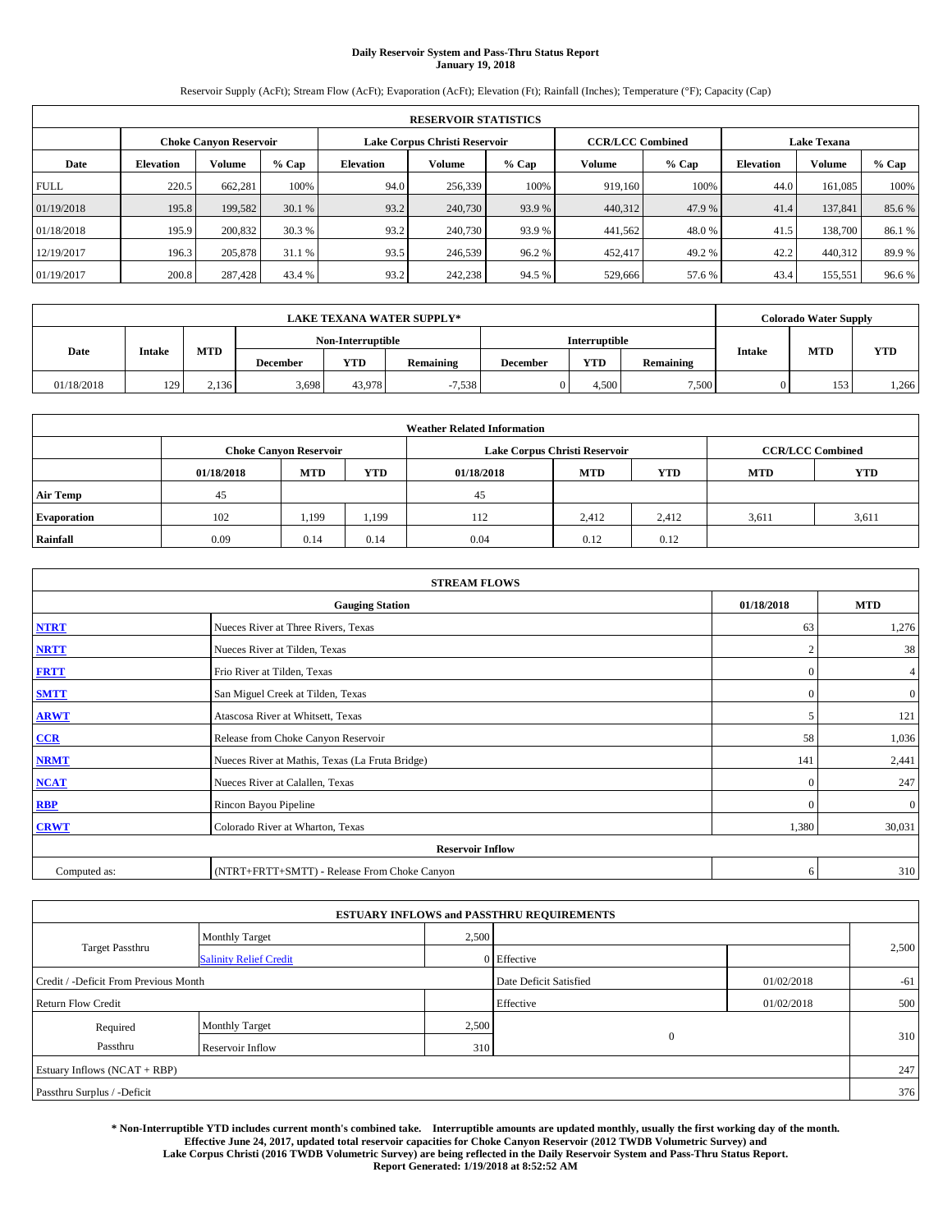# Daily Reservoir System and Pass-Thru Status Report
**January 19, 2018**

Reservoir Supply (AcFt); Stream Flow (AcFt); Evaporation (AcFt); Elevation (Ft); Rainfall (Inches); Temperature (°F); Capacity (Cap)

| RESERVOIR STATISTICS | | | | | | | | | | | |
|---|---|---|---|---|---|---|---|---|---|---|---|
| | Choke Canyon Reservoir | | | Lake Corpus Christi Reservoir | | | CCR/LCC Combined | | Lake Texana | | |
| Date | Elevation | Volume | % Cap | Elevation | Volume | % Cap | Volume | % Cap | Elevation | Volume | % Cap |
| FULL | 220.5 | 662,281 | 100% | 94.0 | 256,339 | 100% | 919,160 | 100% | 44.0 | 161,085 | 100% |
| 01/19/2018 | 195.8 | 199,582 | 30.1 % | 93.2 | 240,730 | 93.9 % | 440,312 | 47.9 % | 41.4 | 137,841 | 85.6 % |
| 01/18/2018 | 195.9 | 200,832 | 30.3 % | 93.2 | 240,730 | 93.9 % | 441,562 | 48.0 % | 41.5 | 138,700 | 86.1 % |
| 12/19/2017 | 196.3 | 205,878 | 31.1 % | 93.5 | 246,539 | 96.2 % | 452,417 | 49.2 % | 42.2 | 440,312 | 89.9 % |
| 01/19/2017 | 200.8 | 287,428 | 43.4 % | 93.2 | 242,238 | 94.5 % | 529,666 | 57.6 % | 43.4 | 155,551 | 96.6 % |

| LAKE TEXANA WATER SUPPLY* | | | | | | | | | Colorado Water Supply | | |
|---|---|---|---|---|---|---|---|---|---|---|---|
| Date | Intake | MTD | Non-Interruptible | | | Interruptible | | | Intake | MTD | YTD |
| | | | December | YTD | Remaining | December | YTD | Remaining | | | |
| 01/18/2018 | 129 | 2,136 | 3,698 | 43,978 | -7,538 | 0 | 4,500 | 7,500 | 0 | 153 | 1,266 |

| Weather Related Information | | | | | | | | |
|---|---|---|---|---|---|---|---|---|
| | Choke Canyon Reservoir | | | Lake Corpus Christi Reservoir | | | CCR/LCC Combined | |
| | 01/18/2018 | MTD | YTD | 01/18/2018 | MTD | YTD | MTD | YTD |
| Air Temp | 45 | | | 45 | | | | |
| Evaporation | 102 | 1,199 | 1,199 | 112 | 2,412 | 2,412 | 3,611 | 3,611 |
| Rainfall | 0.09 | 0.14 | 0.14 | 0.04 | 0.12 | 0.12 | | |

| STREAM FLOWS | | | |
|---|---|---|---|
| | Gauging Station | 01/18/2018 | MTD |
| NTRT | Nueces River at Three Rivers, Texas | 63 | 1,276 |
| NRTT | Nueces River at Tilden, Texas | 2 | 38 |
| FRTT | Frio River at Tilden, Texas | 0 | 4 |
| SMTT | San Miguel Creek at Tilden, Texas | 0 | 0 |
| ARWT | Atascosa River at Whitsett, Texas | 5 | 121 |
| CCR | Release from Choke Canyon Reservoir | 58 | 1,036 |
| NRMT | Nueces River at Mathis, Texas (La Fruta Bridge) | 141 | 2,441 |
| NCAT | Nueces River at Calallen, Texas | 0 | 247 |
| RBP | Rincon Bayou Pipeline | 0 | 0 |
| CRWT | Colorado River at Wharton, Texas | 1,380 | 30,031 |
| | Reservoir Inflow | | |
| Computed as: | (NTRT+FRTT+SMTT) - Release From Choke Canyon | 6 | 310 |

| ESTUARY INFLOWS and PASSTHRU REQUIREMENTS | | | | | |
|---|---|---|---|---|---|
| Target Passthru | Monthly Target | 2,500 | | | 2,500 |
| | Salinity Relief Credit | 0 | Effective | | |
| Credit / -Deficit From Previous Month | | | Date Deficit Satisfied | 01/02/2018 | -61 |
| Return Flow Credit | | | Effective | 01/02/2018 | 500 |
| Required Passthru | Monthly Target | 2,500 | 0 | | 310 |
| | Reservoir Inflow | 310 | | | |
| Estuary Inflows (NCAT + RBP) | | | | | 247 |
| Passthru Surplus / -Deficit | | | | | 376 |

**\* Non-Interruptible YTD includes current month's combined take. Interruptible amounts are updated monthly, usually the first working day of the month. Effective June 24, 2017, updated total reservoir capacities for Choke Canyon Reservoir (2012 TWDB Volumetric Survey) and Lake Corpus Christi (2016 TWDB Volumetric Survey) are being reflected in the Daily Reservoir System and Pass-Thru Status Report. Report Generated: 1/19/2018 at 8:52:52 AM**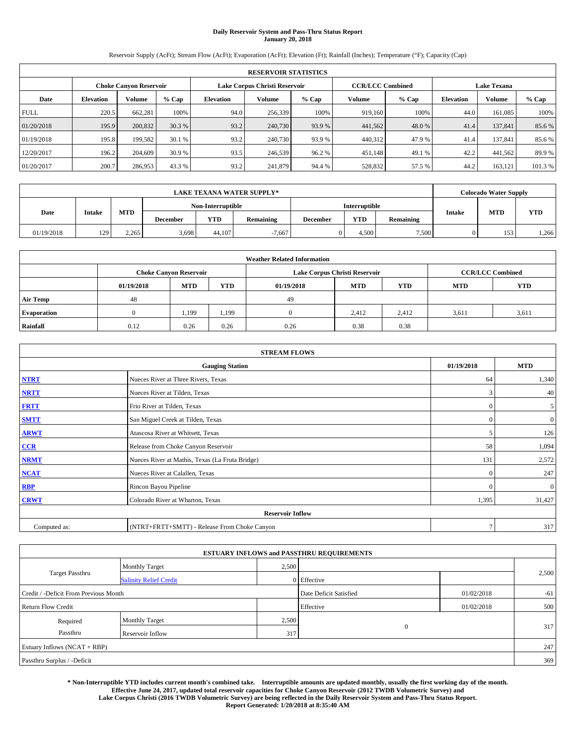# Daily Reservoir System and Pass-Thru Status Report
**January 20, 2018**

Reservoir Supply (AcFt); Stream Flow (AcFt); Evaporation (AcFt); Elevation (Ft); Rainfall (Inches); Temperature (°F); Capacity (Cap)

| RESERVOIR STATISTICS | | | | | | | | | | | |
|---|---|---|---|---|---|---|---|---|---|---|---|
| | Choke Canyon Reservoir | | | Lake Corpus Christi Reservoir | | | CCR/LCC Combined | | Lake Texana | | |
| Date | Elevation | Volume | % Cap | Elevation | Volume | % Cap | Volume | % Cap | Elevation | Volume | % Cap |
| FULL | 220.5 | 662,281 | 100% | 94.0 | 256,339 | 100% | 919,160 | 100% | 44.0 | 161,085 | 100% |
| 01/20/2018 | 195.9 | 200,832 | 30.3 % | 93.2 | 240,730 | 93.9 % | 441,562 | 48.0 % | 41.4 | 137,841 | 85.6 % |
| 01/19/2018 | 195.8 | 199,582 | 30.1 % | 93.2 | 240,730 | 93.9 % | 440,312 | 47.9 % | 41.4 | 137,841 | 85.6 % |
| 12/20/2017 | 196.2 | 204,609 | 30.9 % | 93.5 | 246,539 | 96.2 % | 451,148 | 49.1 % | 42.2 | 441,562 | 89.9 % |
| 01/20/2017 | 200.7 | 286,953 | 43.3 % | 93.2 | 241,879 | 94.4 % | 528,832 | 57.5 % | 44.2 | 163,121 | 101.3 % |

| LAKE TEXANA WATER SUPPLY* | | | | | | | | | Colorado Water Supply | | |
|---|---|---|---|---|---|---|---|---|---|---|---|
| Date | Intake | MTD | Non-Interruptible | | | Interruptible | | | Intake | MTD | YTD |
| | | | December | YTD | Remaining | December | YTD | Remaining | | | |
| 01/19/2018 | 129 | 2,265 | 3,698 | 44,107 | -7,667 | 0 | 4,500 | 7,500 | 0 | 153 | 1,266 |

| Weather Related Information | | | | | | | | |
|---|---|---|---|---|---|---|---|---|
| | Choke Canyon Reservoir | | | Lake Corpus Christi Reservoir | | | CCR/LCC Combined | |
| | 01/19/2018 | MTD | YTD | 01/19/2018 | MTD | YTD | MTD | YTD |
| Air Temp | 48 | | | 49 | | | | |
| Evaporation | 0 | 1,199 | 1,199 | 0 | 2,412 | 2,412 | 3,611 | 3,611 |
| Rainfall | 0.12 | 0.26 | 0.26 | 0.26 | 0.38 | 0.38 | | |

| STREAM FLOWS | | | |
|---|---|---|---|
| Gauging Station | | 01/19/2018 | MTD |
| NTRT | Nueces River at Three Rivers, Texas | 64 | 1,340 |
| NRTT | Nueces River at Tilden, Texas | 3 | 40 |
| FRTT | Frio River at Tilden, Texas | 0 | 5 |
| SMTT | San Miguel Creek at Tilden, Texas | 0 | 0 |
| ARWT | Atascosa River at Whitsett, Texas | 5 | 126 |
| CCR | Release from Choke Canyon Reservoir | 58 | 1,094 |
| NRMT | Nueces River at Mathis, Texas (La Fruta Bridge) | 131 | 2,572 |
| NCAT | Nueces River at Calallen, Texas | 0 | 247 |
| RBP | Rincon Bayou Pipeline | 0 | 0 |
| CRWT | Colorado River at Wharton, Texas | 1,395 | 31,427 |
| Reservoir Inflow | | | |
| Computed as: | (NTRT+FRTT+SMTT) - Release From Choke Canyon | 7 | 317 |

| ESTUARY INFLOWS and PASSTHRU REQUIREMENTS | | | | | |
|---|---|---|---|---|---|
| Target Passthru | Monthly Target | 2,500 | | | 2,500 |
| | Salinity Relief Credit | 0 | Effective | | |
| Credit / -Deficit From Previous Month | | | Date Deficit Satisfied | 01/02/2018 | -61 |
| Return Flow Credit | | | Effective | 01/02/2018 | 500 |
| Required Passthru | Monthly Target | 2,500 | 0 | | 317 |
| | Reservoir Inflow | 317 | | | |
| Estuary Inflows (NCAT + RBP) | | | | | 247 |
| Passthru Surplus / -Deficit | | | | | 369 |

**\* Non-Interruptible YTD includes current month's combined take. Interruptible amounts are updated monthly, usually the first working day of the month. Effective June 24, 2017, updated total reservoir capacities for Choke Canyon Reservoir (2012 TWDB Volumetric Survey) and Lake Corpus Christi (2016 TWDB Volumetric Survey) are being reflected in the Daily Reservoir System and Pass-Thru Status Report. Report Generated: 1/20/2018 at 8:35:40 AM**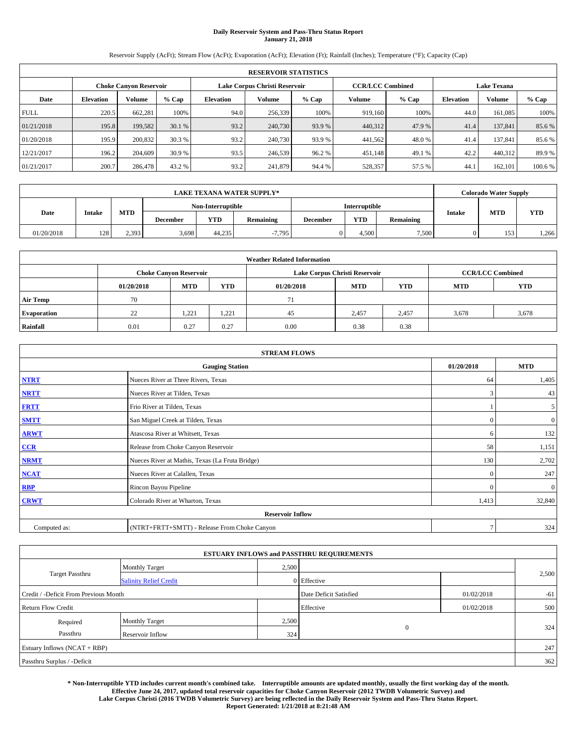# Daily Reservoir System and Pass-Thru Status Report
## January 21, 2018

Reservoir Supply (AcFt); Stream Flow (AcFt); Evaporation (AcFt); Elevation (Ft); Rainfall (Inches); Temperature (°F); Capacity (Cap)

| RESERVOIR STATISTICS | | | | | | | | | | | |
|---|---|---|---|---|---|---|---|---|---|---|---|
| | Choke Canyon Reservoir | | | Lake Corpus Christi Reservoir | | | CCR/LCC Combined | | Lake Texana | | |
| Date | Elevation | Volume | % Cap | Elevation | Volume | % Cap | Volume | % Cap | Elevation | Volume | % Cap |
| FULL | 220.5 | 662,281 | 100% | 94.0 | 256,339 | 100% | 919,160 | 100% | 44.0 | 161,085 | 100% |
| 01/21/2018 | 195.8 | 199,582 | 30.1 % | 93.2 | 240,730 | 93.9 % | 440,312 | 47.9 % | 41.4 | 137,841 | 85.6 % |
| 01/20/2018 | 195.9 | 200,832 | 30.3 % | 93.2 | 240,730 | 93.9 % | 441,562 | 48.0 % | 41.4 | 137,841 | 85.6 % |
| 12/21/2017 | 196.2 | 204,609 | 30.9 % | 93.5 | 246,539 | 96.2 % | 451,148 | 49.1 % | 42.2 | 440,312 | 89.9 % |
| 01/21/2017 | 200.7 | 286,478 | 43.2 % | 93.2 | 241,879 | 94.4 % | 528,357 | 57.5 % | 44.1 | 162,101 | 100.6 % |

| LAKE TEXANA WATER SUPPLY* | | | | | | | | | Colorado Water Supply | | |
|---|---|---|---|---|---|---|---|---|---|---|---|
| Date | Intake | MTD | Non-Interruptible | | | Interruptible | | | Intake | MTD | YTD |
| | | | December | YTD | Remaining | December | YTD | Remaining | | | |
| 01/20/2018 | 128 | 2,393 | 3,698 | 44,235 | -7,795 | 0 | 4,500 | 7,500 | 0 | 153 | 1,266 |

| Weather Related Information | | | | | | | | |
|---|---|---|---|---|---|---|---|---|
| | Choke Canyon Reservoir | | | Lake Corpus Christi Reservoir | | | CCR/LCC Combined | |
| | 01/20/2018 | MTD | YTD | 01/20/2018 | MTD | YTD | MTD | YTD |
| Air Temp | 70 | | | 71 | | | | |
| Evaporation | 22 | 1,221 | 1,221 | 45 | 2,457 | 2,457 | 3,678 | 3,678 |
| Rainfall | 0.01 | 0.27 | 0.27 | 0.00 | 0.38 | 0.38 | | |

| STREAM FLOWS | | | |
|---|---|---|---|
| | Gauging Station | 01/20/2018 | MTD |
| NTRT | Nueces River at Three Rivers, Texas | 64 | 1,405 |
| NRTT | Nueces River at Tilden, Texas | 3 | 43 |
| FRTT | Frio River at Tilden, Texas | 1 | 5 |
| SMTT | San Miguel Creek at Tilden, Texas | 0 | 0 |
| ARWT | Atascosa River at Whitsett, Texas | 6 | 132 |
| CCR | Release from Choke Canyon Reservoir | 58 | 1,151 |
| NRMT | Nueces River at Mathis, Texas (La Fruta Bridge) | 130 | 2,702 |
| NCAT | Nueces River at Calallen, Texas | 0 | 247 |
| RBP | Rincon Bayou Pipeline | 0 | 0 |
| CRWT | Colorado River at Wharton, Texas | 1,413 | 32,840 |
| Reservoir Inflow | | | |
| Computed as: | (NTRT+FRTT+SMTT) - Release From Choke Canyon | 7 | 324 |

| ESTUARY INFLOWS and PASSTHRU REQUIREMENTS | | | | | |
|---|---|---|---|---|---|
| Target Passthru | Monthly Target | 2,500 | | | 2,500 |
| | Salinity Relief Credit | 0 | Effective | | |
| Credit / -Deficit From Previous Month | | | Date Deficit Satisfied | 01/02/2018 | -61 |
| Return Flow Credit | | | Effective | 01/02/2018 | 500 |
| Required Passthru | Monthly Target | 2,500 | 0 | | 324 |
| | Reservoir Inflow | 324 | | | |
| Estuary Inflows (NCAT + RBP) | | | | | 247 |
| Passthru Surplus / -Deficit | | | | | 362 |

**\* Non-Interruptible YTD includes current month's combined take. Interruptible amounts are updated monthly, usually the first working day of the month. Effective June 24, 2017, updated total reservoir capacities for Choke Canyon Reservoir (2012 TWDB Volumetric Survey) and Lake Corpus Christi (2016 TWDB Volumetric Survey) are being reflected in the Daily Reservoir System and Pass-Thru Status Report. Report Generated: 1/21/2018 at 8:21:48 AM**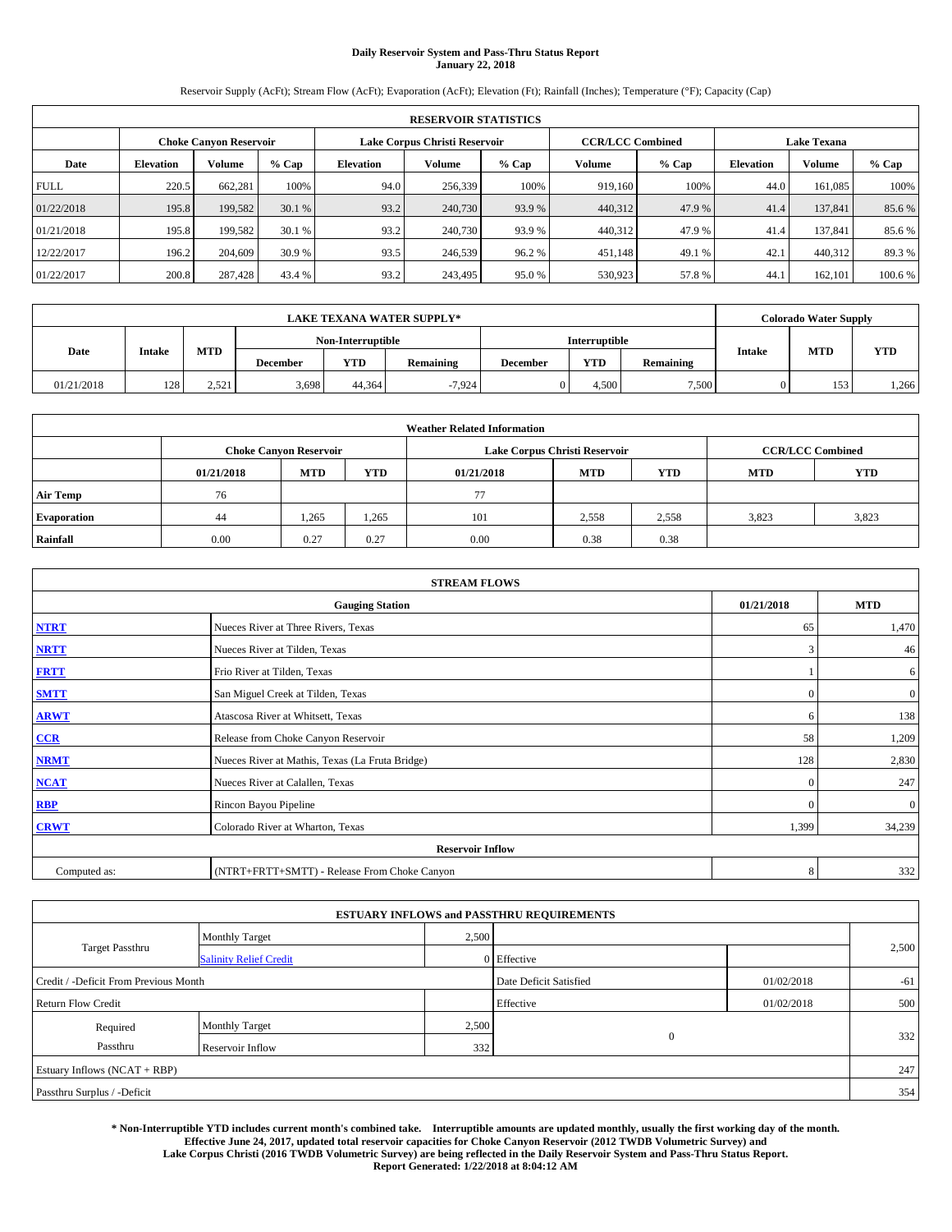# Daily Reservoir System and Pass-Thru Status Report
## January 22, 2018

Reservoir Supply (AcFt); Stream Flow (AcFt); Evaporation (AcFt); Elevation (Ft); Rainfall (Inches); Temperature (°F); Capacity (Cap)

| RESERVOIR STATISTICS | | | | | | | | | | | |
|---|---|---|---|---|---|---|---|---|---|---|---|
| | Choke Canyon Reservoir | | | Lake Corpus Christi Reservoir | | | CCR/LCC Combined | | Lake Texana | | |
| Date | Elevation | Volume | % Cap | Elevation | Volume | % Cap | Volume | % Cap | Elevation | Volume | % Cap |
| FULL | 220.5 | 662,281 | 100% | 94.0 | 256,339 | 100% | 919,160 | 100% | 44.0 | 161,085 | 100% |
| 01/22/2018 | 195.8 | 199,582 | 30.1 % | 93.2 | 240,730 | 93.9 % | 440,312 | 47.9 % | 41.4 | 137,841 | 85.6 % |
| 01/21/2018 | 195.8 | 199,582 | 30.1 % | 93.2 | 240,730 | 93.9 % | 440,312 | 47.9 % | 41.4 | 137,841 | 85.6 % |
| 12/22/2017 | 196.2 | 204,609 | 30.9 % | 93.5 | 246,539 | 96.2 % | 451,148 | 49.1 % | 42.1 | 440,312 | 89.3 % |
| 01/22/2017 | 200.8 | 287,428 | 43.4 % | 93.2 | 243,495 | 95.0 % | 530,923 | 57.8 % | 44.1 | 162,101 | 100.6 % |

| LAKE TEXANA WATER SUPPLY* | | | | | | | | | Colorado Water Supply | | |
|---|---|---|---|---|---|---|---|---|---|---|---|
| | | | Non-Interruptible | | | Interruptible | | | | | |
| Date | Intake | MTD | December | YTD | Remaining | December | YTD | Remaining | Intake | MTD | YTD |
| 01/21/2018 | 128 | 2,521 | 3,698 | 44,364 | -7,924 | 0 | 4,500 | 7,500 | 0 | 153 | 1,266 |

| Weather Related Information | | | | | | | | |
|---|---|---|---|---|---|---|---|---|
| | Choke Canyon Reservoir | | | Lake Corpus Christi Reservoir | | | CCR/LCC Combined | |
| | 01/21/2018 | MTD | YTD | 01/21/2018 | MTD | YTD | MTD | YTD |
| Air Temp | 76 | | | 77 | | | | |
| Evaporation | 44 | 1,265 | 1,265 | 101 | 2,558 | 2,558 | 3,823 | 3,823 |
| Rainfall | 0.00 | 0.27 | 0.27 | 0.00 | 0.38 | 0.38 | | |

| STREAM FLOWS | | | |
|---|---|---|---|
| | Gauging Station | 01/21/2018 | MTD |
| NTRT | Nueces River at Three Rivers, Texas | 65 | 1,470 |
| NRTT | Nueces River at Tilden, Texas | 3 | 46 |
| FRTT | Frio River at Tilden, Texas | 1 | 6 |
| SMTT | San Miguel Creek at Tilden, Texas | 0 | 0 |
| ARWT | Atascosa River at Whitsett, Texas | 6 | 138 |
| CCR | Release from Choke Canyon Reservoir | 58 | 1,209 |
| NRMT | Nueces River at Mathis, Texas (La Fruta Bridge) | 128 | 2,830 |
| NCAT | Nueces River at Calallen, Texas | 0 | 247 |
| RBP | Rincon Bayou Pipeline | 0 | 0 |
| CRWT | Colorado River at Wharton, Texas | 1,399 | 34,239 |
| | Reservoir Inflow | | |
| Computed as: | (NTRT+FRTT+SMTT) - Release From Choke Canyon | 8 | 332 |

| ESTUARY INFLOWS and PASSTHRU REQUIREMENTS | | | | | |
|---|---|---|---|---|---|
| Target Passthru | Monthly Target | 2,500 | | | 2,500 |
| | Salinity Relief Credit | 0 | Effective | | |
| Credit / -Deficit From Previous Month | | | Date Deficit Satisfied | 01/02/2018 | -61 |
| Return Flow Credit | | | Effective | 01/02/2018 | 500 |
| Required Passthru | Monthly Target | 2,500 | 0 | | 332 |
| | Reservoir Inflow | 332 | | | |
| Estuary Inflows (NCAT + RBP) | | | | | 247 |
| Passthru Surplus / -Deficit | | | | | 354 |

**\* Non-Interruptible YTD includes current month's combined take. Interruptible amounts are updated monthly, usually the first working day of the month. Effective June 24, 2017, updated total reservoir capacities for Choke Canyon Reservoir (2012 TWDB Volumetric Survey) and Lake Corpus Christi (2016 TWDB Volumetric Survey) are being reflected in the Daily Reservoir System and Pass-Thru Status Report. Report Generated: 1/22/2018 at 8:04:12 AM**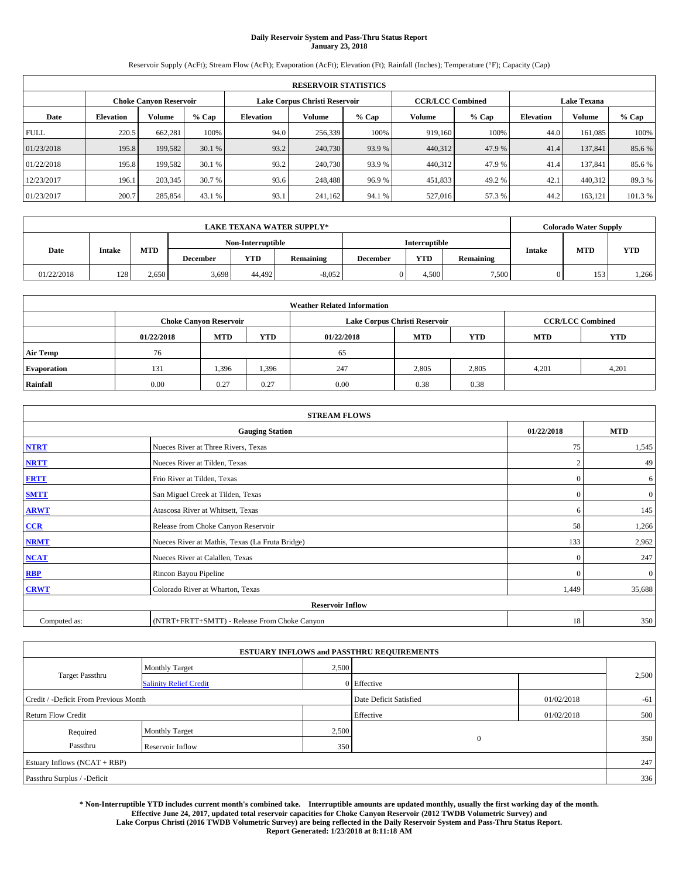# Daily Reservoir System and Pass-Thru Status Report
## January 23, 2018

Reservoir Supply (AcFt); Stream Flow (AcFt); Evaporation (AcFt); Elevation (Ft); Rainfall (Inches); Temperature (°F); Capacity (Cap)

| RESERVOIR STATISTICS | | | | | | | | | | | |
|---|---|---|---|---|---|---|---|---|---|---|---|
| | Choke Canyon Reservoir | | | Lake Corpus Christi Reservoir | | | CCR/LCC Combined | | Lake Texana | | |
| Date | Elevation | Volume | % Cap | Elevation | Volume | % Cap | Volume | % Cap | Elevation | Volume | % Cap |
| FULL | 220.5 | 662,281 | 100% | 94.0 | 256,339 | 100% | 919,160 | 100% | 44.0 | 161,085 | 100% |
| 01/23/2018 | 195.8 | 199,582 | 30.1 % | 93.2 | 240,730 | 93.9 % | 440,312 | 47.9 % | 41.4 | 137,841 | 85.6 % |
| 01/22/2018 | 195.8 | 199,582 | 30.1 % | 93.2 | 240,730 | 93.9 % | 440,312 | 47.9 % | 41.4 | 137,841 | 85.6 % |
| 12/23/2017 | 196.1 | 203,345 | 30.7 % | 93.6 | 248,488 | 96.9 % | 451,833 | 49.2 % | 42.1 | 440,312 | 89.3 % |
| 01/23/2017 | 200.7 | 285,854 | 43.1 % | 93.1 | 241,162 | 94.1 % | 527,016 | 57.3 % | 44.2 | 163,121 | 101.3 % |

| LAKE TEXANA WATER SUPPLY* | | | | | | | | | Colorado Water Supply | | |
|---|---|---|---|---|---|---|---|---|---|---|---|
| Date | Intake | MTD | Non-Interruptible | | | Interruptible | | | Intake | MTD | YTD |
| | | | December | YTD | Remaining | December | YTD | Remaining | | | |
| 01/22/2018 | 128 | 2,650 | 3,698 | 44,492 | -8,052 | 0 | 4,500 | 7,500 | 0 | 153 | 1,266 |

| Weather Related Information | | | | | | | | |
|---|---|---|---|---|---|---|---|---|
| | Choke Canyon Reservoir | | | Lake Corpus Christi Reservoir | | | CCR/LCC Combined | |
| | 01/22/2018 | MTD | YTD | 01/22/2018 | MTD | YTD | MTD | YTD |
| Air Temp | 76 | | | 65 | | | | |
| Evaporation | 131 | 1,396 | 1,396 | 247 | 2,805 | 2,805 | 4,201 | 4,201 |
| Rainfall | 0.00 | 0.27 | 0.27 | 0.00 | 0.38 | 0.38 | | |

| STREAM FLOWS | | | |
|---|---|---|---|
| | Gauging Station | 01/22/2018 | MTD |
| NTRT | Nueces River at Three Rivers, Texas | 75 | 1,545 |
| NRTT | Nueces River at Tilden, Texas | 2 | 49 |
| FRTT | Frio River at Tilden, Texas | 0 | 6 |
| SMTT | San Miguel Creek at Tilden, Texas | 0 | 0 |
| ARWT | Atascosa River at Whitsett, Texas | 6 | 145 |
| CCR | Release from Choke Canyon Reservoir | 58 | 1,266 |
| NRMT | Nueces River at Mathis, Texas (La Fruta Bridge) | 133 | 2,962 |
| NCAT | Nueces River at Calallen, Texas | 0 | 247 |
| RBP | Rincon Bayou Pipeline | 0 | 0 |
| CRWT | Colorado River at Wharton, Texas | 1,449 | 35,688 |
| | Reservoir Inflow | | |
| Computed as: | (NTRT+FRTT+SMTT) - Release From Choke Canyon | 18 | 350 |

| ESTUARY INFLOWS and PASSTHRU REQUIREMENTS | | | | | |
|---|---|---|---|---|---|
| Target Passthru | Monthly Target | 2,500 | | | 2,500 |
| | Salinity Relief Credit | 0 | Effective | | |
| Credit / -Deficit From Previous Month | | | Date Deficit Satisfied | 01/02/2018 | -61 |
| Return Flow Credit | | | Effective | 01/02/2018 | 500 |
| Required Passthru | Monthly Target | 2,500 | 0 | | 350 |
| | Reservoir Inflow | 350 | | | |
| Estuary Inflows (NCAT + RBP) | | | | | 247 |
| Passthru Surplus / -Deficit | | | | | 336 |

**\* Non-Interruptible YTD includes current month's combined take. Interruptible amounts are updated monthly, usually the first working day of the month. Effective June 24, 2017, updated total reservoir capacities for Choke Canyon Reservoir (2012 TWDB Volumetric Survey) and Lake Corpus Christi (2016 TWDB Volumetric Survey) are being reflected in the Daily Reservoir System and Pass-Thru Status Report. Report Generated: 1/23/2018 at 8:11:18 AM**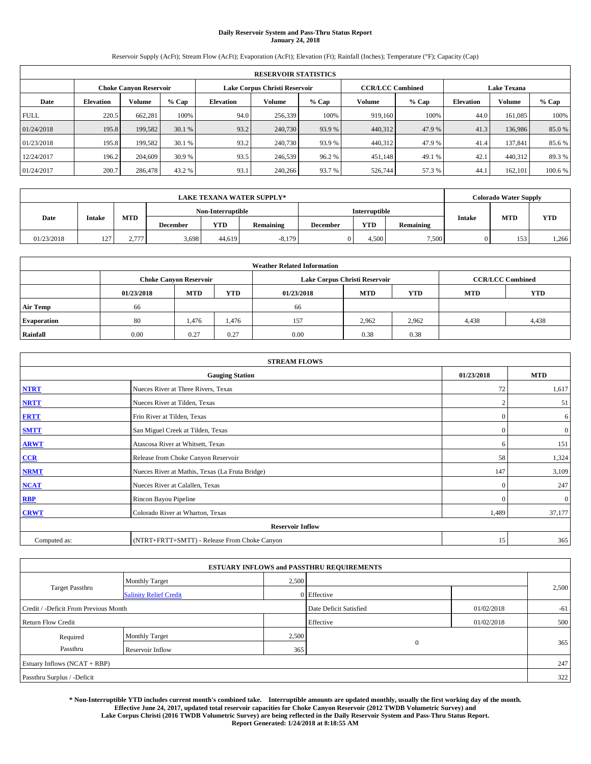**Daily Reservoir System and Pass-Thru Status Report**
**January 24, 2018**

Reservoir Supply (AcFt); Stream Flow (AcFt); Evaporation (AcFt); Elevation (Ft); Rainfall (Inches); Temperature (°F); Capacity (Cap)

| RESERVOIR STATISTICS | | | | | | | | | | | |
|---|---|---|---|---|---|---|---|---|---|---|---|
| | Choke Canyon Reservoir | | | Lake Corpus Christi Reservoir | | | CCR/LCC Combined | | Lake Texana | | |
| Date | Elevation | Volume | % Cap | Elevation | Volume | % Cap | Volume | % Cap | Elevation | Volume | % Cap |
| FULL | 220.5 | 662,281 | 100% | 94.0 | 256,339 | 100% | 919,160 | 100% | 44.0 | 161,085 | 100% |
| 01/24/2018 | 195.8 | 199,582 | 30.1 % | 93.2 | 240,730 | 93.9 % | 440,312 | 47.9 % | 41.3 | 136,986 | 85.0 % |
| 01/23/2018 | 195.8 | 199,582 | 30.1 % | 93.2 | 240,730 | 93.9 % | 440,312 | 47.9 % | 41.4 | 137,841 | 85.6 % |
| 12/24/2017 | 196.2 | 204,609 | 30.9 % | 93.5 | 246,539 | 96.2 % | 451,148 | 49.1 % | 42.1 | 440,312 | 89.3 % |
| 01/24/2017 | 200.7 | 286,478 | 43.2 % | 93.1 | 240,266 | 93.7 % | 526,744 | 57.3 % | 44.1 | 162,101 | 100.6 % |

| LAKE TEXANA WATER SUPPLY* | | | | | | | | | Colorado Water Supply | | |
|---|---|---|---|---|---|---|---|---|---|---|---|
| Date | Intake | MTD | Non-Interruptible | | | Interruptible | | | Intake | MTD | YTD |
| | | | December | YTD | Remaining | December | YTD | Remaining | | | |
| 01/23/2018 | 127 | 2,777 | 3,698 | 44,619 | -8,179 | 0 | 4,500 | 7,500 | 0 | 153 | 1,266 |

| Weather Related Information | | | | | | | | |
|---|---|---|---|---|---|---|---|---|
| | Choke Canyon Reservoir | | | Lake Corpus Christi Reservoir | | | CCR/LCC Combined | |
| | 01/23/2018 | MTD | YTD | 01/23/2018 | MTD | YTD | MTD | YTD |
| Air Temp | 66 | | | 66 | | | | |
| Evaporation | 80 | 1,476 | 1,476 | 157 | 2,962 | 2,962 | 4,438 | 4,438 |
| Rainfall | 0.00 | 0.27 | 0.27 | 0.00 | 0.38 | 0.38 | | |

| STREAM FLOWS | | | |
|---|---|---|---|
| Gauging Station | | 01/23/2018 | MTD |
| NTRT | Nueces River at Three Rivers, Texas | 72 | 1,617 |
| NRTT | Nueces River at Tilden, Texas | 2 | 51 |
| FRTT | Frio River at Tilden, Texas | 0 | 6 |
| SMTT | San Miguel Creek at Tilden, Texas | 0 | 0 |
| ARWT | Atascosa River at Whitsett, Texas | 6 | 151 |
| CCR | Release from Choke Canyon Reservoir | 58 | 1,324 |
| NRMT | Nueces River at Mathis, Texas (La Fruta Bridge) | 147 | 3,109 |
| NCAT | Nueces River at Calallen, Texas | 0 | 247 |
| RBP | Rincon Bayou Pipeline | 0 | 0 |
| CRWT | Colorado River at Wharton, Texas | 1,489 | 37,177 |
| Reservoir Inflow | | | |
| Computed as: | (NTRT+FRTT+SMTT) - Release From Choke Canyon | 15 | 365 |

| ESTUARY INFLOWS and PASSTHRU REQUIREMENTS | | | | | |
|---|---|---|---|---|---|
| Target Passthru | Monthly Target | 2,500 | | | 2,500 |
| | Salinity Relief Credit | 0 | Effective | | |
| Credit / -Deficit From Previous Month | | | Date Deficit Satisfied | 01/02/2018 | -61 |
| Return Flow Credit | | | Effective | 01/02/2018 | 500 |
| Required Passthru | Monthly Target | 2,500 | 0 | | 365 |
| | Reservoir Inflow | 365 | | | |
| Estuary Inflows (NCAT + RBP) | | | | | 247 |
| Passthru Surplus / -Deficit | | | | | 322 |

**\* Non-Interruptible YTD includes current month's combined take. Interruptible amounts are updated monthly, usually the first working day of the month. Effective June 24, 2017, updated total reservoir capacities for Choke Canyon Reservoir (2012 TWDB Volumetric Survey) and Lake Corpus Christi (2016 TWDB Volumetric Survey) are being reflected in the Daily Reservoir System and Pass-Thru Status Report. Report Generated: 1/24/2018 at 8:18:55 AM**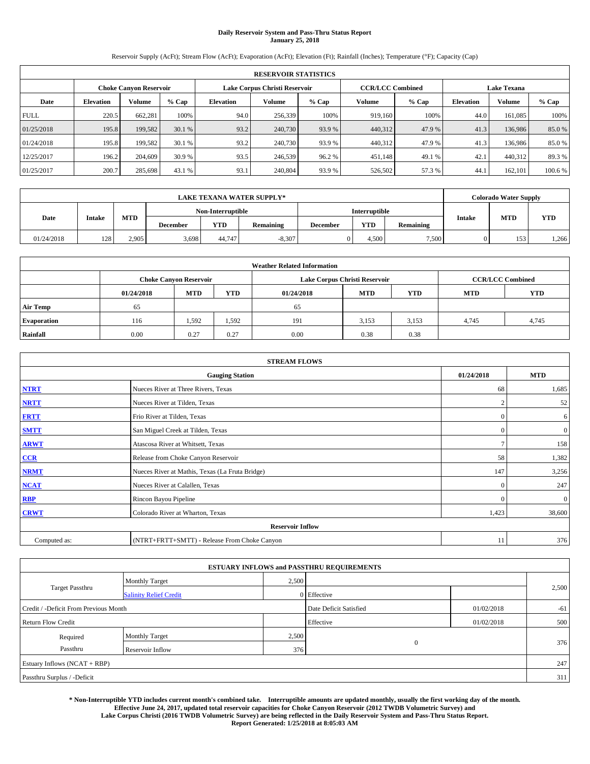# Daily Reservoir System and Pass-Thru Status Report
## January 25, 2018

Reservoir Supply (AcFt); Stream Flow (AcFt); Evaporation (AcFt); Elevation (Ft); Rainfall (Inches); Temperature (°F); Capacity (Cap)

| RESERVOIR STATISTICS | | | | | | | | | | | |
|---|---|---|---|---|---|---|---|---|---|---|---|
| | Choke Canyon Reservoir | | | Lake Corpus Christi Reservoir | | | CCR/LCC Combined | | Lake Texana | | |
| Date | Elevation | Volume | % Cap | Elevation | Volume | % Cap | Volume | % Cap | Elevation | Volume | % Cap |
| FULL | 220.5 | 662,281 | 100% | 94.0 | 256,339 | 100% | 919,160 | 100% | 44.0 | 161,085 | 100% |
| 01/25/2018 | 195.8 | 199,582 | 30.1 % | 93.2 | 240,730 | 93.9 % | 440,312 | 47.9 % | 41.3 | 136,986 | 85.0 % |
| 01/24/2018 | 195.8 | 199,582 | 30.1 % | 93.2 | 240,730 | 93.9 % | 440,312 | 47.9 % | 41.3 | 136,986 | 85.0 % |
| 12/25/2017 | 196.2 | 204,609 | 30.9 % | 93.5 | 246,539 | 96.2 % | 451,148 | 49.1 % | 42.1 | 440,312 | 89.3 % |
| 01/25/2017 | 200.7 | 285,698 | 43.1 % | 93.1 | 240,804 | 93.9 % | 526,502 | 57.3 % | 44.1 | 162,101 | 100.6 % |

| LAKE TEXANA WATER SUPPLY* | | | | | | | | | Colorado Water Supply | | |
|---|---|---|---|---|---|---|---|---|---|---|---|
| Date | Intake | MTD | Non-Interruptible | | | Interruptible | | | Intake | MTD | YTD |
| | | | December | YTD | Remaining | December | YTD | Remaining | | | |
| 01/24/2018 | 128 | 2,905 | 3,698 | 44,747 | -8,307 | 0 | 4,500 | 7,500 | 0 | 153 | 1,266 |

| Weather Related Information | | | | | | | | |
|---|---|---|---|---|---|---|---|---|
| | Choke Canyon Reservoir | | | Lake Corpus Christi Reservoir | | | CCR/LCC Combined | |
| | 01/24/2018 | MTD | YTD | 01/24/2018 | MTD | YTD | MTD | YTD |
| Air Temp | 65 | | | 65 | | | | |
| Evaporation | 116 | 1,592 | 1,592 | 191 | 3,153 | 3,153 | 4,745 | 4,745 |
| Rainfall | 0.00 | 0.27 | 0.27 | 0.00 | 0.38 | 0.38 | | |

| STREAM FLOWS | | | |
|---|---|---|---|
| | Gauging Station | 01/24/2018 | MTD |
| NTRT | Nueces River at Three Rivers, Texas | 68 | 1,685 |
| NRTT | Nueces River at Tilden, Texas | 2 | 52 |
| FRTT | Frio River at Tilden, Texas | 0 | 6 |
| SMTT | San Miguel Creek at Tilden, Texas | 0 | 0 |
| ARWT | Atascosa River at Whitsett, Texas | 7 | 158 |
| CCR | Release from Choke Canyon Reservoir | 58 | 1,382 |
| NRMT | Nueces River at Mathis, Texas (La Fruta Bridge) | 147 | 3,256 |
| NCAT | Nueces River at Calallen, Texas | 0 | 247 |
| RBP | Rincon Bayou Pipeline | 0 | 0 |
| CRWT | Colorado River at Wharton, Texas | 1,423 | 38,600 |
| | Reservoir Inflow | | |
| Computed as: | (NTRT+FRTT+SMTT) - Release From Choke Canyon | 11 | 376 |

| ESTUARY INFLOWS and PASSTHRU REQUIREMENTS | | | | | |
|---|---|---|---|---|---|
| Target Passthru | Monthly Target | 2,500 | | | 2,500 |
| | Salinity Relief Credit | 0 | Effective | | |
| Credit / -Deficit From Previous Month | | | Date Deficit Satisfied | 01/02/2018 | -61 |
| Return Flow Credit | | | Effective | 01/02/2018 | 500 |
| Required Passthru | Monthly Target | 2,500 | 0 | | 376 |
| | Reservoir Inflow | 376 | | | |
| Estuary Inflows (NCAT + RBP) | | | | | 247 |
| Passthru Surplus / -Deficit | | | | | 311 |

**\* Non-Interruptible YTD includes current month's combined take. Interruptible amounts are updated monthly, usually the first working day of the month. Effective June 24, 2017, updated total reservoir capacities for Choke Canyon Reservoir (2012 TWDB Volumetric Survey) and Lake Corpus Christi (2016 TWDB Volumetric Survey) are being reflected in the Daily Reservoir System and Pass-Thru Status Report. Report Generated: 1/25/2018 at 8:05:03 AM**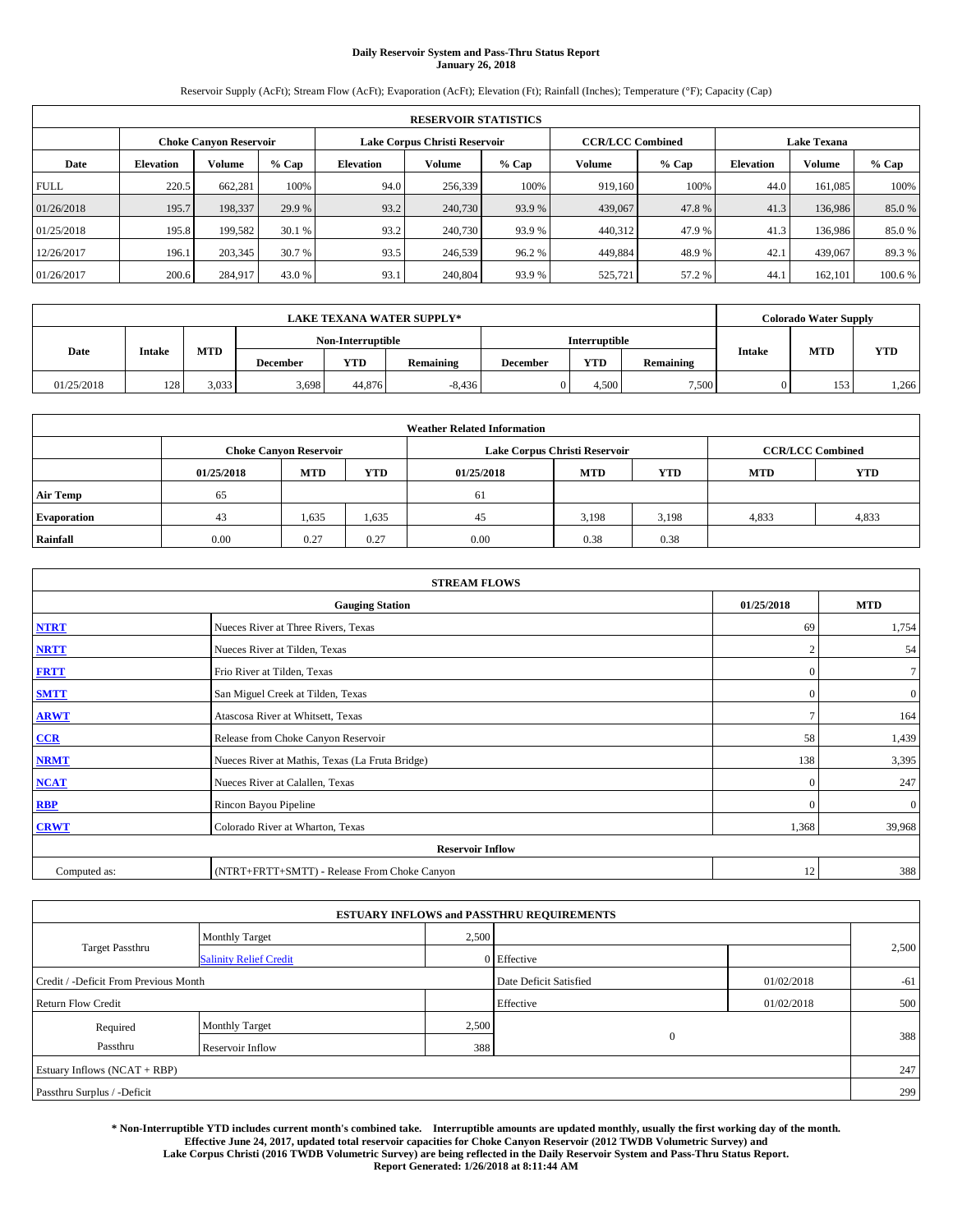**Daily Reservoir System and Pass-Thru Status Report**
**January 26, 2018**

Reservoir Supply (AcFt); Stream Flow (AcFt); Evaporation (AcFt); Elevation (Ft); Rainfall (Inches); Temperature (°F); Capacity (Cap)

| RESERVOIR STATISTICS | | | | | | | | | | | |
|---|---|---|---|---|---|---|---|---|---|---|---|
| | Choke Canyon Reservoir | | | Lake Corpus Christi Reservoir | | | CCR/LCC Combined | | Lake Texana | | |
| Date | Elevation | Volume | % Cap | Elevation | Volume | % Cap | Volume | % Cap | Elevation | Volume | % Cap |
| FULL | 220.5 | 662,281 | 100% | 94.0 | 256,339 | 100% | 919,160 | 100% | 44.0 | 161,085 | 100% |
| 01/26/2018 | 195.7 | 198,337 | 29.9 % | 93.2 | 240,730 | 93.9 % | 439,067 | 47.8 % | 41.3 | 136,986 | 85.0 % |
| 01/25/2018 | 195.8 | 199,582 | 30.1 % | 93.2 | 240,730 | 93.9 % | 440,312 | 47.9 % | 41.3 | 136,986 | 85.0 % |
| 12/26/2017 | 196.1 | 203,345 | 30.7 % | 93.5 | 246,539 | 96.2 % | 449,884 | 48.9 % | 42.1 | 439,067 | 89.3 % |
| 01/26/2017 | 200.6 | 284,917 | 43.0 % | 93.1 | 240,804 | 93.9 % | 525,721 | 57.2 % | 44.1 | 162,101 | 100.6 % |

| LAKE TEXANA WATER SUPPLY* | | | | | | | | | Colorado Water Supply | | |
|---|---|---|---|---|---|---|---|---|---|---|---|
| | | | Non-Interruptible | | | Interruptible | | | | | |
| Date | Intake | MTD | December | YTD | Remaining | December | YTD | Remaining | Intake | MTD | YTD |
| 01/25/2018 | 128 | 3,033 | 3,698 | 44,876 | -8,436 | 0 | 4,500 | 7,500 | 0 | 153 | 1,266 |

| Weather Related Information | | | | | | | | |
|---|---|---|---|---|---|---|---|---|
| | Choke Canyon Reservoir | | | Lake Corpus Christi Reservoir | | | CCR/LCC Combined | |
| | 01/25/2018 | MTD | YTD | 01/25/2018 | MTD | YTD | MTD | YTD |
| Air Temp | 65 | | | 61 | | | | |
| Evaporation | 43 | 1,635 | 1,635 | 45 | 3,198 | 3,198 | 4,833 | 4,833 |
| Rainfall | 0.00 | 0.27 | 0.27 | 0.00 | 0.38 | 0.38 | | |

| STREAM FLOWS | | | |
|---|---|---|---|
| Gauging Station | | 01/25/2018 | MTD |
| NTRT | Nueces River at Three Rivers, Texas | 69 | 1,754 |
| NRTT | Nueces River at Tilden, Texas | 2 | 54 |
| FRTT | Frio River at Tilden, Texas | 0 | 7 |
| SMTT | San Miguel Creek at Tilden, Texas | 0 | 0 |
| ARWT | Atascosa River at Whitsett, Texas | 7 | 164 |
| CCR | Release from Choke Canyon Reservoir | 58 | 1,439 |
| NRMT | Nueces River at Mathis, Texas (La Fruta Bridge) | 138 | 3,395 |
| NCAT | Nueces River at Calallen, Texas | 0 | 247 |
| RBP | Rincon Bayou Pipeline | 0 | 0 |
| CRWT | Colorado River at Wharton, Texas | 1,368 | 39,968 |
| Reservoir Inflow | | | |
| Computed as: | (NTRT+FRTT+SMTT) - Release From Choke Canyon | 12 | 388 |

| ESTUARY INFLOWS and PASSTHRU REQUIREMENTS | | | | | |
|---|---|---|---|---|---|
| Target Passthru | Monthly Target | 2,500 | | | 2,500 |
| | Salinity Relief Credit | 0 | Effective | | |
| Credit / -Deficit From Previous Month | | | Date Deficit Satisfied | 01/02/2018 | -61 |
| Return Flow Credit | | | Effective | 01/02/2018 | 500 |
| Required Passthru | Monthly Target | 2,500 | 0 | | 388 |
| | Reservoir Inflow | 388 | | | |
| Estuary Inflows (NCAT + RBP) | | | | | 247 |
| Passthru Surplus / -Deficit | | | | | 299 |

**\* Non-Interruptible YTD includes current month's combined take. Interruptible amounts are updated monthly, usually the first working day of the month. Effective June 24, 2017, updated total reservoir capacities for Choke Canyon Reservoir (2012 TWDB Volumetric Survey) and Lake Corpus Christi (2016 TWDB Volumetric Survey) are being reflected in the Daily Reservoir System and Pass-Thru Status Report. Report Generated: 1/26/2018 at 8:11:44 AM**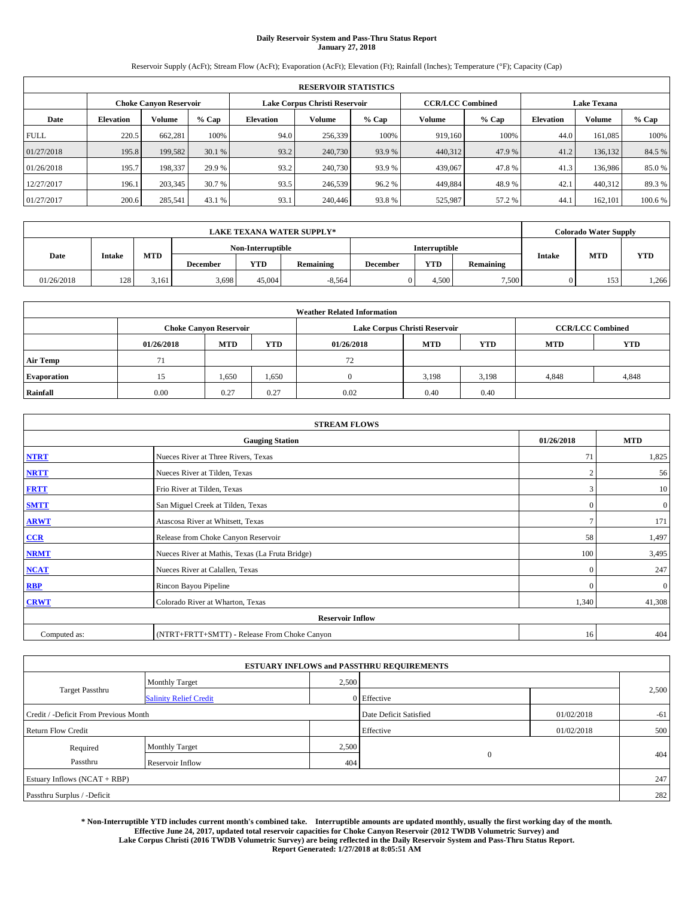**Daily Reservoir System and Pass-Thru Status Report**
**January 27, 2018**

Reservoir Supply (AcFt); Stream Flow (AcFt); Evaporation (AcFt); Elevation (Ft); Rainfall (Inches); Temperature (°F); Capacity (Cap)

| RESERVOIR STATISTICS | | | | | | | | | | | |
|---|---|---|---|---|---|---|---|---|---|---|---|
| | Choke Canyon Reservoir | | | Lake Corpus Christi Reservoir | | | CCR/LCC Combined | | Lake Texana | | |
| Date | Elevation | Volume | % Cap | Elevation | Volume | % Cap | Volume | % Cap | Elevation | Volume | % Cap |
| FULL | 220.5 | 662,281 | 100% | 94.0 | 256,339 | 100% | 919,160 | 100% | 44.0 | 161,085 | 100% |
| 01/27/2018 | 195.8 | 199,582 | 30.1 % | 93.2 | 240,730 | 93.9 % | 440,312 | 47.9 % | 41.2 | 136,132 | 84.5 % |
| 01/26/2018 | 195.7 | 198,337 | 29.9 % | 93.2 | 240,730 | 93.9 % | 439,067 | 47.8 % | 41.3 | 136,986 | 85.0 % |
| 12/27/2017 | 196.1 | 203,345 | 30.7 % | 93.5 | 246,539 | 96.2 % | 449,884 | 48.9 % | 42.1 | 440,312 | 89.3 % |
| 01/27/2017 | 200.6 | 285,541 | 43.1 % | 93.1 | 240,446 | 93.8 % | 525,987 | 57.2 % | 44.1 | 162,101 | 100.6 % |

| LAKE TEXANA WATER SUPPLY* | | | | | | | | | Colorado Water Supply | | |
|---|---|---|---|---|---|---|---|---|---|---|---|
| Date | Intake | MTD | Non-Interruptible | | | Interruptible | | | Intake | MTD | YTD |
| | | | December | YTD | Remaining | December | YTD | Remaining | | | |
| 01/26/2018 | 128 | 3,161 | 3,698 | 45,004 | -8,564 | 0 | 4,500 | 7,500 | 0 | 153 | 1,266 |

| Weather Related Information | | | | | | | | |
|---|---|---|---|---|---|---|---|---|
| | Choke Canyon Reservoir | | | Lake Corpus Christi Reservoir | | | CCR/LCC Combined | |
| | 01/26/2018 | MTD | YTD | 01/26/2018 | MTD | YTD | MTD | YTD |
| Air Temp | 71 | | | 72 | | | | |
| Evaporation | 15 | 1,650 | 1,650 | 0 | 3,198 | 3,198 | 4,848 | 4,848 |
| Rainfall | 0.00 | 0.27 | 0.27 | 0.02 | 0.40 | 0.40 | | |

| STREAM FLOWS | | | |
|---|---|---|---|
| Gauging Station | | 01/26/2018 | MTD |
| NTRT | Nueces River at Three Rivers, Texas | 71 | 1,825 |
| NRTT | Nueces River at Tilden, Texas | 2 | 56 |
| FRTT | Frio River at Tilden, Texas | 3 | 10 |
| SMTT | San Miguel Creek at Tilden, Texas | 0 | 0 |
| ARWT | Atascosa River at Whitsett, Texas | 7 | 171 |
| CCR | Release from Choke Canyon Reservoir | 58 | 1,497 |
| NRMT | Nueces River at Mathis, Texas (La Fruta Bridge) | 100 | 3,495 |
| NCAT | Nueces River at Calallen, Texas | 0 | 247 |
| RBP | Rincon Bayou Pipeline | 0 | 0 |
| CRWT | Colorado River at Wharton, Texas | 1,340 | 41,308 |
| Reservoir Inflow | | | |
| Computed as: | (NTRT+FRTT+SMTT) - Release From Choke Canyon | 16 | 404 |

| ESTUARY INFLOWS and PASSTHRU REQUIREMENTS | | | | | |
|---|---|---|---|---|---|
| Target Passthru | Monthly Target | 2,500 | | | 2,500 |
| | Salinity Relief Credit | 0 | Effective | | |
| Credit / -Deficit From Previous Month | | | Date Deficit Satisfied | 01/02/2018 | -61 |
| Return Flow Credit | | | Effective | 01/02/2018 | 500 |
| Required Passthru | Monthly Target | 2,500 | 0 | | 404 |
| | Reservoir Inflow | 404 | | | |
| Estuary Inflows (NCAT + RBP) | | | | | 247 |
| Passthru Surplus / -Deficit | | | | | 282 |

**\* Non-Interruptible YTD includes current month's combined take. Interruptible amounts are updated monthly, usually the first working day of the month. Effective June 24, 2017, updated total reservoir capacities for Choke Canyon Reservoir (2012 TWDB Volumetric Survey) and Lake Corpus Christi (2016 TWDB Volumetric Survey) are being reflected in the Daily Reservoir System and Pass-Thru Status Report.**
**Report Generated: 1/27/2018 at 8:05:51 AM**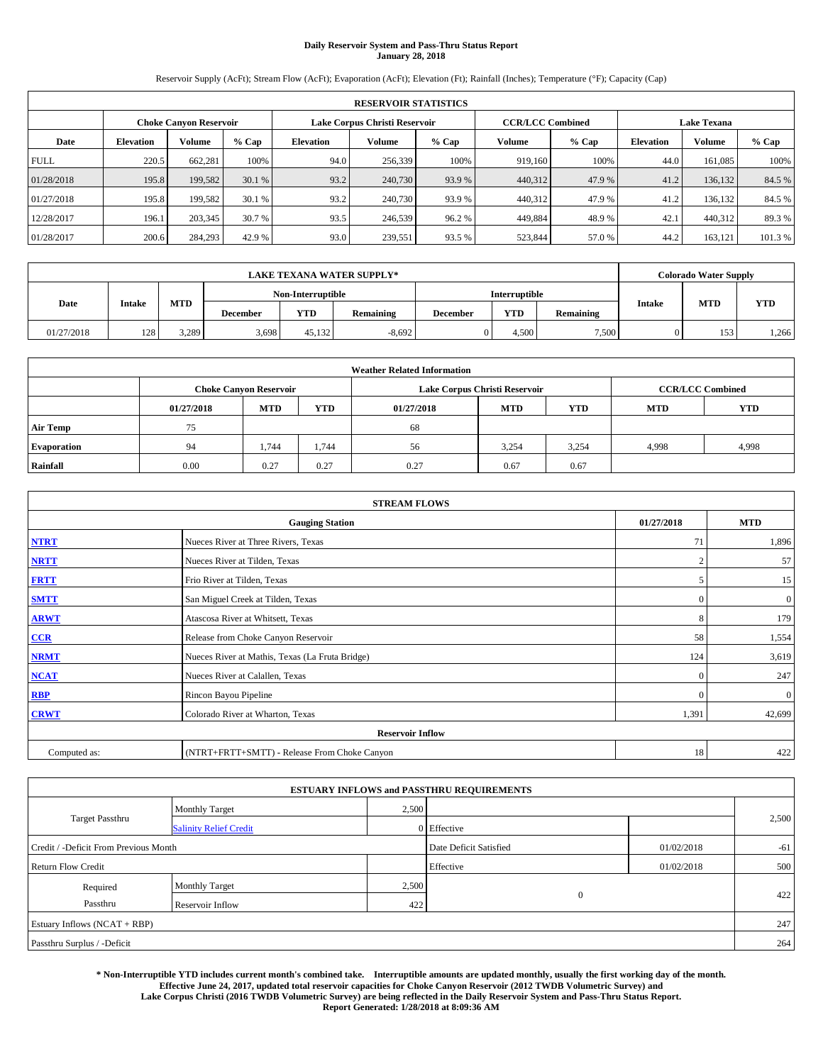**Daily Reservoir System and Pass-Thru Status Report**
**January 28, 2018**

Reservoir Supply (AcFt); Stream Flow (AcFt); Evaporation (AcFt); Elevation (Ft); Rainfall (Inches); Temperature (°F); Capacity (Cap)

| RESERVOIR STATISTICS | | | | | | | | | | | |
|---|---|---|---|---|---|---|---|---|---|---|---|
| | Choke Canyon Reservoir | | | Lake Corpus Christi Reservoir | | | CCR/LCC Combined | | Lake Texana | | |
| Date | Elevation | Volume | % Cap | Elevation | Volume | % Cap | Volume | % Cap | Elevation | Volume | % Cap |
| FULL | 220.5 | 662,281 | 100% | 94.0 | 256,339 | 100% | 919,160 | 100% | 44.0 | 161,085 | 100% |
| 01/28/2018 | 195.8 | 199,582 | 30.1 % | 93.2 | 240,730 | 93.9 % | 440,312 | 47.9 % | 41.2 | 136,132 | 84.5 % |
| 01/27/2018 | 195.8 | 199,582 | 30.1 % | 93.2 | 240,730 | 93.9 % | 440,312 | 47.9 % | 41.2 | 136,132 | 84.5 % |
| 12/28/2017 | 196.1 | 203,345 | 30.7 % | 93.5 | 246,539 | 96.2 % | 449,884 | 48.9 % | 42.1 | 440,312 | 89.3 % |
| 01/28/2017 | 200.6 | 284,293 | 42.9 % | 93.0 | 239,551 | 93.5 % | 523,844 | 57.0 % | 44.2 | 163,121 | 101.3 % |

| LAKE TEXANA WATER SUPPLY* | | | | | | | | | Colorado Water Supply | | |
|---|---|---|---|---|---|---|---|---|---|---|---|
| Date | Intake | MTD | Non-Interruptible | | | Interruptible | | | Intake | MTD | YTD |
| | | | December | YTD | Remaining | December | YTD | Remaining | | | |
| 01/27/2018 | 128 | 3,289 | 3,698 | 45,132 | -8,692 | 0 | 4,500 | 7,500 | 0 | 153 | 1,266 |

| Weather Related Information | | | | | | | | |
|---|---|---|---|---|---|---|---|---|
| | Choke Canyon Reservoir | | | Lake Corpus Christi Reservoir | | | CCR/LCC Combined | |
| | 01/27/2018 | MTD | YTD | 01/27/2018 | MTD | YTD | MTD | YTD |
| Air Temp | 75 | | | 68 | | | | |
| Evaporation | 94 | 1,744 | 1,744 | 56 | 3,254 | 3,254 | 4,998 | 4,998 |
| Rainfall | 0.00 | 0.27 | 0.27 | 0.27 | 0.67 | 0.67 | | |

| STREAM FLOWS | | | |
|---|---|---|---|
| Gauging Station | | 01/27/2018 | MTD |
| NTRT | Nueces River at Three Rivers, Texas | 71 | 1,896 |
| NRTT | Nueces River at Tilden, Texas | 2 | 57 |
| FRTT | Frio River at Tilden, Texas | 5 | 15 |
| SMTT | San Miguel Creek at Tilden, Texas | 0 | 0 |
| ARWT | Atascosa River at Whitsett, Texas | 8 | 179 |
| CCR | Release from Choke Canyon Reservoir | 58 | 1,554 |
| NRMT | Nueces River at Mathis, Texas (La Fruta Bridge) | 124 | 3,619 |
| NCAT | Nueces River at Calallen, Texas | 0 | 247 |
| RBP | Rincon Bayou Pipeline | 0 | 0 |
| CRWT | Colorado River at Wharton, Texas | 1,391 | 42,699 |
| Reservoir Inflow | | | |
| Computed as: | (NTRT+FRTT+SMTT) - Release From Choke Canyon | 18 | 422 |

| ESTUARY INFLOWS and PASSTHRU REQUIREMENTS | | | | | |
|---|---|---|---|---|---|
| Target Passthru | Monthly Target | 2,500 | | | 2,500 |
| | Salinity Relief Credit | 0 | Effective | | |
| Credit / -Deficit From Previous Month | | | Date Deficit Satisfied | 01/02/2018 | -61 |
| Return Flow Credit | | | Effective | 01/02/2018 | 500 |
| Required Passthru | Monthly Target | 2,500 | 0 | | 422 |
| | Reservoir Inflow | 422 | | | |
| Estuary Inflows (NCAT + RBP) | | | | | 247 |
| Passthru Surplus / -Deficit | | | | | 264 |

**\* Non-Interruptible YTD includes current month's combined take. Interruptible amounts are updated monthly, usually the first working day of the month. Effective June 24, 2017, updated total reservoir capacities for Choke Canyon Reservoir (2012 TWDB Volumetric Survey) and Lake Corpus Christi (2016 TWDB Volumetric Survey) are being reflected in the Daily Reservoir System and Pass-Thru Status Report. Report Generated: 1/28/2018 at 8:09:36 AM**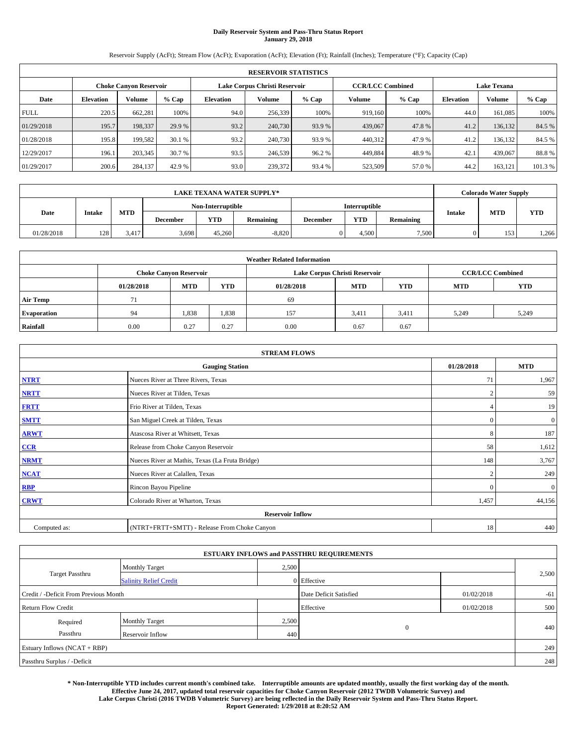**Daily Reservoir System and Pass-Thru Status Report**
**January 29, 2018**

Reservoir Supply (AcFt); Stream Flow (AcFt); Evaporation (AcFt); Elevation (Ft); Rainfall (Inches); Temperature (°F); Capacity (Cap)

| RESERVOIR STATISTICS | | | | | | | | | | | |
|---|---|---|---|---|---|---|---|---|---|---|---|
| | Choke Canyon Reservoir | | | Lake Corpus Christi Reservoir | | | CCR/LCC Combined | | Lake Texana | | |
| Date | Elevation | Volume | % Cap | Elevation | Volume | % Cap | Volume | % Cap | Elevation | Volume | % Cap |
| FULL | 220.5 | 662,281 | 100% | 94.0 | 256,339 | 100% | 919,160 | 100% | 44.0 | 161,085 | 100% |
| 01/29/2018 | 195.7 | 198,337 | 29.9 % | 93.2 | 240,730 | 93.9 % | 439,067 | 47.8 % | 41.2 | 136,132 | 84.5 % |
| 01/28/2018 | 195.8 | 199,582 | 30.1 % | 93.2 | 240,730 | 93.9 % | 440,312 | 47.9 % | 41.2 | 136,132 | 84.5 % |
| 12/29/2017 | 196.1 | 203,345 | 30.7 % | 93.5 | 246,539 | 96.2 % | 449,884 | 48.9 % | 42.1 | 439,067 | 88.8 % |
| 01/29/2017 | 200.6 | 284,137 | 42.9 % | 93.0 | 239,372 | 93.4 % | 523,509 | 57.0 % | 44.2 | 163,121 | 101.3 % |

| LAKE TEXANA WATER SUPPLY* | | | | | | | | | Colorado Water Supply | | |
|---|---|---|---|---|---|---|---|---|---|---|---|
| Date | Intake | MTD | Non-Interruptible | | | Interruptible | | | Intake | MTD | YTD |
| | | | December | YTD | Remaining | December | YTD | Remaining | | | |
| 01/28/2018 | 128 | 3,417 | 3,698 | 45,260 | -8,820 | 0 | 4,500 | 7,500 | 0 | 153 | 1,266 |

| Weather Related Information | | | | | | | | |
|---|---|---|---|---|---|---|---|---|
| | Choke Canyon Reservoir | | | Lake Corpus Christi Reservoir | | | CCR/LCC Combined | |
| | 01/28/2018 | MTD | YTD | 01/28/2018 | MTD | YTD | MTD | YTD |
| Air Temp | 71 | | | 69 | | | | |
| Evaporation | 94 | 1,838 | 1,838 | 157 | 3,411 | 3,411 | 5,249 | 5,249 |
| Rainfall | 0.00 | 0.27 | 0.27 | 0.00 | 0.67 | 0.67 | | |

| STREAM FLOWS | | | |
|---|---|---|---|
| Gauging Station | | 01/28/2018 | MTD |
| NTRT | Nueces River at Three Rivers, Texas | 71 | 1,967 |
| NRTT | Nueces River at Tilden, Texas | 2 | 59 |
| FRTT | Frio River at Tilden, Texas | 4 | 19 |
| SMTT | San Miguel Creek at Tilden, Texas | 0 | 0 |
| ARWT | Atascosa River at Whitsett, Texas | 8 | 187 |
| CCR | Release from Choke Canyon Reservoir | 58 | 1,612 |
| NRMT | Nueces River at Mathis, Texas (La Fruta Bridge) | 148 | 3,767 |
| NCAT | Nueces River at Calallen, Texas | 2 | 249 |
| RBP | Rincon Bayou Pipeline | 0 | 0 |
| CRWT | Colorado River at Wharton, Texas | 1,457 | 44,156 |
| Reservoir Inflow | | | |
| Computed as: | (NTRT+FRTT+SMTT) - Release From Choke Canyon | 18 | 440 |

| ESTUARY INFLOWS and PASSTHRU REQUIREMENTS | | | | | |
|---|---|---|---|---|---|
| Target Passthru | Monthly Target | 2,500 | | | 2,500 |
| | Salinity Relief Credit | 0 | Effective | | |
| Credit / -Deficit From Previous Month | | | Date Deficit Satisfied | 01/02/2018 | -61 |
| Return Flow Credit | | | Effective | 01/02/2018 | 500 |
| Required Passthru | Monthly Target | 2,500 | 0 | | 440 |
| | Reservoir Inflow | 440 | | | |
| Estuary Inflows (NCAT + RBP) | | | | | 249 |
| Passthru Surplus / -Deficit | | | | | 248 |

**\* Non-Interruptible YTD includes current month's combined take. Interruptible amounts are updated monthly, usually the first working day of the month. Effective June 24, 2017, updated total reservoir capacities for Choke Canyon Reservoir (2012 TWDB Volumetric Survey) and Lake Corpus Christi (2016 TWDB Volumetric Survey) are being reflected in the Daily Reservoir System and Pass-Thru Status Report. Report Generated: 1/29/2018 at 8:20:52 AM**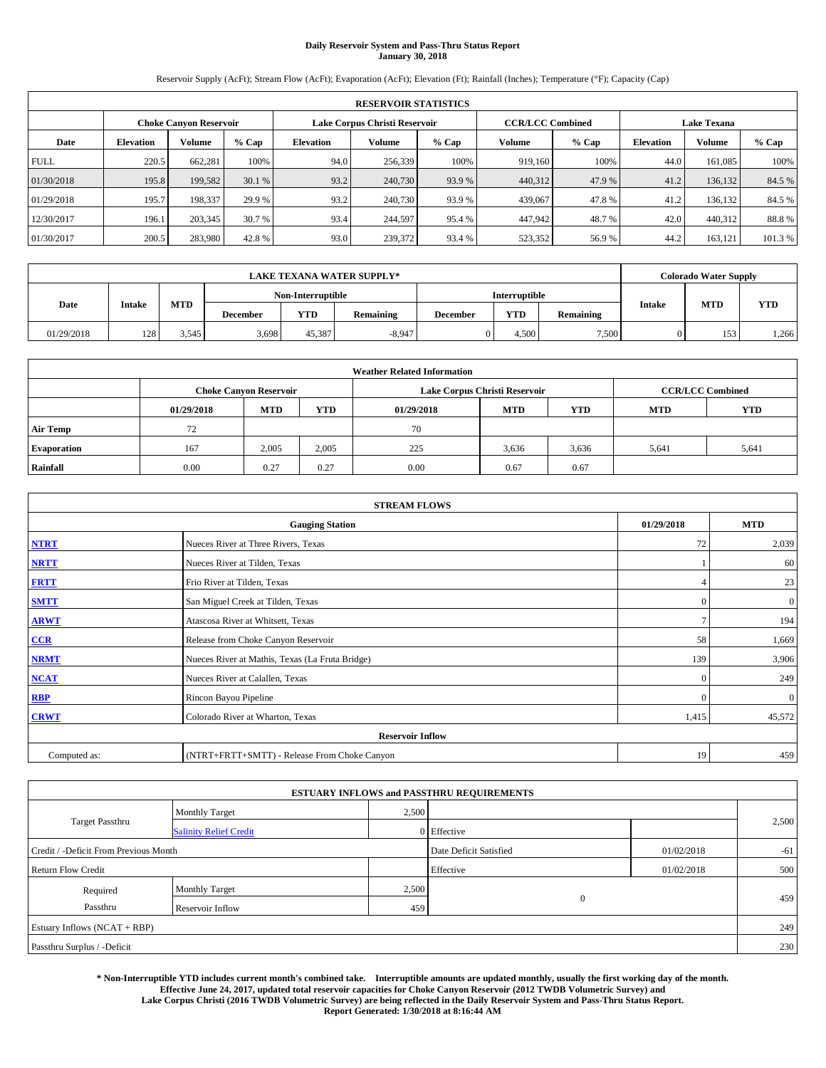**Daily Reservoir System and Pass-Thru Status Report**
**January 30, 2018**

Reservoir Supply (AcFt); Stream Flow (AcFt); Evaporation (AcFt); Elevation (Ft); Rainfall (Inches); Temperature (°F); Capacity (Cap)

| RESERVOIR STATISTICS | | | | | | | | | | | |
|---|---|---|---|---|---|---|---|---|---|---|---|
| | Choke Canyon Reservoir | | | Lake Corpus Christi Reservoir | | | CCR/LCC Combined | | Lake Texana | | |
| Date | Elevation | Volume | % Cap | Elevation | Volume | % Cap | Volume | % Cap | Elevation | Volume | % Cap |
| FULL | 220.5 | 662,281 | 100% | 94.0 | 256,339 | 100% | 919,160 | 100% | 44.0 | 161,085 | 100% |
| 01/30/2018 | 195.8 | 199,582 | 30.1 % | 93.2 | 240,730 | 93.9 % | 440,312 | 47.9 % | 41.2 | 136,132 | 84.5 % |
| 01/29/2018 | 195.7 | 198,337 | 29.9 % | 93.2 | 240,730 | 93.9 % | 439,067 | 47.8 % | 41.2 | 136,132 | 84.5 % |
| 12/30/2017 | 196.1 | 203,345 | 30.7 % | 93.4 | 244,597 | 95.4 % | 447,942 | 48.7 % | 42.0 | 440,312 | 88.8 % |
| 01/30/2017 | 200.5 | 283,980 | 42.8 % | 93.0 | 239,372 | 93.4 % | 523,352 | 56.9 % | 44.2 | 163,121 | 101.3 % |

| LAKE TEXANA WATER SUPPLY* | | | | | | | | | Colorado Water Supply | | |
|---|---|---|---|---|---|---|---|---|---|---|---|
| Date | Intake | MTD | Non-Interruptible | | | Interruptible | | | Intake | MTD | YTD |
| | | | December | YTD | Remaining | December | YTD | Remaining | | | |
| 01/29/2018 | 128 | 3,545 | 3,698 | 45,387 | -8,947 | 0 | 4,500 | 7,500 | 0 | 153 | 1,266 |

| Weather Related Information | | | | | | | | |
|---|---|---|---|---|---|---|---|---|
| | Choke Canyon Reservoir | | | Lake Corpus Christi Reservoir | | | CCR/LCC Combined | |
| | 01/29/2018 | MTD | YTD | 01/29/2018 | MTD | YTD | MTD | YTD |
| Air Temp | 72 | | | 70 | | | | |
| Evaporation | 167 | 2,005 | 2,005 | 225 | 3,636 | 3,636 | 5,641 | 5,641 |
| Rainfall | 0.00 | 0.27 | 0.27 | 0.00 | 0.67 | 0.67 | | |

| STREAM FLOWS | | | |
|---|---|---|---|
| | Gauging Station | 01/29/2018 | MTD |
| NTRT | Nueces River at Three Rivers, Texas | 72 | 2,039 |
| NRTT | Nueces River at Tilden, Texas | 1 | 60 |
| FRTT | Frio River at Tilden, Texas | 4 | 23 |
| SMTT | San Miguel Creek at Tilden, Texas | 0 | 0 |
| ARWT | Atascosa River at Whitsett, Texas | 7 | 194 |
| CCR | Release from Choke Canyon Reservoir | 58 | 1,669 |
| NRMT | Nueces River at Mathis, Texas (La Fruta Bridge) | 139 | 3,906 |
| NCAT | Nueces River at Calallen, Texas | 0 | 249 |
| RBP | Rincon Bayou Pipeline | 0 | 0 |
| CRWT | Colorado River at Wharton, Texas | 1,415 | 45,572 |
| Reservoir Inflow | | | |
| Computed as: | (NTRT+FRTT+SMTT) - Release From Choke Canyon | 19 | 459 |

| ESTUARY INFLOWS and PASSTHRU REQUIREMENTS | | | | | |
|---|---|---|---|---|---|
| Target Passthru | Monthly Target | 2,500 | | | 2,500 |
| | Salinity Relief Credit | 0 | Effective | | |
| Credit / -Deficit From Previous Month | | | Date Deficit Satisfied | 01/02/2018 | -61 |
| Return Flow Credit | | | Effective | 01/02/2018 | 500 |
| Required Passthru | Monthly Target | 2,500 | 0 | | 459 |
| | Reservoir Inflow | 459 | | | |
| Estuary Inflows (NCAT + RBP) | | | | | 249 |
| Passthru Surplus / -Deficit | | | | | 230 |

**\* Non-Interruptible YTD includes current month's combined take. Interruptible amounts are updated monthly, usually the first working day of the month. Effective June 24, 2017, updated total reservoir capacities for Choke Canyon Reservoir (2012 TWDB Volumetric Survey) and Lake Corpus Christi (2016 TWDB Volumetric Survey) are being reflected in the Daily Reservoir System and Pass-Thru Status Report. Report Generated: 1/30/2018 at 8:16:44 AM**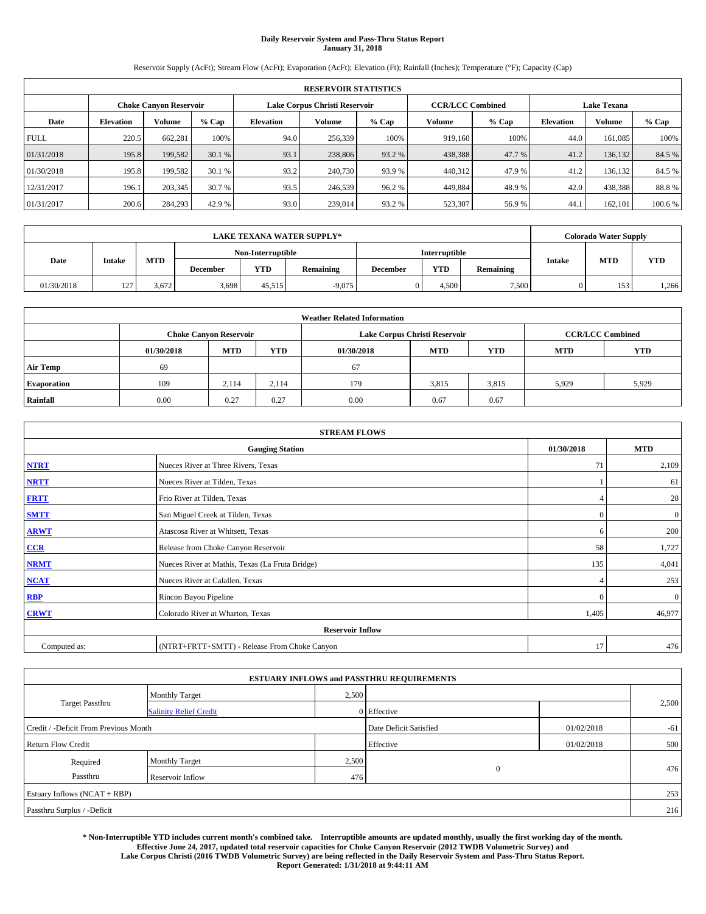**Daily Reservoir System and Pass-Thru Status Report**
**January 31, 2018**

Reservoir Supply (AcFt); Stream Flow (AcFt); Evaporation (AcFt); Elevation (Ft); Rainfall (Inches); Temperature (°F); Capacity (Cap)

| RESERVOIR STATISTICS | | | | | | | | | | | |
|---|---|---|---|---|---|---|---|---|---|---|---|
| | Choke Canyon Reservoir | | | Lake Corpus Christi Reservoir | | | CCR/LCC Combined | | Lake Texana | | |
| Date | Elevation | Volume | % Cap | Elevation | Volume | % Cap | Volume | % Cap | Elevation | Volume | % Cap |
| FULL | 220.5 | 662,281 | 100% | 94.0 | 256,339 | 100% | 919,160 | 100% | 44.0 | 161,085 | 100% |
| 01/31/2018 | 195.8 | 199,582 | 30.1 % | 93.1 | 238,806 | 93.2 % | 438,388 | 47.7 % | 41.2 | 136,132 | 84.5 % |
| 01/30/2018 | 195.8 | 199,582 | 30.1 % | 93.2 | 240,730 | 93.9 % | 440,312 | 47.9 % | 41.2 | 136,132 | 84.5 % |
| 12/31/2017 | 196.1 | 203,345 | 30.7 % | 93.5 | 246,539 | 96.2 % | 449,884 | 48.9 % | 42.0 | 438,388 | 88.8 % |
| 01/31/2017 | 200.6 | 284,293 | 42.9 % | 93.0 | 239,014 | 93.2 % | 523,307 | 56.9 % | 44.1 | 162,101 | 100.6 % |

| LAKE TEXANA WATER SUPPLY* | | | | | | | | | Colorado Water Supply | | |
|---|---|---|---|---|---|---|---|---|---|---|---|
| Date | Intake | MTD | Non-Interruptible | | | Interruptible | | | Intake | MTD | YTD |
| | | | December | YTD | Remaining | December | YTD | Remaining | | | |
| 01/30/2018 | 127 | 3,672 | 3,698 | 45,515 | -9,075 | 0 | 4,500 | 7,500 | 0 | 153 | 1,266 |

| Weather Related Information | | | | | | | | |
|---|---|---|---|---|---|---|---|---|
| | Choke Canyon Reservoir | | | Lake Corpus Christi Reservoir | | | CCR/LCC Combined | |
| | 01/30/2018 | MTD | YTD | 01/30/2018 | MTD | YTD | MTD | YTD |
| Air Temp | 69 | | | 67 | | | | |
| Evaporation | 109 | 2,114 | 2,114 | 179 | 3,815 | 3,815 | 5,929 | 5,929 |
| Rainfall | 0.00 | 0.27 | 0.27 | 0.00 | 0.67 | 0.67 | | |

| STREAM FLOWS | | | |
|---|---|---|---|
| | Gauging Station | 01/30/2018 | MTD |
| NTRT | Nueces River at Three Rivers, Texas | 71 | 2,109 |
| NRTT | Nueces River at Tilden, Texas | 1 | 61 |
| FRTT | Frio River at Tilden, Texas | 4 | 28 |
| SMTT | San Miguel Creek at Tilden, Texas | 0 | 0 |
| ARWT | Atascosa River at Whitsett, Texas | 6 | 200 |
| CCR | Release from Choke Canyon Reservoir | 58 | 1,727 |
| NRMT | Nueces River at Mathis, Texas (La Fruta Bridge) | 135 | 4,041 |
| NCAT | Nueces River at Calallen, Texas | 4 | 253 |
| RBP | Rincon Bayou Pipeline | 0 | 0 |
| CRWT | Colorado River at Wharton, Texas | 1,405 | 46,977 |
| Reservoir Inflow | | | |
| Computed as: | (NTRT+FRTT+SMTT) - Release From Choke Canyon | 17 | 476 |

| ESTUARY INFLOWS and PASSTHRU REQUIREMENTS | | | | | |
|---|---|---|---|---|---|
| Target Passthru | Monthly Target | 2,500 | | | 2,500 |
| | Salinity Relief Credit | 0 | Effective | | |
| Credit / -Deficit From Previous Month | | | Date Deficit Satisfied | 01/02/2018 | -61 |
| Return Flow Credit | | | Effective | 01/02/2018 | 500 |
| Required Passthru | Monthly Target | 2,500 | 0 | | 476 |
| | Reservoir Inflow | 476 | | | |
| Estuary Inflows (NCAT + RBP) | | | | | 253 |
| Passthru Surplus / -Deficit | | | | | 216 |

**\* Non-Interruptible YTD includes current month's combined take. Interruptible amounts are updated monthly, usually the first working day of the month.**
**Effective June 24, 2017, updated total reservoir capacities for Choke Canyon Reservoir (2012 TWDB Volumetric Survey) and**
**Lake Corpus Christi (2016 TWDB Volumetric Survey) are being reflected in the Daily Reservoir System and Pass-Thru Status Report.**
**Report Generated: 1/31/2018 at 9:44:11 AM**